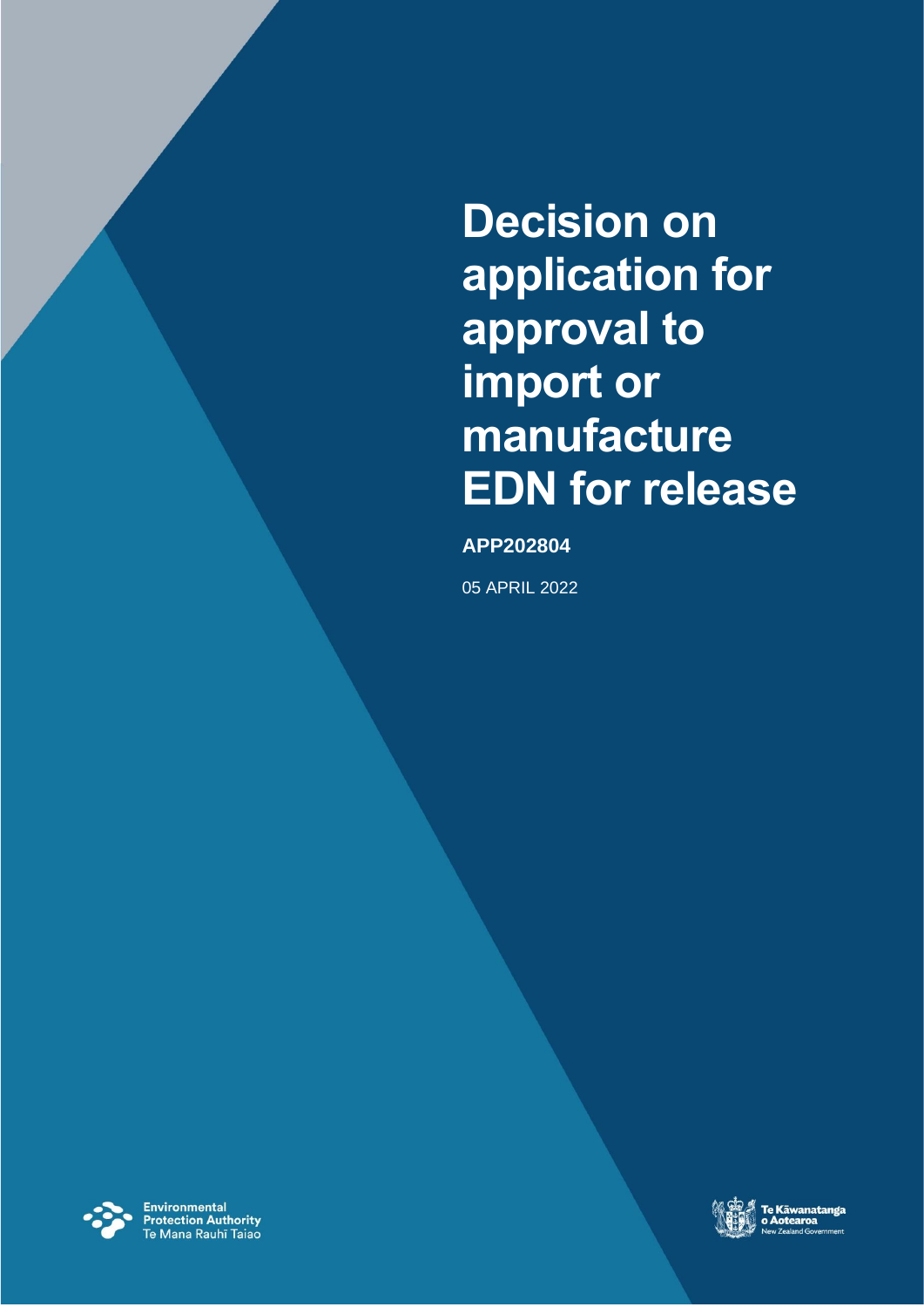# Decision on application for approval to import or manufacture EDN for release

**APP202804**

05 APRIL 2022

Environmental Protection Authority
Te Mana Rauhī Taiao

Te Kāwanatanga o Aotearoa
New Zealand Government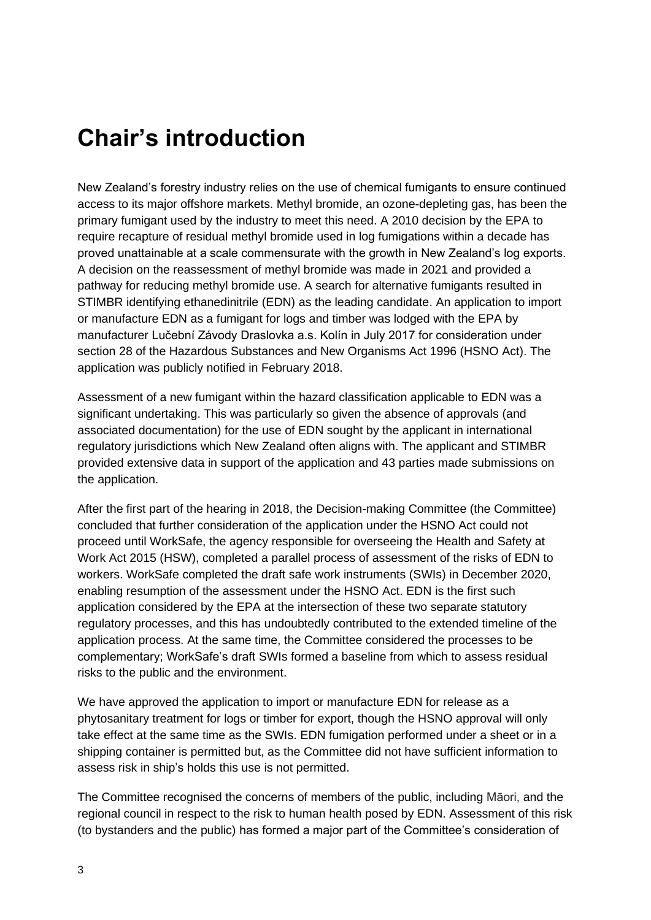# Chair's introduction

New Zealand's forestry industry relies on the use of chemical fumigants to ensure continued access to its major offshore markets. Methyl bromide, an ozone-depleting gas, has been the primary fumigant used by the industry to meet this need. A 2010 decision by the EPA to require recapture of residual methyl bromide used in log fumigations within a decade has proved unattainable at a scale commensurate with the growth in New Zealand's log exports. A decision on the reassessment of methyl bromide was made in 2021 and provided a pathway for reducing methyl bromide use. A search for alternative fumigants resulted in STIMBR identifying ethanedinitrile (EDN) as the leading candidate. An application to import or manufacture EDN as a fumigant for logs and timber was lodged with the EPA by manufacturer Lučební Závody Draslovka a.s. Kolín in July 2017 for consideration under section 28 of the Hazardous Substances and New Organisms Act 1996 (HSNO Act). The application was publicly notified in February 2018.

Assessment of a new fumigant within the hazard classification applicable to EDN was a significant undertaking. This was particularly so given the absence of approvals (and associated documentation) for the use of EDN sought by the applicant in international regulatory jurisdictions which New Zealand often aligns with. The applicant and STIMBR provided extensive data in support of the application and 43 parties made submissions on the application.

After the first part of the hearing in 2018, the Decision-making Committee (the Committee) concluded that further consideration of the application under the HSNO Act could not proceed until WorkSafe, the agency responsible for overseeing the Health and Safety at Work Act 2015 (HSW), completed a parallel process of assessment of the risks of EDN to workers. WorkSafe completed the draft safe work instruments (SWIs) in December 2020, enabling resumption of the assessment under the HSNO Act. EDN is the first such application considered by the EPA at the intersection of these two separate statutory regulatory processes, and this has undoubtedly contributed to the extended timeline of the application process. At the same time, the Committee considered the processes to be complementary; WorkSafe's draft SWIs formed a baseline from which to assess residual risks to the public and the environment.

We have approved the application to import or manufacture EDN for release as a phytosanitary treatment for logs or timber for export, though the HSNO approval will only take effect at the same time as the SWIs. EDN fumigation performed under a sheet or in a shipping container is permitted but, as the Committee did not have sufficient information to assess risk in ship's holds this use is not permitted.

The Committee recognised the concerns of members of the public, including Māori, and the regional council in respect to the risk to human health posed by EDN. Assessment of this risk (to bystanders and the public) has formed a major part of the Committee's consideration of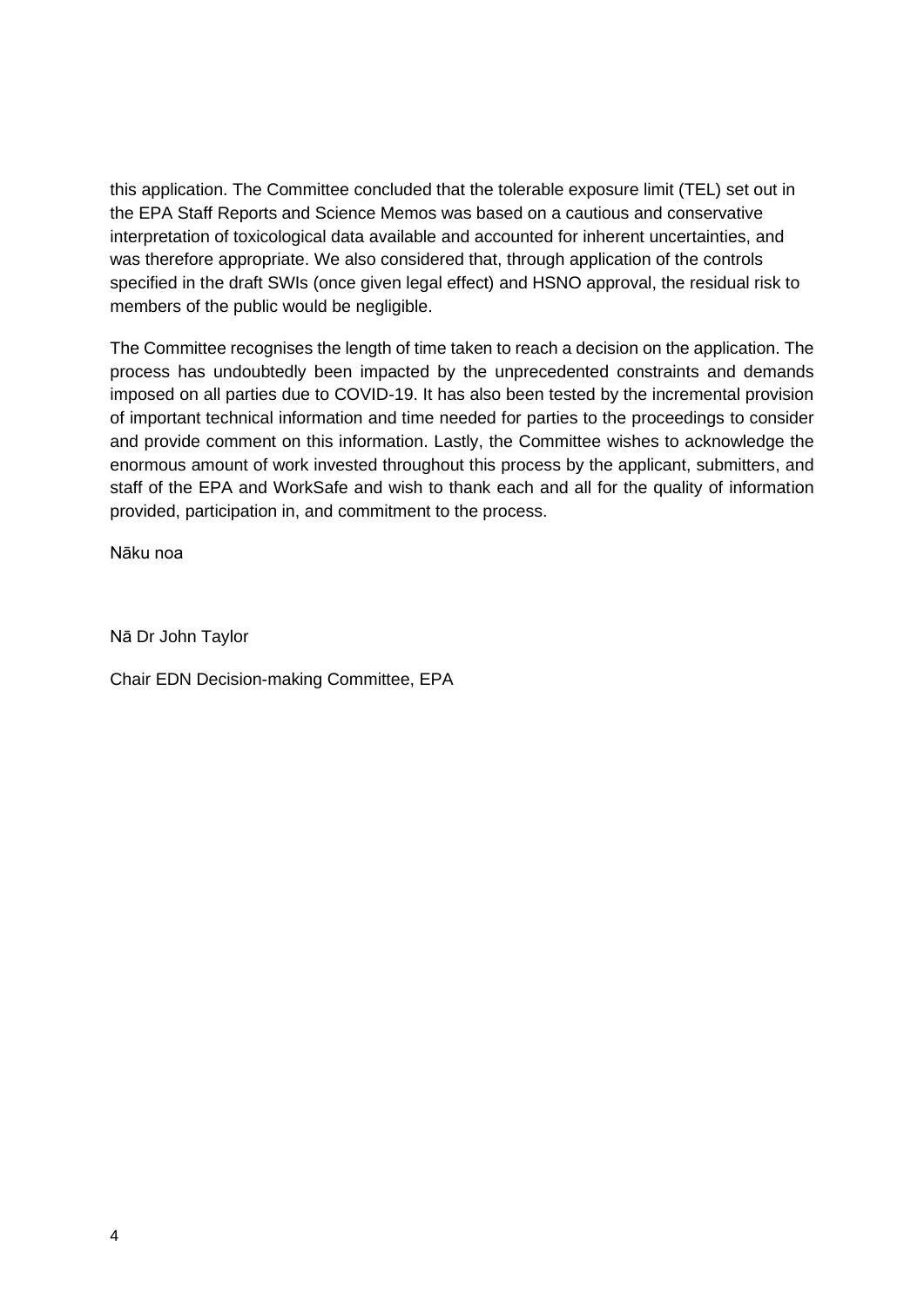this application. The Committee concluded that the tolerable exposure limit (TEL) set out in the EPA Staff Reports and Science Memos was based on a cautious and conservative interpretation of toxicological data available and accounted for inherent uncertainties, and was therefore appropriate. We also considered that, through application of the controls specified in the draft SWIs (once given legal effect) and HSNO approval, the residual risk to members of the public would be negligible.

The Committee recognises the length of time taken to reach a decision on the application. The process has undoubtedly been impacted by the unprecedented constraints and demands imposed on all parties due to COVID-19. It has also been tested by the incremental provision of important technical information and time needed for parties to the proceedings to consider and provide comment on this information. Lastly, the Committee wishes to acknowledge the enormous amount of work invested throughout this process by the applicant, submitters, and staff of the EPA and WorkSafe and wish to thank each and all for the quality of information provided, participation in, and commitment to the process.

Nāku noa

Nā Dr John Taylor

Chair EDN Decision-making Committee, EPA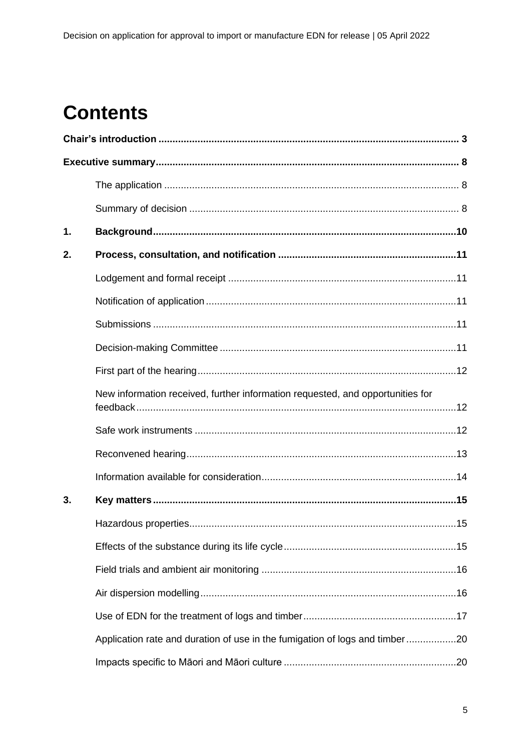# Contents

**Chair's introduction** ........................................................................................................ **3**

**Executive summary** ........................................................................................................ **8**

- The application ........................................................................................................ 8
- Summary of decision ................................................................................................ 8

**1. Background** ........................................................................................................ **10**

**2. Process, consultation, and notification** ................................................................ **11**

- Lodgement and formal receipt ................................................................................ 11
- Notification of application ........................................................................................ 11
- Submissions ............................................................................................................ 11
- Decision-making Committee .................................................................................... 11
- First part of the hearing ............................................................................................ 12
- New information received, further information requested, and opportunities for feedback ................................................................................................................. 12
- Safe work instruments ............................................................................................. 12
- Reconvened hearing ................................................................................................ 13
- Information available for consideration ................................................................... 14

**3. Key matters** ........................................................................................................ **15**

- Hazardous properties ............................................................................................... 15
- Effects of the substance during its life cycle ............................................................ 15
- Field trials and ambient air monitoring ..................................................................... 16
- Air dispersion modelling ........................................................................................... 16
- Use of EDN for the treatment of logs and timber ...................................................... 17
- Application rate and duration of use in the fumigation of logs and timber ................. 20
- Impacts specific to Māori and Māori culture ............................................................. 20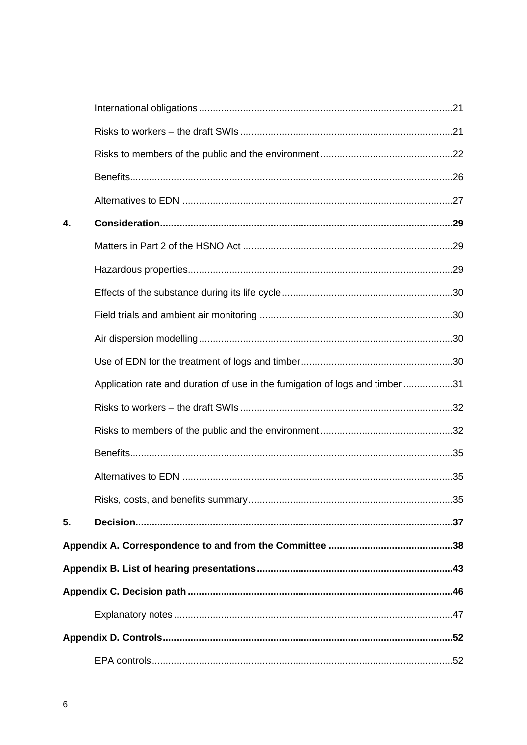International obligations ....................................................................................21

Risks to workers – the draft SWIs ....................................................................................21

Risks to members of the public and the environment ....................................................................................22

Benefits....................................................................................26

Alternatives to EDN ....................................................................................27

**4. Consideration....................................................................................29**

Matters in Part 2 of the HSNO Act ....................................................................................29

Hazardous properties....................................................................................29

Effects of the substance during its life cycle....................................................................................30

Field trials and ambient air monitoring ....................................................................................30

Air dispersion modelling....................................................................................30

Use of EDN for the treatment of logs and timber....................................................................................30

Application rate and duration of use in the fumigation of logs and timber....................................................................................31

Risks to workers – the draft SWIs ....................................................................................32

Risks to members of the public and the environment ....................................................................................32

Benefits....................................................................................35

Alternatives to EDN ....................................................................................35

Risks, costs, and benefits summary....................................................................................35

**5. Decision....................................................................................37**

**Appendix A. Correspondence to and from the Committee ....................................................................................38**

**Appendix B. List of hearing presentations....................................................................................43**

**Appendix C. Decision path ....................................................................................46**

Explanatory notes....................................................................................47

**Appendix D. Controls....................................................................................52**

EPA controls....................................................................................52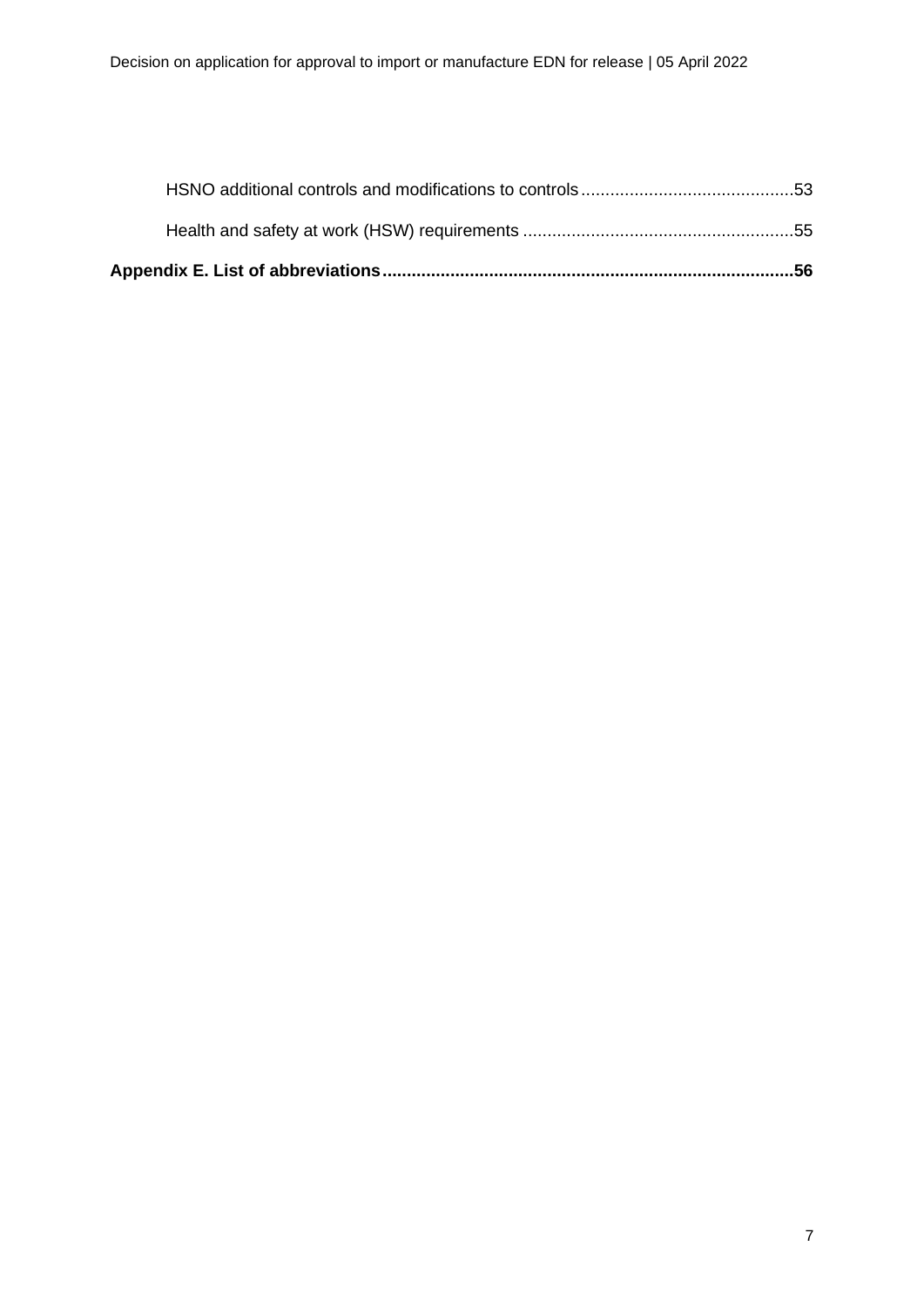HSNO additional controls and modifications to controls ........................................... 53

Health and safety at work (HSW) requirements ....................................................... 55

**Appendix E. List of abbreviations .................................................................................. 56**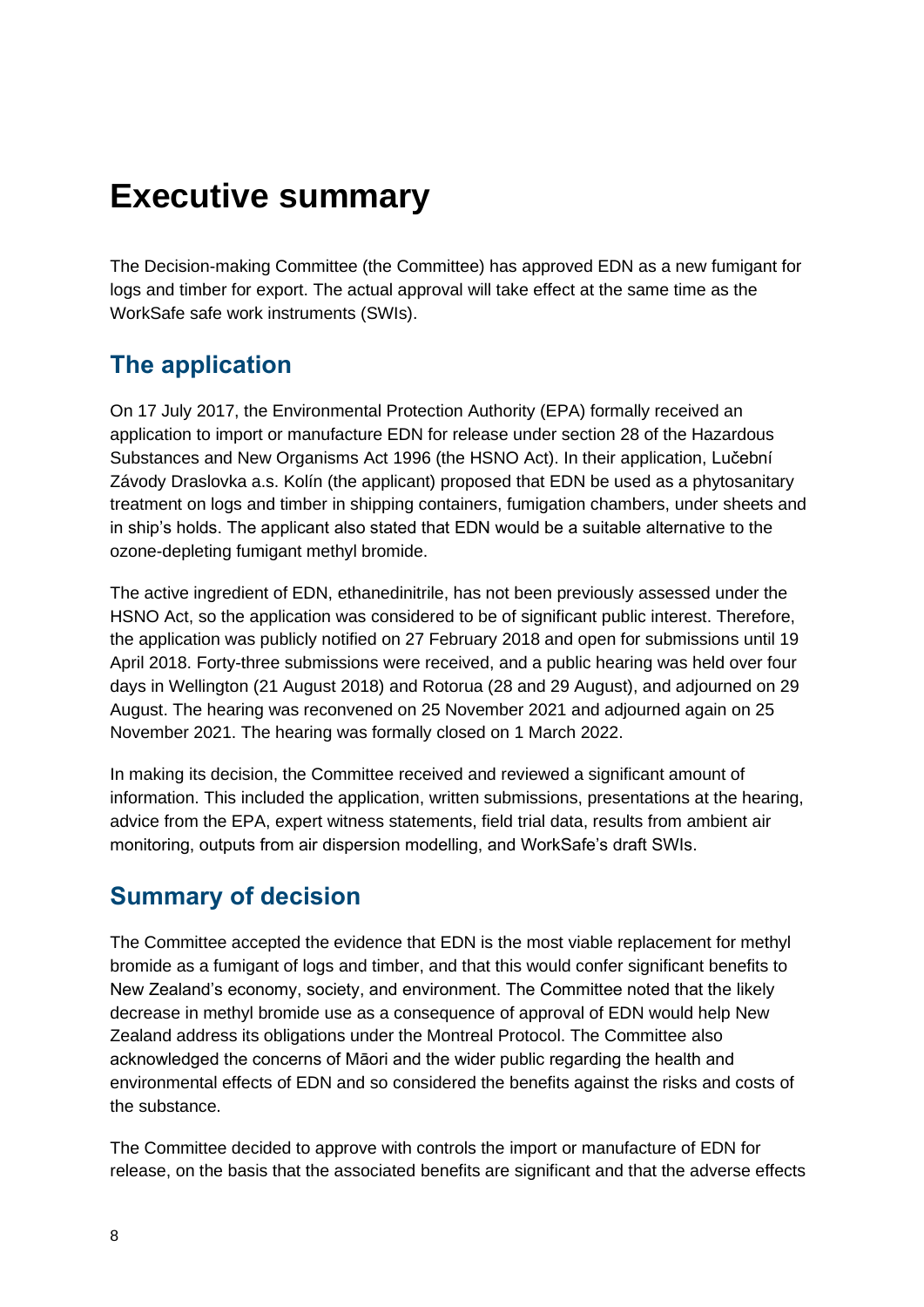# Executive summary

The Decision-making Committee (the Committee) has approved EDN as a new fumigant for logs and timber for export. The actual approval will take effect at the same time as the WorkSafe safe work instruments (SWIs).

## The application

On 17 July 2017, the Environmental Protection Authority (EPA) formally received an application to import or manufacture EDN for release under section 28 of the Hazardous Substances and New Organisms Act 1996 (the HSNO Act). In their application, Lučební Závody Draslovka a.s. Kolín (the applicant) proposed that EDN be used as a phytosanitary treatment on logs and timber in shipping containers, fumigation chambers, under sheets and in ship's holds. The applicant also stated that EDN would be a suitable alternative to the ozone-depleting fumigant methyl bromide.

The active ingredient of EDN, ethanedinitrile, has not been previously assessed under the HSNO Act, so the application was considered to be of significant public interest. Therefore, the application was publicly notified on 27 February 2018 and open for submissions until 19 April 2018. Forty-three submissions were received, and a public hearing was held over four days in Wellington (21 August 2018) and Rotorua (28 and 29 August), and adjourned on 29 August. The hearing was reconvened on 25 November 2021 and adjourned again on 25 November 2021. The hearing was formally closed on 1 March 2022.

In making its decision, the Committee received and reviewed a significant amount of information. This included the application, written submissions, presentations at the hearing, advice from the EPA, expert witness statements, field trial data, results from ambient air monitoring, outputs from air dispersion modelling, and WorkSafe's draft SWIs.

## Summary of decision

The Committee accepted the evidence that EDN is the most viable replacement for methyl bromide as a fumigant of logs and timber, and that this would confer significant benefits to New Zealand's economy, society, and environment. The Committee noted that the likely decrease in methyl bromide use as a consequence of approval of EDN would help New Zealand address its obligations under the Montreal Protocol. The Committee also acknowledged the concerns of Māori and the wider public regarding the health and environmental effects of EDN and so considered the benefits against the risks and costs of the substance.

The Committee decided to approve with controls the import or manufacture of EDN for release, on the basis that the associated benefits are significant and that the adverse effects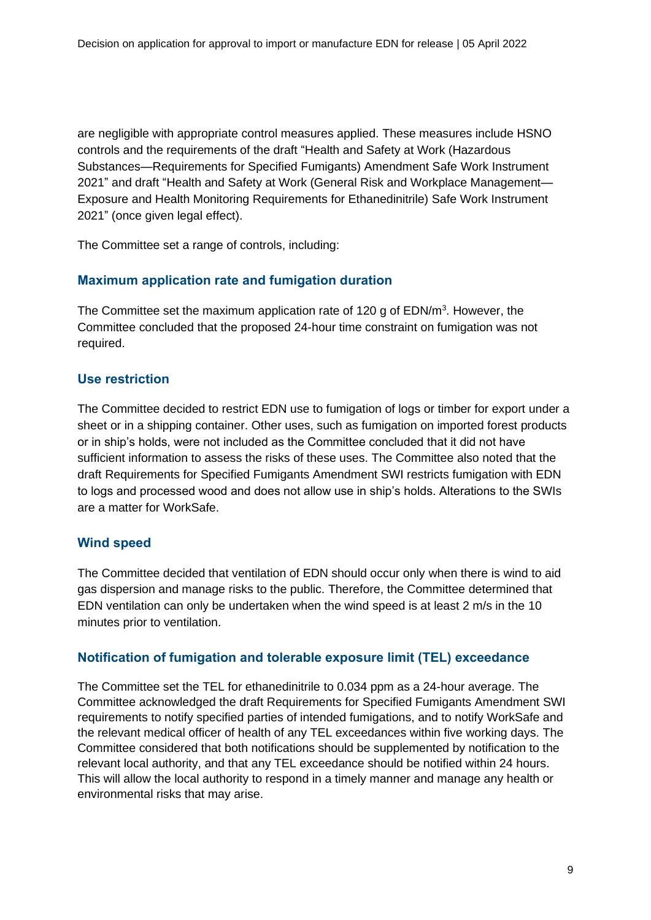are negligible with appropriate control measures applied. These measures include HSNO controls and the requirements of the draft “Health and Safety at Work (Hazardous Substances—Requirements for Specified Fumigants) Amendment Safe Work Instrument 2021” and draft “Health and Safety at Work (General Risk and Workplace Management—Exposure and Health Monitoring Requirements for Ethanedinitrile) Safe Work Instrument 2021” (once given legal effect).

The Committee set a range of controls, including:

### Maximum application rate and fumigation duration

The Committee set the maximum application rate of 120 g of EDN/$m^3$. However, the Committee concluded that the proposed 24-hour time constraint on fumigation was not required.

### Use restriction

The Committee decided to restrict EDN use to fumigation of logs or timber for export under a sheet or in a shipping container. Other uses, such as fumigation on imported forest products or in ship’s holds, were not included as the Committee concluded that it did not have sufficient information to assess the risks of these uses. The Committee also noted that the draft Requirements for Specified Fumigants Amendment SWI restricts fumigation with EDN to logs and processed wood and does not allow use in ship’s holds. Alterations to the SWIs are a matter for WorkSafe.

### Wind speed

The Committee decided that ventilation of EDN should occur only when there is wind to aid gas dispersion and manage risks to the public. Therefore, the Committee determined that EDN ventilation can only be undertaken when the wind speed is at least 2 m/s in the 10 minutes prior to ventilation.

### Notification of fumigation and tolerable exposure limit (TEL) exceedance

The Committee set the TEL for ethanedinitrile to 0.034 ppm as a 24-hour average. The Committee acknowledged the draft Requirements for Specified Fumigants Amendment SWI requirements to notify specified parties of intended fumigations, and to notify WorkSafe and the relevant medical officer of health of any TEL exceedances within five working days. The Committee considered that both notifications should be supplemented by notification to the relevant local authority, and that any TEL exceedance should be notified within 24 hours. This will allow the local authority to respond in a timely manner and manage any health or environmental risks that may arise.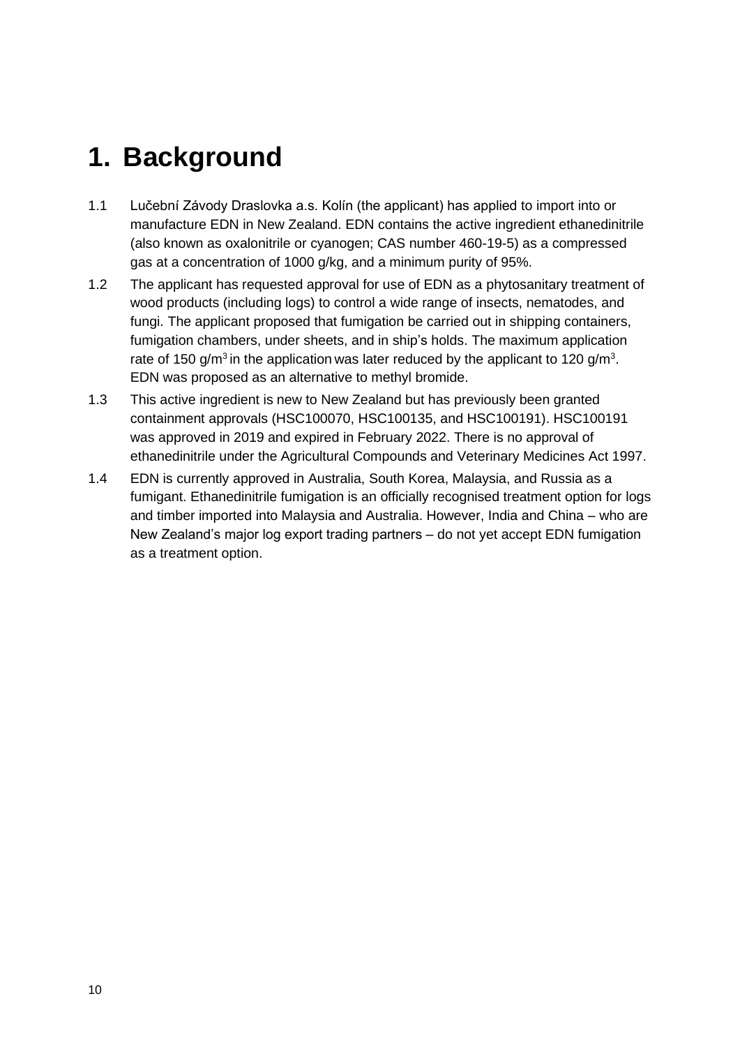# 1. Background

1.1 Lučební Závody Draslovka a.s. Kolín (the applicant) has applied to import into or manufacture EDN in New Zealand. EDN contains the active ingredient ethanedinitrile (also known as oxalonitrile or cyanogen; CAS number 460-19-5) as a compressed gas at a concentration of 1000 g/kg, and a minimum purity of 95%.

1.2 The applicant has requested approval for use of EDN as a phytosanitary treatment of wood products (including logs) to control a wide range of insects, nematodes, and fungi. The applicant proposed that fumigation be carried out in shipping containers, fumigation chambers, under sheets, and in ship's holds. The maximum application rate of 150 $g/m^3$ in the application was later reduced by the applicant to 120 $g/m^3$. EDN was proposed as an alternative to methyl bromide.

1.3 This active ingredient is new to New Zealand but has previously been granted containment approvals (HSC100070, HSC100135, and HSC100191). HSC100191 was approved in 2019 and expired in February 2022. There is no approval of ethanedinitrile under the Agricultural Compounds and Veterinary Medicines Act 1997.

1.4 EDN is currently approved in Australia, South Korea, Malaysia, and Russia as a fumigant. Ethanedinitrile fumigation is an officially recognised treatment option for logs and timber imported into Malaysia and Australia. However, India and China – who are New Zealand's major log export trading partners – do not yet accept EDN fumigation as a treatment option.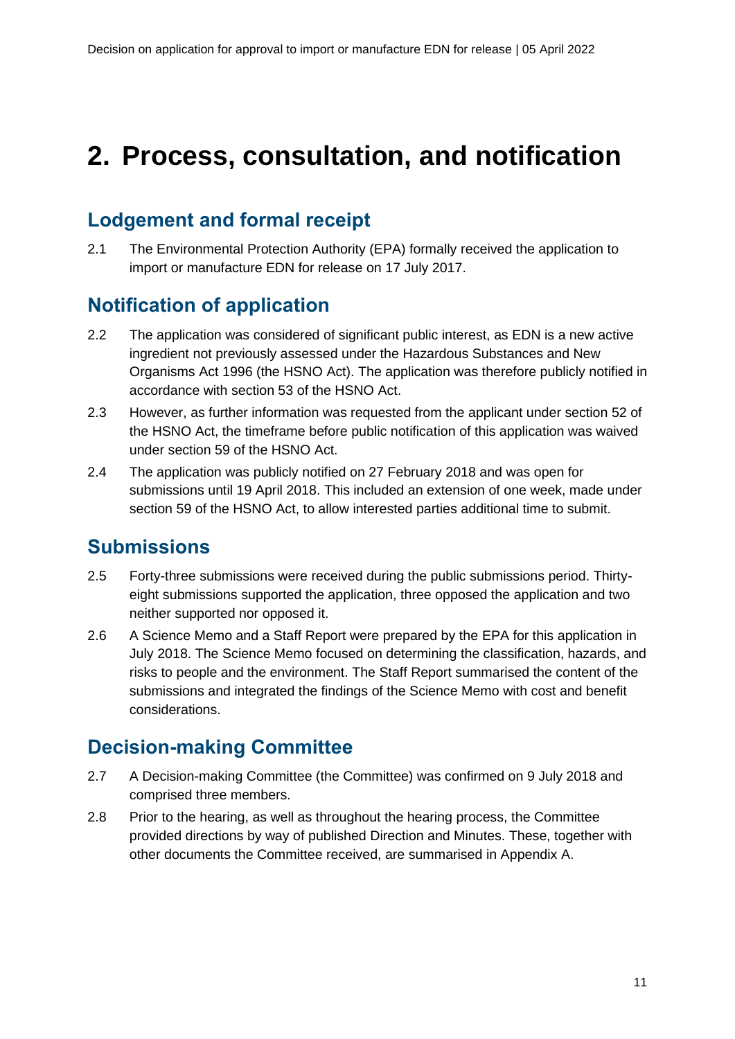# 2. Process, consultation, and notification

## Lodgement and formal receipt

2.1 The Environmental Protection Authority (EPA) formally received the application to import or manufacture EDN for release on 17 July 2017.

## Notification of application

2.2 The application was considered of significant public interest, as EDN is a new active ingredient not previously assessed under the Hazardous Substances and New Organisms Act 1996 (the HSNO Act). The application was therefore publicly notified in accordance with section 53 of the HSNO Act.

2.3 However, as further information was requested from the applicant under section 52 of the HSNO Act, the timeframe before public notification of this application was waived under section 59 of the HSNO Act.

2.4 The application was publicly notified on 27 February 2018 and was open for submissions until 19 April 2018. This included an extension of one week, made under section 59 of the HSNO Act, to allow interested parties additional time to submit.

## Submissions

2.5 Forty-three submissions were received during the public submissions period. Thirty-eight submissions supported the application, three opposed the application and two neither supported nor opposed it.

2.6 A Science Memo and a Staff Report were prepared by the EPA for this application in July 2018. The Science Memo focused on determining the classification, hazards, and risks to people and the environment. The Staff Report summarised the content of the submissions and integrated the findings of the Science Memo with cost and benefit considerations.

## Decision-making Committee

2.7 A Decision-making Committee (the Committee) was confirmed on 9 July 2018 and comprised three members.

2.8 Prior to the hearing, as well as throughout the hearing process, the Committee provided directions by way of published Direction and Minutes. These, together with other documents the Committee received, are summarised in Appendix A.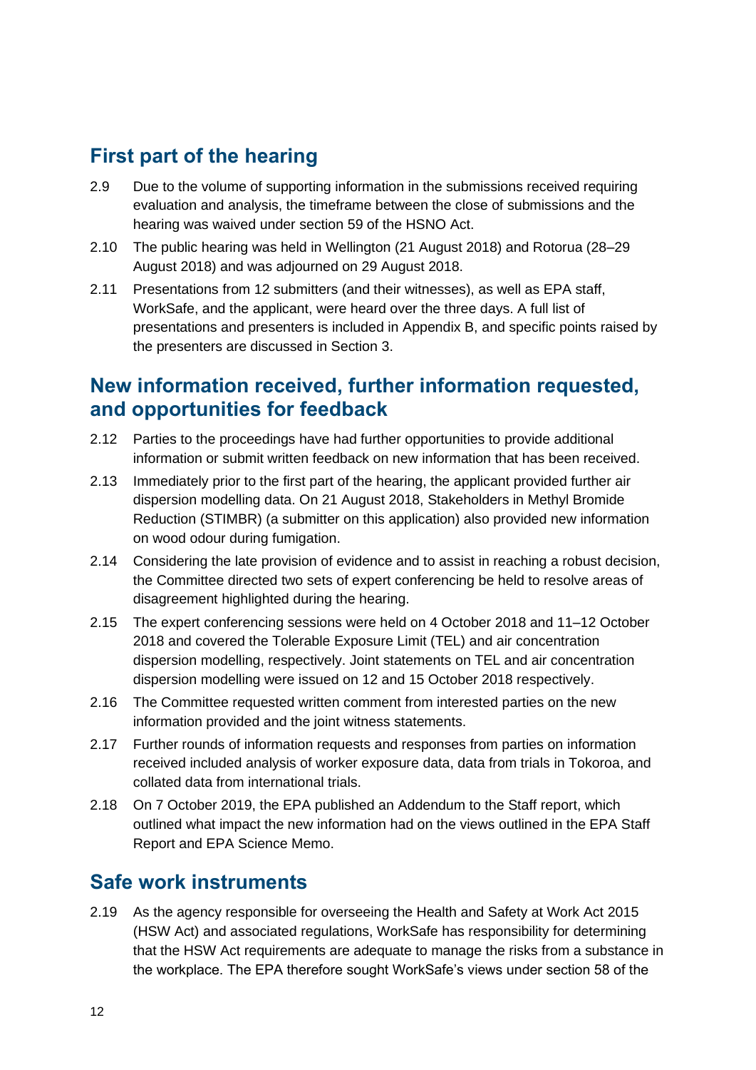## First part of the hearing

2.9 Due to the volume of supporting information in the submissions received requiring evaluation and analysis, the timeframe between the close of submissions and the hearing was waived under section 59 of the HSNO Act.

2.10 The public hearing was held in Wellington (21 August 2018) and Rotorua (28–29 August 2018) and was adjourned on 29 August 2018.

2.11 Presentations from 12 submitters (and their witnesses), as well as EPA staff, WorkSafe, and the applicant, were heard over the three days. A full list of presentations and presenters is included in Appendix B, and specific points raised by the presenters are discussed in Section 3.

## New information received, further information requested, and opportunities for feedback

2.12 Parties to the proceedings have had further opportunities to provide additional information or submit written feedback on new information that has been received.

2.13 Immediately prior to the first part of the hearing, the applicant provided further air dispersion modelling data. On 21 August 2018, Stakeholders in Methyl Bromide Reduction (STIMBR) (a submitter on this application) also provided new information on wood odour during fumigation.

2.14 Considering the late provision of evidence and to assist in reaching a robust decision, the Committee directed two sets of expert conferencing be held to resolve areas of disagreement highlighted during the hearing.

2.15 The expert conferencing sessions were held on 4 October 2018 and 11–12 October 2018 and covered the Tolerable Exposure Limit (TEL) and air concentration dispersion modelling, respectively. Joint statements on TEL and air concentration dispersion modelling were issued on 12 and 15 October 2018 respectively.

2.16 The Committee requested written comment from interested parties on the new information provided and the joint witness statements.

2.17 Further rounds of information requests and responses from parties on information received included analysis of worker exposure data, data from trials in Tokoroa, and collated data from international trials.

2.18 On 7 October 2019, the EPA published an Addendum to the Staff report, which outlined what impact the new information had on the views outlined in the EPA Staff Report and EPA Science Memo.

## Safe work instruments

2.19 As the agency responsible for overseeing the Health and Safety at Work Act 2015 (HSW Act) and associated regulations, WorkSafe has responsibility for determining that the HSW Act requirements are adequate to manage the risks from a substance in the workplace. The EPA therefore sought WorkSafe's views under section 58 of the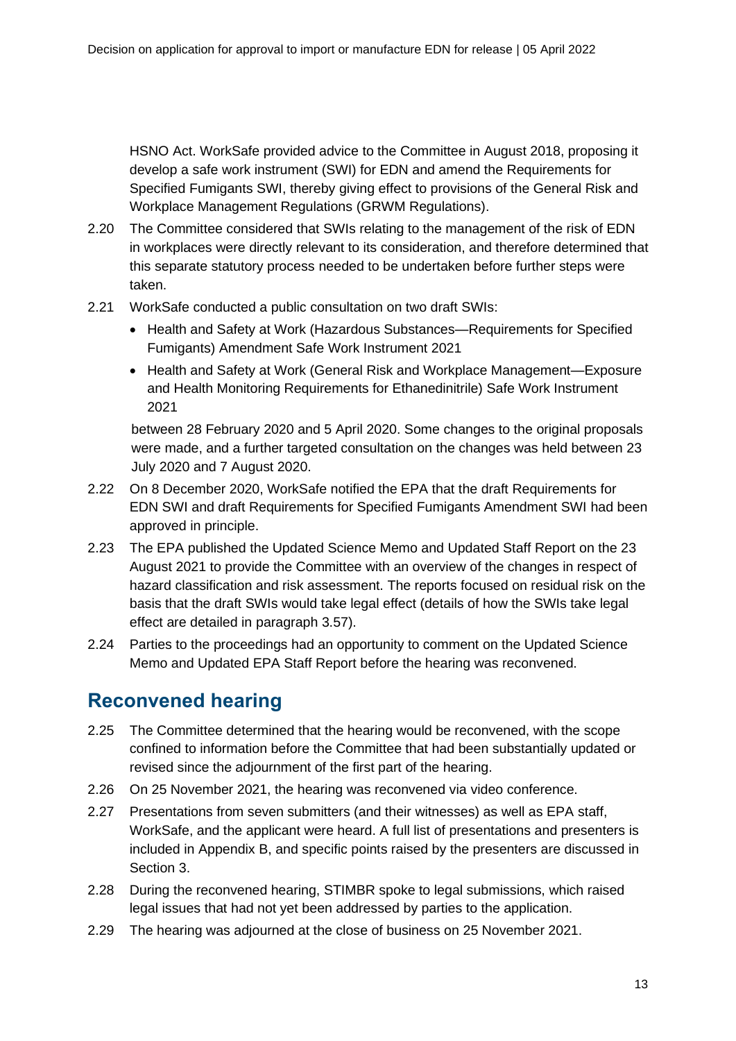HSNO Act. WorkSafe provided advice to the Committee in August 2018, proposing it develop a safe work instrument (SWI) for EDN and amend the Requirements for Specified Fumigants SWI, thereby giving effect to provisions of the General Risk and Workplace Management Regulations (GRWM Regulations).

2.20 The Committee considered that SWIs relating to the management of the risk of EDN in workplaces were directly relevant to its consideration, and therefore determined that this separate statutory process needed to be undertaken before further steps were taken.

2.21 WorkSafe conducted a public consultation on two draft SWIs:

- Health and Safety at Work (Hazardous Substances—Requirements for Specified Fumigants) Amendment Safe Work Instrument 2021
- Health and Safety at Work (General Risk and Workplace Management—Exposure and Health Monitoring Requirements for Ethanedinitrile) Safe Work Instrument 2021

between 28 February 2020 and 5 April 2020. Some changes to the original proposals were made, and a further targeted consultation on the changes was held between 23 July 2020 and 7 August 2020.

2.22 On 8 December 2020, WorkSafe notified the EPA that the draft Requirements for EDN SWI and draft Requirements for Specified Fumigants Amendment SWI had been approved in principle.

2.23 The EPA published the Updated Science Memo and Updated Staff Report on the 23 August 2021 to provide the Committee with an overview of the changes in respect of hazard classification and risk assessment. The reports focused on residual risk on the basis that the draft SWIs would take legal effect (details of how the SWIs take legal effect are detailed in paragraph 3.57).

2.24 Parties to the proceedings had an opportunity to comment on the Updated Science Memo and Updated EPA Staff Report before the hearing was reconvened.

## Reconvened hearing

2.25 The Committee determined that the hearing would be reconvened, with the scope confined to information before the Committee that had been substantially updated or revised since the adjournment of the first part of the hearing.

2.26 On 25 November 2021, the hearing was reconvened via video conference.

2.27 Presentations from seven submitters (and their witnesses) as well as EPA staff, WorkSafe, and the applicant were heard. A full list of presentations and presenters is included in Appendix B, and specific points raised by the presenters are discussed in Section 3.

2.28 During the reconvened hearing, STIMBR spoke to legal submissions, which raised legal issues that had not yet been addressed by parties to the application.

2.29 The hearing was adjourned at the close of business on 25 November 2021.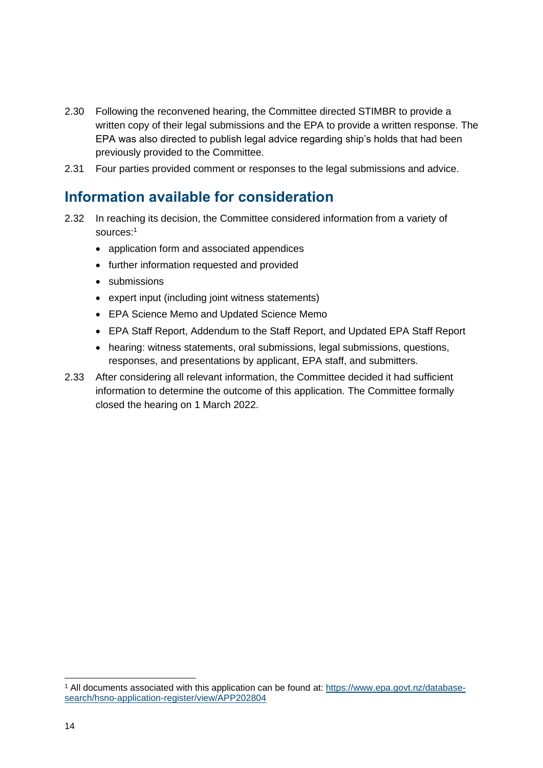2.30 Following the reconvened hearing, the Committee directed STIMBR to provide a written copy of their legal submissions and the EPA to provide a written response. The EPA was also directed to publish legal advice regarding ship's holds that had been previously provided to the Committee.

2.31 Four parties provided comment or responses to the legal submissions and advice.

## Information available for consideration

2.32 In reaching its decision, the Committee considered information from a variety of sources:[1]

- application form and associated appendices
- further information requested and provided
- submissions
- expert input (including joint witness statements)
- EPA Science Memo and Updated Science Memo
- EPA Staff Report, Addendum to the Staff Report, and Updated EPA Staff Report
- hearing: witness statements, oral submissions, legal submissions, questions, responses, and presentations by applicant, EPA staff, and submitters.

2.33 After considering all relevant information, the Committee decided it had sufficient information to determine the outcome of this application. The Committee formally closed the hearing on 1 March 2022.

[1] All documents associated with this application can be found at: https://www.epa.govt.nz/database-search/hsno-application-register/view/APP202804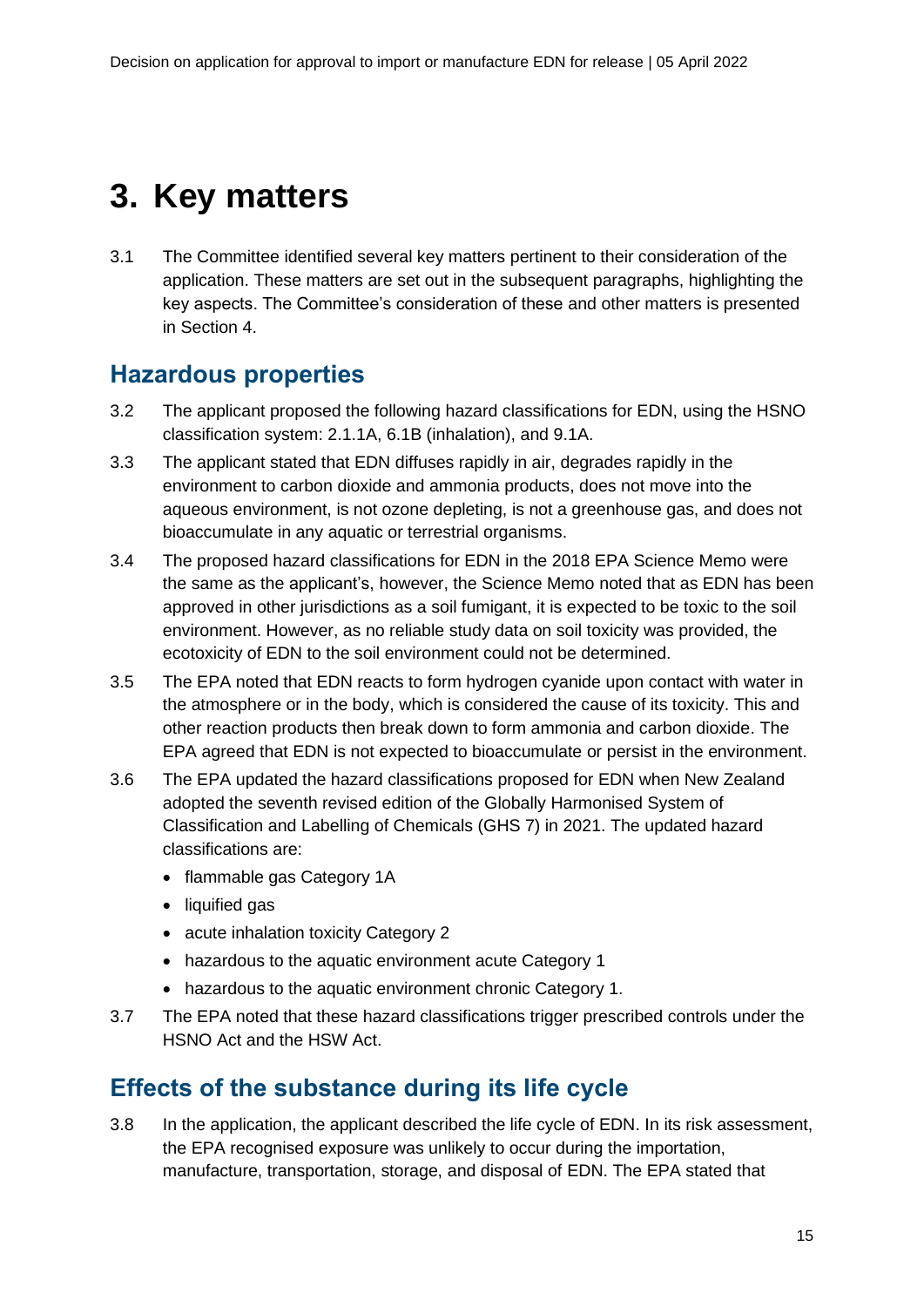# 3. Key matters

3.1 The Committee identified several key matters pertinent to their consideration of the application. These matters are set out in the subsequent paragraphs, highlighting the key aspects. The Committee's consideration of these and other matters is presented in Section 4.

## Hazardous properties

3.2 The applicant proposed the following hazard classifications for EDN, using the HSNO classification system: 2.1.1A, 6.1B (inhalation), and 9.1A.

3.3 The applicant stated that EDN diffuses rapidly in air, degrades rapidly in the environment to carbon dioxide and ammonia products, does not move into the aqueous environment, is not ozone depleting, is not a greenhouse gas, and does not bioaccumulate in any aquatic or terrestrial organisms.

3.4 The proposed hazard classifications for EDN in the 2018 EPA Science Memo were the same as the applicant's, however, the Science Memo noted that as EDN has been approved in other jurisdictions as a soil fumigant, it is expected to be toxic to the soil environment. However, as no reliable study data on soil toxicity was provided, the ecotoxicity of EDN to the soil environment could not be determined.

3.5 The EPA noted that EDN reacts to form hydrogen cyanide upon contact with water in the atmosphere or in the body, which is considered the cause of its toxicity. This and other reaction products then break down to form ammonia and carbon dioxide. The EPA agreed that EDN is not expected to bioaccumulate or persist in the environment.

3.6 The EPA updated the hazard classifications proposed for EDN when New Zealand adopted the seventh revised edition of the Globally Harmonised System of Classification and Labelling of Chemicals (GHS 7) in 2021. The updated hazard classifications are:

- flammable gas Category 1A
- liquified gas
- acute inhalation toxicity Category 2
- hazardous to the aquatic environment acute Category 1
- hazardous to the aquatic environment chronic Category 1.

3.7 The EPA noted that these hazard classifications trigger prescribed controls under the HSNO Act and the HSW Act.

## Effects of the substance during its life cycle

3.8 In the application, the applicant described the life cycle of EDN. In its risk assessment, the EPA recognised exposure was unlikely to occur during the importation, manufacture, transportation, storage, and disposal of EDN. The EPA stated that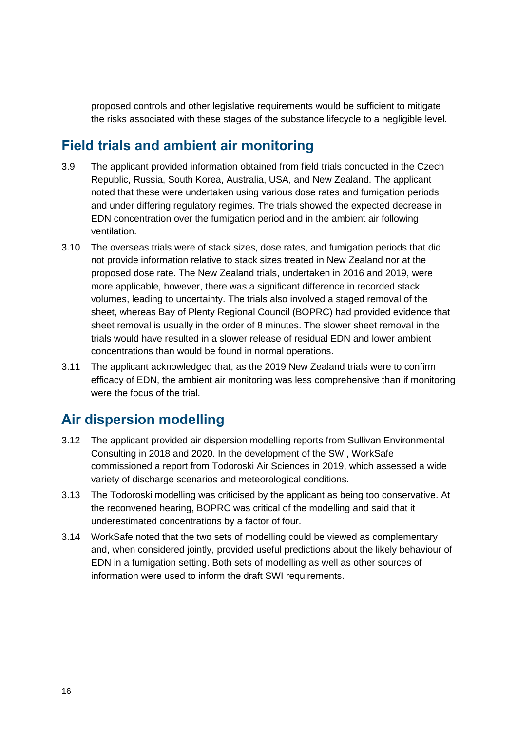proposed controls and other legislative requirements would be sufficient to mitigate the risks associated with these stages of the substance lifecycle to a negligible level.

## Field trials and ambient air monitoring

3.9 The applicant provided information obtained from field trials conducted in the Czech Republic, Russia, South Korea, Australia, USA, and New Zealand. The applicant noted that these were undertaken using various dose rates and fumigation periods and under differing regulatory regimes. The trials showed the expected decrease in EDN concentration over the fumigation period and in the ambient air following ventilation.

3.10 The overseas trials were of stack sizes, dose rates, and fumigation periods that did not provide information relative to stack sizes treated in New Zealand nor at the proposed dose rate. The New Zealand trials, undertaken in 2016 and 2019, were more applicable, however, there was a significant difference in recorded stack volumes, leading to uncertainty. The trials also involved a staged removal of the sheet, whereas Bay of Plenty Regional Council (BOPRC) had provided evidence that sheet removal is usually in the order of 8 minutes. The slower sheet removal in the trials would have resulted in a slower release of residual EDN and lower ambient concentrations than would be found in normal operations.

3.11 The applicant acknowledged that, as the 2019 New Zealand trials were to confirm efficacy of EDN, the ambient air monitoring was less comprehensive than if monitoring were the focus of the trial.

## Air dispersion modelling

3.12 The applicant provided air dispersion modelling reports from Sullivan Environmental Consulting in 2018 and 2020. In the development of the SWI, WorkSafe commissioned a report from Todoroski Air Sciences in 2019, which assessed a wide variety of discharge scenarios and meteorological conditions.

3.13 The Todoroski modelling was criticised by the applicant as being too conservative. At the reconvened hearing, BOPRC was critical of the modelling and said that it underestimated concentrations by a factor of four.

3.14 WorkSafe noted that the two sets of modelling could be viewed as complementary and, when considered jointly, provided useful predictions about the likely behaviour of EDN in a fumigation setting. Both sets of modelling as well as other sources of information were used to inform the draft SWI requirements.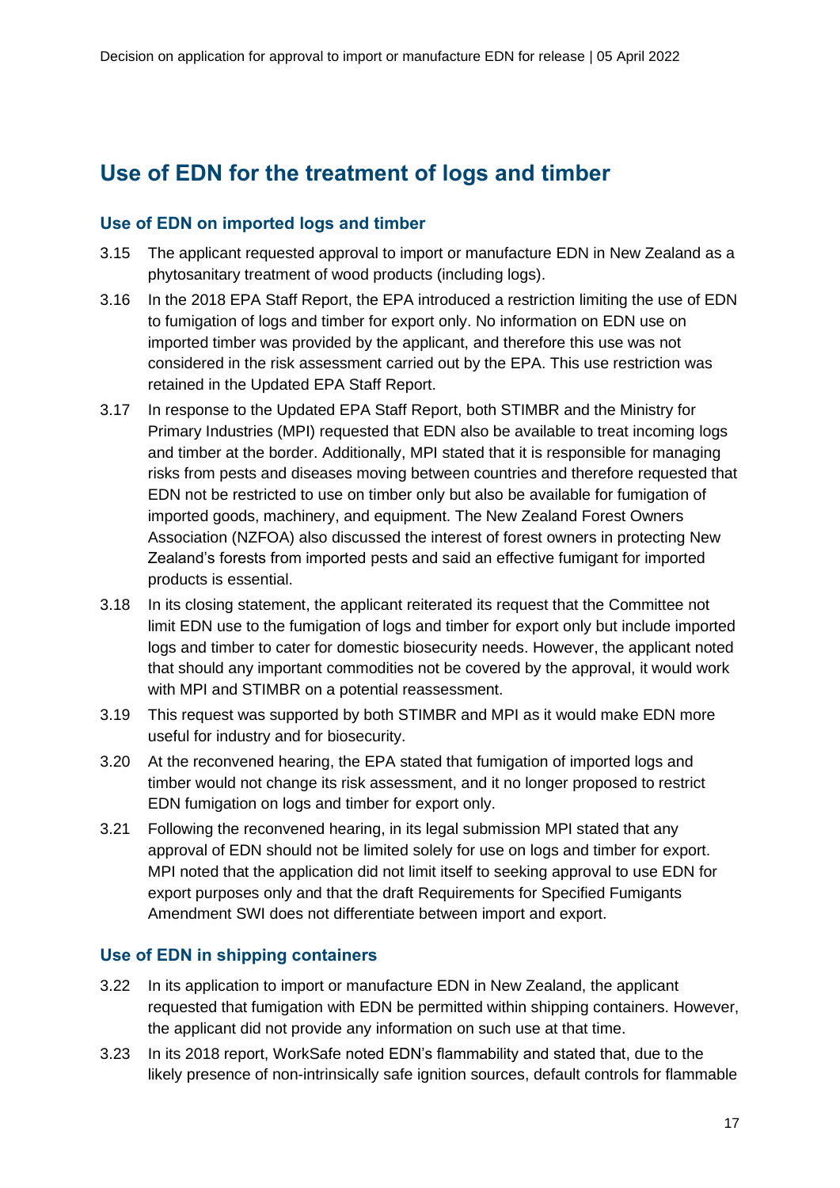## Use of EDN for the treatment of logs and timber

### Use of EDN on imported logs and timber

3.15 The applicant requested approval to import or manufacture EDN in New Zealand as a phytosanitary treatment of wood products (including logs).

3.16 In the 2018 EPA Staff Report, the EPA introduced a restriction limiting the use of EDN to fumigation of logs and timber for export only. No information on EDN use on imported timber was provided by the applicant, and therefore this use was not considered in the risk assessment carried out by the EPA. This use restriction was retained in the Updated EPA Staff Report.

3.17 In response to the Updated EPA Staff Report, both STIMBR and the Ministry for Primary Industries (MPI) requested that EDN also be available to treat incoming logs and timber at the border. Additionally, MPI stated that it is responsible for managing risks from pests and diseases moving between countries and therefore requested that EDN not be restricted to use on timber only but also be available for fumigation of imported goods, machinery, and equipment. The New Zealand Forest Owners Association (NZFOA) also discussed the interest of forest owners in protecting New Zealand's forests from imported pests and said an effective fumigant for imported products is essential.

3.18 In its closing statement, the applicant reiterated its request that the Committee not limit EDN use to the fumigation of logs and timber for export only but include imported logs and timber to cater for domestic biosecurity needs. However, the applicant noted that should any important commodities not be covered by the approval, it would work with MPI and STIMBR on a potential reassessment.

3.19 This request was supported by both STIMBR and MPI as it would make EDN more useful for industry and for biosecurity.

3.20 At the reconvened hearing, the EPA stated that fumigation of imported logs and timber would not change its risk assessment, and it no longer proposed to restrict EDN fumigation on logs and timber for export only.

3.21 Following the reconvened hearing, in its legal submission MPI stated that any approval of EDN should not be limited solely for use on logs and timber for export. MPI noted that the application did not limit itself to seeking approval to use EDN for export purposes only and that the draft Requirements for Specified Fumigants Amendment SWI does not differentiate between import and export.

### Use of EDN in shipping containers

3.22 In its application to import or manufacture EDN in New Zealand, the applicant requested that fumigation with EDN be permitted within shipping containers. However, the applicant did not provide any information on such use at that time.

3.23 In its 2018 report, WorkSafe noted EDN's flammability and stated that, due to the likely presence of non-intrinsically safe ignition sources, default controls for flammable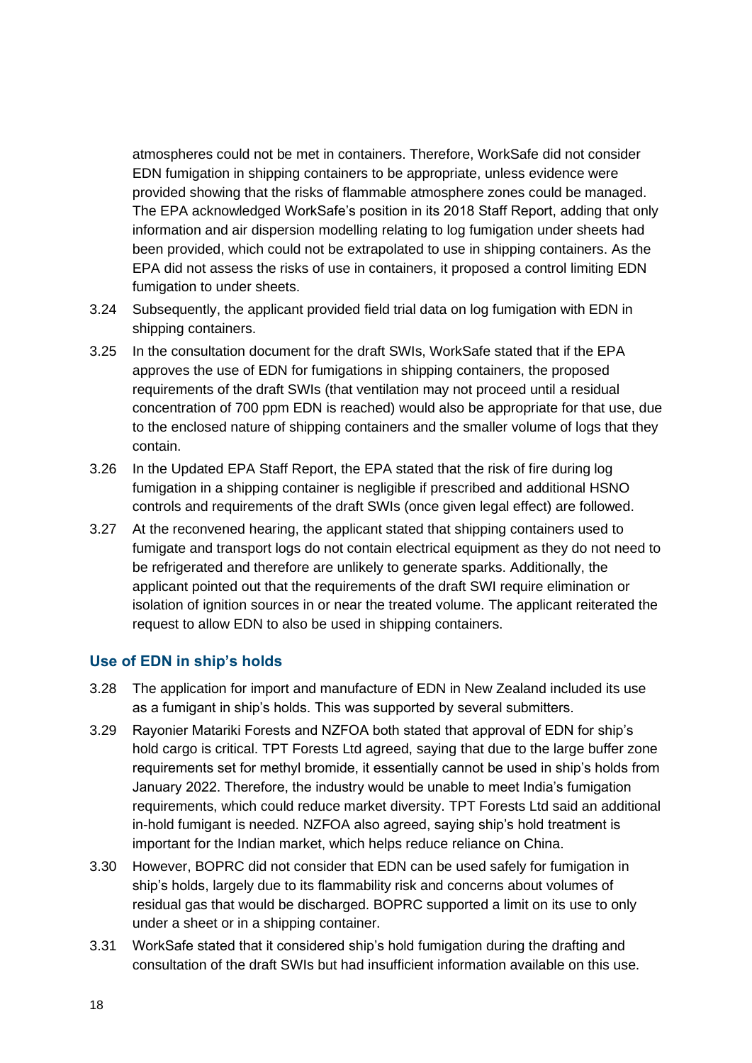atmospheres could not be met in containers. Therefore, WorkSafe did not consider EDN fumigation in shipping containers to be appropriate, unless evidence were provided showing that the risks of flammable atmosphere zones could be managed. The EPA acknowledged WorkSafe's position in its 2018 Staff Report, adding that only information and air dispersion modelling relating to log fumigation under sheets had been provided, which could not be extrapolated to use in shipping containers. As the EPA did not assess the risks of use in containers, it proposed a control limiting EDN fumigation to under sheets.

3.24 Subsequently, the applicant provided field trial data on log fumigation with EDN in shipping containers.

3.25 In the consultation document for the draft SWIs, WorkSafe stated that if the EPA approves the use of EDN for fumigations in shipping containers, the proposed requirements of the draft SWIs (that ventilation may not proceed until a residual concentration of 700 ppm EDN is reached) would also be appropriate for that use, due to the enclosed nature of shipping containers and the smaller volume of logs that they contain.

3.26 In the Updated EPA Staff Report, the EPA stated that the risk of fire during log fumigation in a shipping container is negligible if prescribed and additional HSNO controls and requirements of the draft SWIs (once given legal effect) are followed.

3.27 At the reconvened hearing, the applicant stated that shipping containers used to fumigate and transport logs do not contain electrical equipment as they do not need to be refrigerated and therefore are unlikely to generate sparks. Additionally, the applicant pointed out that the requirements of the draft SWI require elimination or isolation of ignition sources in or near the treated volume. The applicant reiterated the request to allow EDN to also be used in shipping containers.

### Use of EDN in ship's holds

3.28 The application for import and manufacture of EDN in New Zealand included its use as a fumigant in ship's holds. This was supported by several submitters.

3.29 Rayonier Matariki Forests and NZFOA both stated that approval of EDN for ship's hold cargo is critical. TPT Forests Ltd agreed, saying that due to the large buffer zone requirements set for methyl bromide, it essentially cannot be used in ship's holds from January 2022. Therefore, the industry would be unable to meet India's fumigation requirements, which could reduce market diversity. TPT Forests Ltd said an additional in-hold fumigant is needed. NZFOA also agreed, saying ship's hold treatment is important for the Indian market, which helps reduce reliance on China.

3.30 However, BOPRC did not consider that EDN can be used safely for fumigation in ship's holds, largely due to its flammability risk and concerns about volumes of residual gas that would be discharged. BOPRC supported a limit on its use to only under a sheet or in a shipping container.

3.31 WorkSafe stated that it considered ship's hold fumigation during the drafting and consultation of the draft SWIs but had insufficient information available on this use.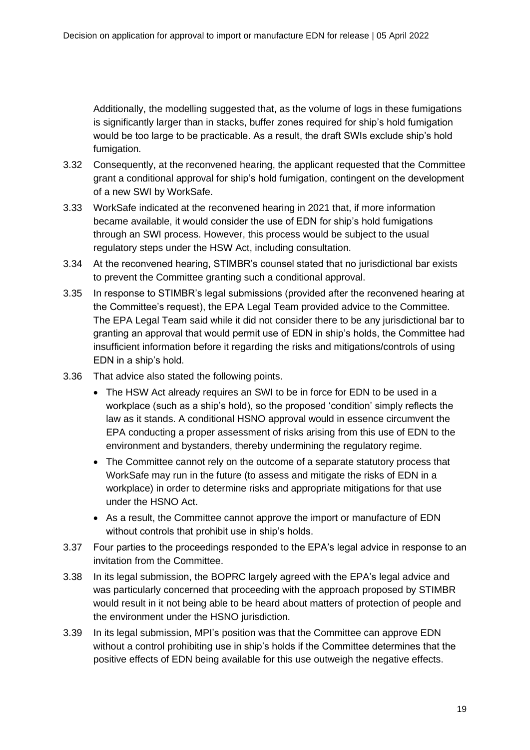Additionally, the modelling suggested that, as the volume of logs in these fumigations is significantly larger than in stacks, buffer zones required for ship's hold fumigation would be too large to be practicable. As a result, the draft SWIs exclude ship's hold fumigation.

3.32 Consequently, at the reconvened hearing, the applicant requested that the Committee grant a conditional approval for ship's hold fumigation, contingent on the development of a new SWI by WorkSafe.

3.33 WorkSafe indicated at the reconvened hearing in 2021 that, if more information became available, it would consider the use of EDN for ship's hold fumigations through an SWI process. However, this process would be subject to the usual regulatory steps under the HSW Act, including consultation.

3.34 At the reconvened hearing, STIMBR's counsel stated that no jurisdictional bar exists to prevent the Committee granting such a conditional approval.

3.35 In response to STIMBR's legal submissions (provided after the reconvened hearing at the Committee's request), the EPA Legal Team provided advice to the Committee. The EPA Legal Team said while it did not consider there to be any jurisdictional bar to granting an approval that would permit use of EDN in ship's holds, the Committee had insufficient information before it regarding the risks and mitigations/controls of using EDN in a ship's hold.

3.36 That advice also stated the following points.

- The HSW Act already requires an SWI to be in force for EDN to be used in a workplace (such as a ship's hold), so the proposed 'condition' simply reflects the law as it stands. A conditional HSNO approval would in essence circumvent the EPA conducting a proper assessment of risks arising from this use of EDN to the environment and bystanders, thereby undermining the regulatory regime.
- The Committee cannot rely on the outcome of a separate statutory process that WorkSafe may run in the future (to assess and mitigate the risks of EDN in a workplace) in order to determine risks and appropriate mitigations for that use under the HSNO Act.
- As a result, the Committee cannot approve the import or manufacture of EDN without controls that prohibit use in ship's holds.

3.37 Four parties to the proceedings responded to the EPA's legal advice in response to an invitation from the Committee.

3.38 In its legal submission, the BOPRC largely agreed with the EPA's legal advice and was particularly concerned that proceeding with the approach proposed by STIMBR would result in it not being able to be heard about matters of protection of people and the environment under the HSNO jurisdiction.

3.39 In its legal submission, MPI's position was that the Committee can approve EDN without a control prohibiting use in ship's holds if the Committee determines that the positive effects of EDN being available for this use outweigh the negative effects.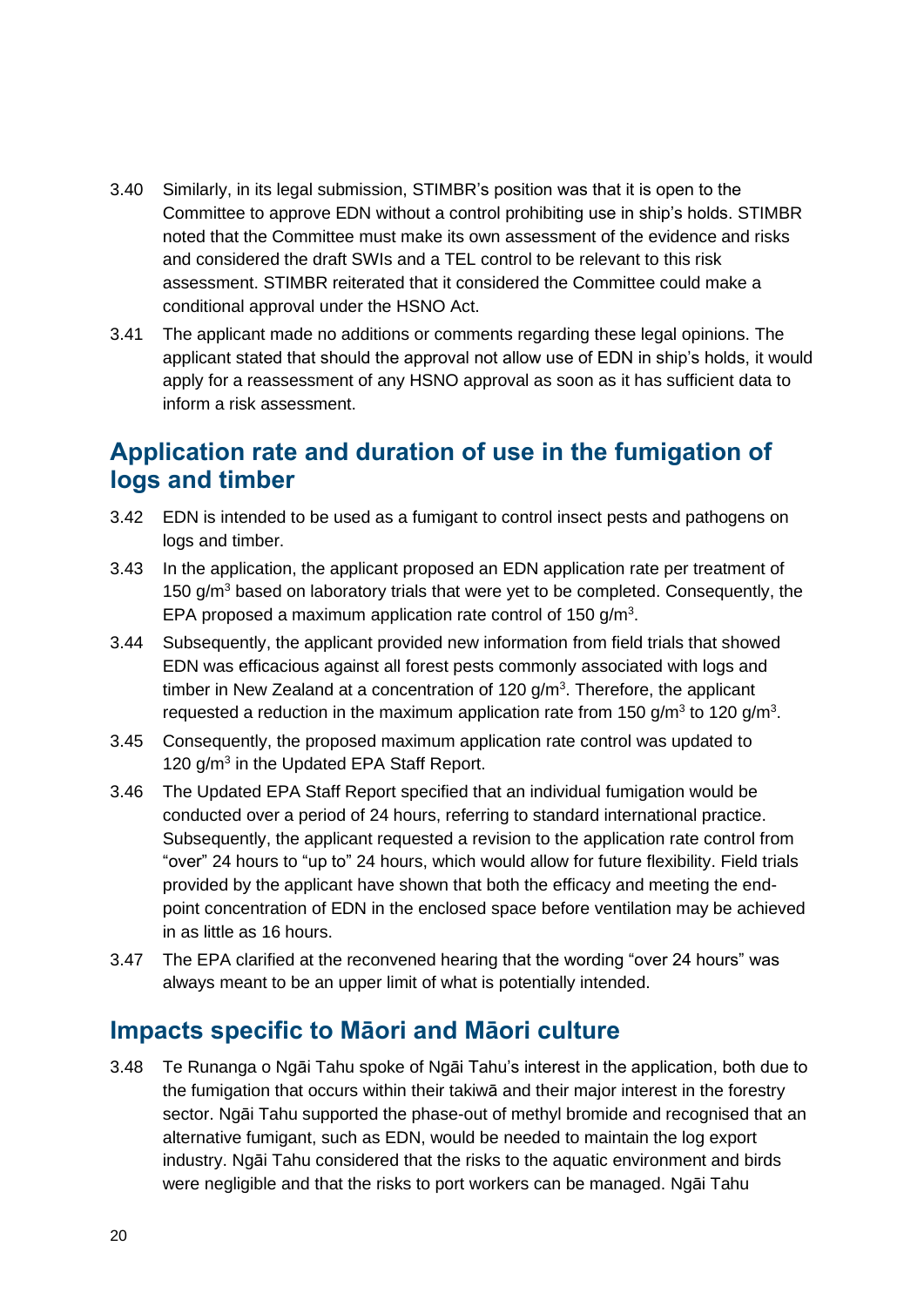3.40 Similarly, in its legal submission, STIMBR's position was that it is open to the Committee to approve EDN without a control prohibiting use in ship's holds. STIMBR noted that the Committee must make its own assessment of the evidence and risks and considered the draft SWIs and a TEL control to be relevant to this risk assessment. STIMBR reiterated that it considered the Committee could make a conditional approval under the HSNO Act.

3.41 The applicant made no additions or comments regarding these legal opinions. The applicant stated that should the approval not allow use of EDN in ship's holds, it would apply for a reassessment of any HSNO approval as soon as it has sufficient data to inform a risk assessment.

## Application rate and duration of use in the fumigation of logs and timber

3.42 EDN is intended to be used as a fumigant to control insect pests and pathogens on logs and timber.

3.43 In the application, the applicant proposed an EDN application rate per treatment of 150 g/m$^3$ based on laboratory trials that were yet to be completed. Consequently, the EPA proposed a maximum application rate control of 150 g/m$^3$.

3.44 Subsequently, the applicant provided new information from field trials that showed EDN was efficacious against all forest pests commonly associated with logs and timber in New Zealand at a concentration of 120 g/m$^3$. Therefore, the applicant requested a reduction in the maximum application rate from 150 g/m$^3$ to 120 g/m$^3$.

3.45 Consequently, the proposed maximum application rate control was updated to 120 g/m$^3$ in the Updated EPA Staff Report.

3.46 The Updated EPA Staff Report specified that an individual fumigation would be conducted over a period of 24 hours, referring to standard international practice. Subsequently, the applicant requested a revision to the application rate control from "over" 24 hours to "up to" 24 hours, which would allow for future flexibility. Field trials provided by the applicant have shown that both the efficacy and meeting the end-point concentration of EDN in the enclosed space before ventilation may be achieved in as little as 16 hours.

3.47 The EPA clarified at the reconvened hearing that the wording "over 24 hours" was always meant to be an upper limit of what is potentially intended.

## Impacts specific to Māori and Māori culture

3.48 Te Runanga o Ngāi Tahu spoke of Ngāi Tahu's interest in the application, both due to the fumigation that occurs within their takiwā and their major interest in the forestry sector. Ngāi Tahu supported the phase-out of methyl bromide and recognised that an alternative fumigant, such as EDN, would be needed to maintain the log export industry. Ngāi Tahu considered that the risks to the aquatic environment and birds were negligible and that the risks to port workers can be managed. Ngāi Tahu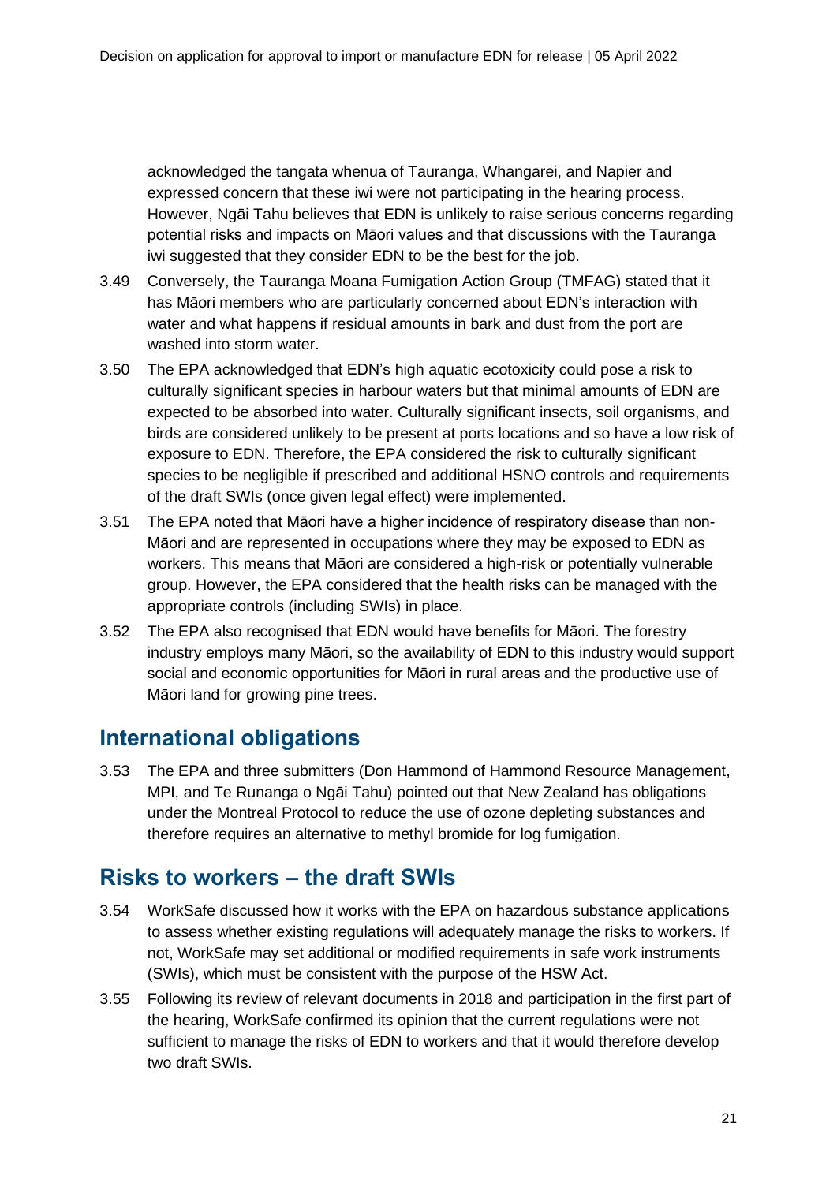acknowledged the tangata whenua of Tauranga, Whangarei, and Napier and expressed concern that these iwi were not participating in the hearing process. However, Ngāi Tahu believes that EDN is unlikely to raise serious concerns regarding potential risks and impacts on Māori values and that discussions with the Tauranga iwi suggested that they consider EDN to be the best for the job.

3.49 Conversely, the Tauranga Moana Fumigation Action Group (TMFAG) stated that it has Māori members who are particularly concerned about EDN's interaction with water and what happens if residual amounts in bark and dust from the port are washed into storm water.

3.50 The EPA acknowledged that EDN's high aquatic ecotoxicity could pose a risk to culturally significant species in harbour waters but that minimal amounts of EDN are expected to be absorbed into water. Culturally significant insects, soil organisms, and birds are considered unlikely to be present at ports locations and so have a low risk of exposure to EDN. Therefore, the EPA considered the risk to culturally significant species to be negligible if prescribed and additional HSNO controls and requirements of the draft SWIs (once given legal effect) were implemented.

3.51 The EPA noted that Māori have a higher incidence of respiratory disease than non-Māori and are represented in occupations where they may be exposed to EDN as workers. This means that Māori are considered a high-risk or potentially vulnerable group. However, the EPA considered that the health risks can be managed with the appropriate controls (including SWIs) in place.

3.52 The EPA also recognised that EDN would have benefits for Māori. The forestry industry employs many Māori, so the availability of EDN to this industry would support social and economic opportunities for Māori in rural areas and the productive use of Māori land for growing pine trees.

## International obligations

3.53 The EPA and three submitters (Don Hammond of Hammond Resource Management, MPI, and Te Runanga o Ngāi Tahu) pointed out that New Zealand has obligations under the Montreal Protocol to reduce the use of ozone depleting substances and therefore requires an alternative to methyl bromide for log fumigation.

## Risks to workers – the draft SWIs

3.54 WorkSafe discussed how it works with the EPA on hazardous substance applications to assess whether existing regulations will adequately manage the risks to workers. If not, WorkSafe may set additional or modified requirements in safe work instruments (SWIs), which must be consistent with the purpose of the HSW Act.

3.55 Following its review of relevant documents in 2018 and participation in the first part of the hearing, WorkSafe confirmed its opinion that the current regulations were not sufficient to manage the risks of EDN to workers and that it would therefore develop two draft SWIs.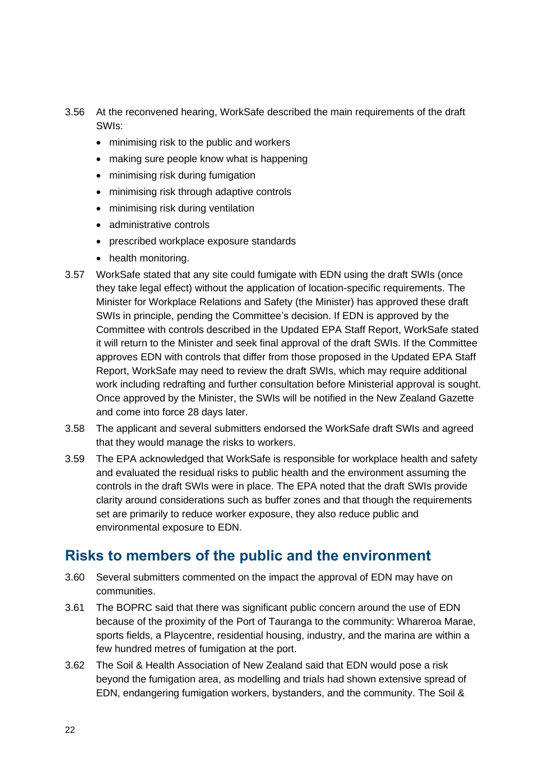3.56 At the reconvened hearing, WorkSafe described the main requirements of the draft SWIs:

- minimising risk to the public and workers
- making sure people know what is happening
- minimising risk during fumigation
- minimising risk through adaptive controls
- minimising risk during ventilation
- administrative controls
- prescribed workplace exposure standards
- health monitoring.

3.57 WorkSafe stated that any site could fumigate with EDN using the draft SWIs (once they take legal effect) without the application of location-specific requirements. The Minister for Workplace Relations and Safety (the Minister) has approved these draft SWIs in principle, pending the Committee's decision. If EDN is approved by the Committee with controls described in the Updated EPA Staff Report, WorkSafe stated it will return to the Minister and seek final approval of the draft SWIs. If the Committee approves EDN with controls that differ from those proposed in the Updated EPA Staff Report, WorkSafe may need to review the draft SWIs, which may require additional work including redrafting and further consultation before Ministerial approval is sought. Once approved by the Minister, the SWIs will be notified in the New Zealand Gazette and come into force 28 days later.

3.58 The applicant and several submitters endorsed the WorkSafe draft SWIs and agreed that they would manage the risks to workers.

3.59 The EPA acknowledged that WorkSafe is responsible for workplace health and safety and evaluated the residual risks to public health and the environment assuming the controls in the draft SWIs were in place. The EPA noted that the draft SWIs provide clarity around considerations such as buffer zones and that though the requirements set are primarily to reduce worker exposure, they also reduce public and environmental exposure to EDN.

## Risks to members of the public and the environment

3.60 Several submitters commented on the impact the approval of EDN may have on communities.

3.61 The BOPRC said that there was significant public concern around the use of EDN because of the proximity of the Port of Tauranga to the community: Whareroa Marae, sports fields, a Playcentre, residential housing, industry, and the marina are within a few hundred metres of fumigation at the port.

3.62 The Soil & Health Association of New Zealand said that EDN would pose a risk beyond the fumigation area, as modelling and trials had shown extensive spread of EDN, endangering fumigation workers, bystanders, and the community. The Soil &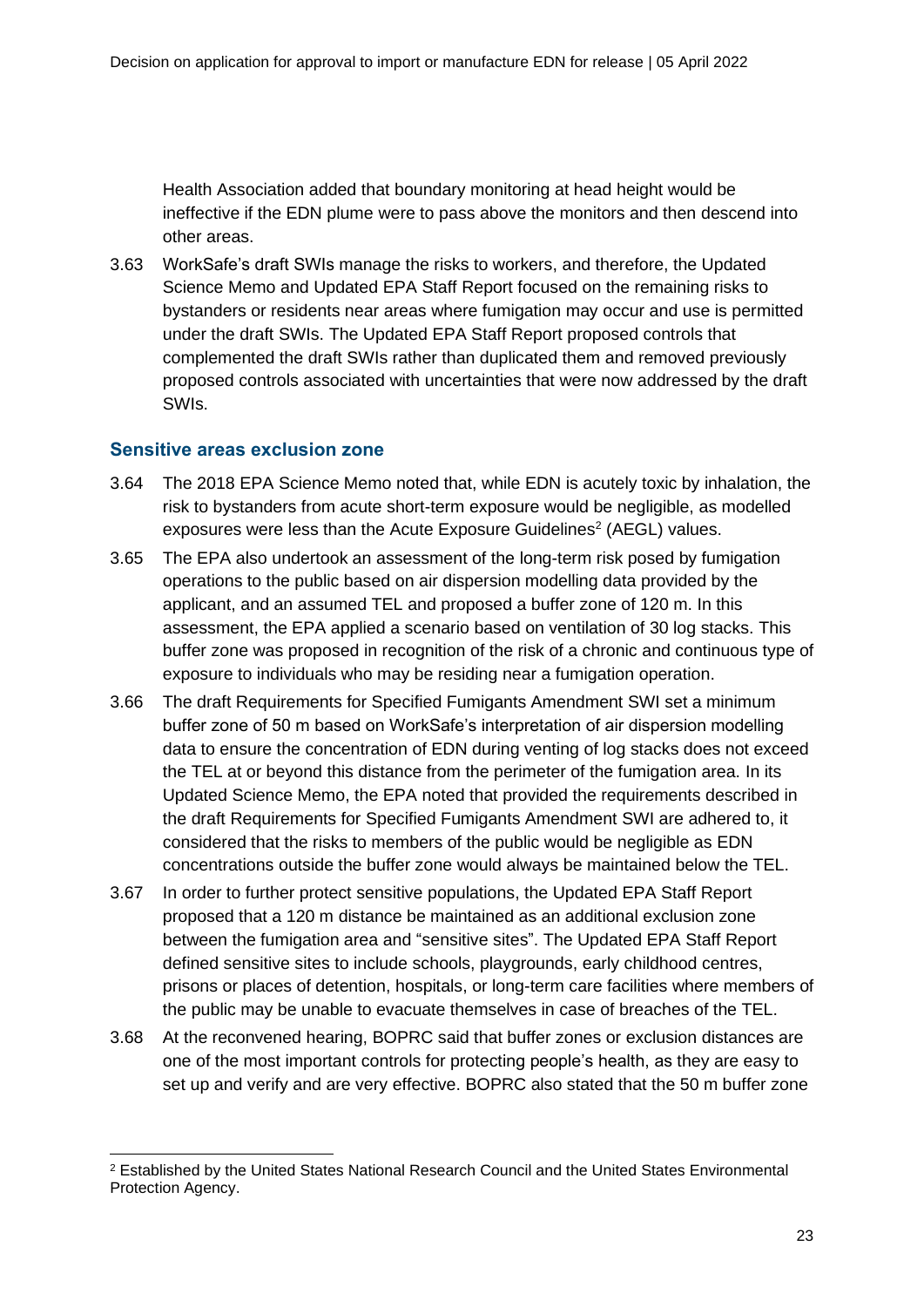Health Association added that boundary monitoring at head height would be ineffective if the EDN plume were to pass above the monitors and then descend into other areas.

3.63 WorkSafe's draft SWIs manage the risks to workers, and therefore, the Updated Science Memo and Updated EPA Staff Report focused on the remaining risks to bystanders or residents near areas where fumigation may occur and use is permitted under the draft SWIs. The Updated EPA Staff Report proposed controls that complemented the draft SWIs rather than duplicated them and removed previously proposed controls associated with uncertainties that were now addressed by the draft SWIs.

### Sensitive areas exclusion zone

3.64 The 2018 EPA Science Memo noted that, while EDN is acutely toxic by inhalation, the risk to bystanders from acute short-term exposure would be negligible, as modelled exposures were less than the Acute Exposure Guidelines[2] (AEGL) values.

3.65 The EPA also undertook an assessment of the long-term risk posed by fumigation operations to the public based on air dispersion modelling data provided by the applicant, and an assumed TEL and proposed a buffer zone of 120 m. In this assessment, the EPA applied a scenario based on ventilation of 30 log stacks. This buffer zone was proposed in recognition of the risk of a chronic and continuous type of exposure to individuals who may be residing near a fumigation operation.

3.66 The draft Requirements for Specified Fumigants Amendment SWI set a minimum buffer zone of 50 m based on WorkSafe's interpretation of air dispersion modelling data to ensure the concentration of EDN during venting of log stacks does not exceed the TEL at or beyond this distance from the perimeter of the fumigation area. In its Updated Science Memo, the EPA noted that provided the requirements described in the draft Requirements for Specified Fumigants Amendment SWI are adhered to, it considered that the risks to members of the public would be negligible as EDN concentrations outside the buffer zone would always be maintained below the TEL.

3.67 In order to further protect sensitive populations, the Updated EPA Staff Report proposed that a 120 m distance be maintained as an additional exclusion zone between the fumigation area and "sensitive sites". The Updated EPA Staff Report defined sensitive sites to include schools, playgrounds, early childhood centres, prisons or places of detention, hospitals, or long-term care facilities where members of the public may be unable to evacuate themselves in case of breaches of the TEL.

3.68 At the reconvened hearing, BOPRC said that buffer zones or exclusion distances are one of the most important controls for protecting people's health, as they are easy to set up and verify and are very effective. BOPRC also stated that the 50 m buffer zone

[2] Established by the United States National Research Council and the United States Environmental Protection Agency.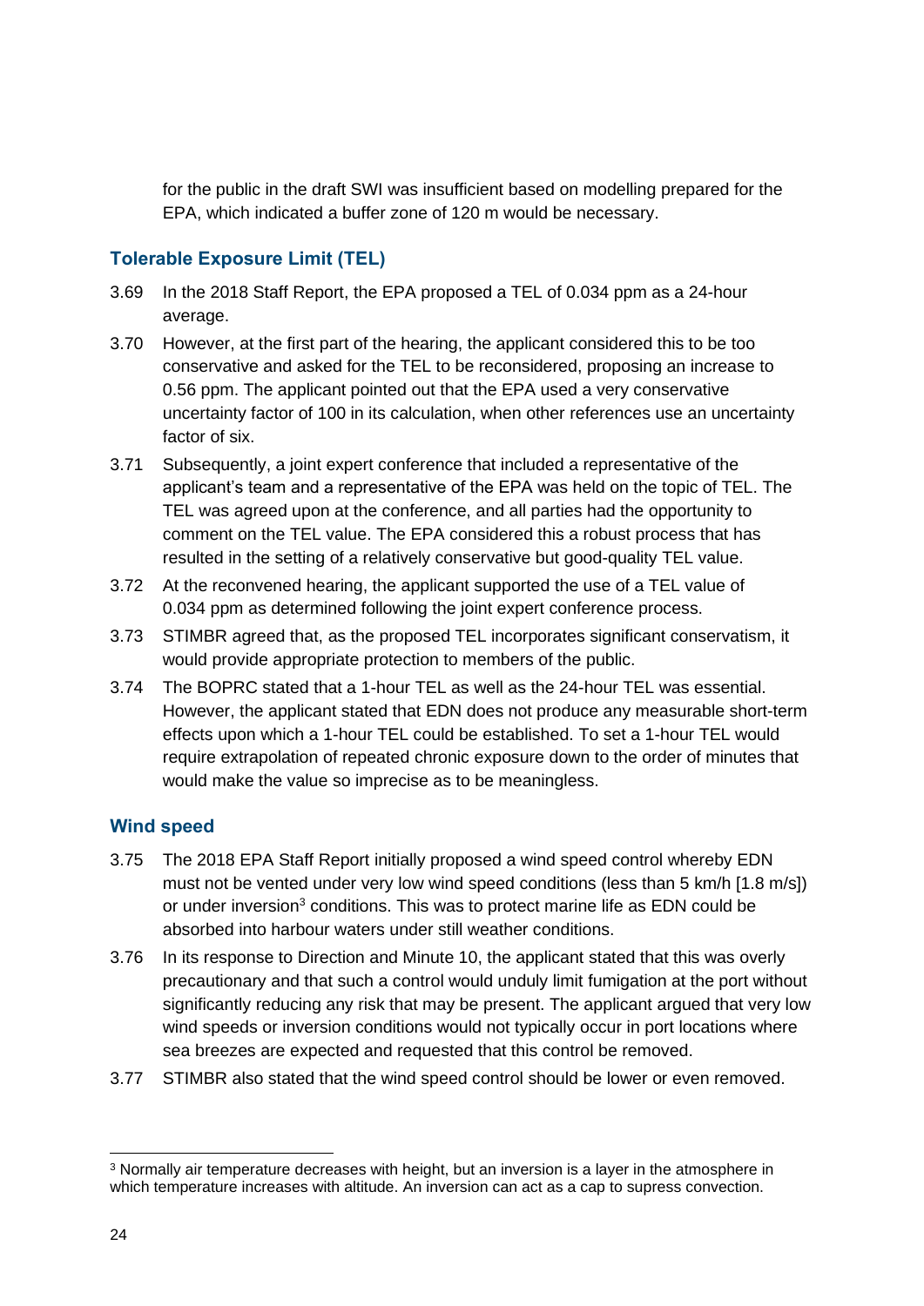for the public in the draft SWI was insufficient based on modelling prepared for the EPA, which indicated a buffer zone of 120 m would be necessary.

### Tolerable Exposure Limit (TEL)

3.69 In the 2018 Staff Report, the EPA proposed a TEL of 0.034 ppm as a 24-hour average.

3.70 However, at the first part of the hearing, the applicant considered this to be too conservative and asked for the TEL to be reconsidered, proposing an increase to 0.56 ppm. The applicant pointed out that the EPA used a very conservative uncertainty factor of 100 in its calculation, when other references use an uncertainty factor of six.

3.71 Subsequently, a joint expert conference that included a representative of the applicant's team and a representative of the EPA was held on the topic of TEL. The TEL was agreed upon at the conference, and all parties had the opportunity to comment on the TEL value. The EPA considered this a robust process that has resulted in the setting of a relatively conservative but good-quality TEL value.

3.72 At the reconvened hearing, the applicant supported the use of a TEL value of 0.034 ppm as determined following the joint expert conference process.

3.73 STIMBR agreed that, as the proposed TEL incorporates significant conservatism, it would provide appropriate protection to members of the public.

3.74 The BOPRC stated that a 1-hour TEL as well as the 24-hour TEL was essential. However, the applicant stated that EDN does not produce any measurable short-term effects upon which a 1-hour TEL could be established. To set a 1-hour TEL would require extrapolation of repeated chronic exposure down to the order of minutes that would make the value so imprecise as to be meaningless.

### Wind speed

3.75 The 2018 EPA Staff Report initially proposed a wind speed control whereby EDN must not be vented under very low wind speed conditions (less than 5 km/h [1.8 m/s]) or under inversion[3] conditions. This was to protect marine life as EDN could be absorbed into harbour waters under still weather conditions.

3.76 In its response to Direction and Minute 10, the applicant stated that this was overly precautionary and that such a control would unduly limit fumigation at the port without significantly reducing any risk that may be present. The applicant argued that very low wind speeds or inversion conditions would not typically occur in port locations where sea breezes are expected and requested that this control be removed.

3.77 STIMBR also stated that the wind speed control should be lower or even removed.

[3] Normally air temperature decreases with height, but an inversion is a layer in the atmosphere in which temperature increases with altitude. An inversion can act as a cap to supress convection.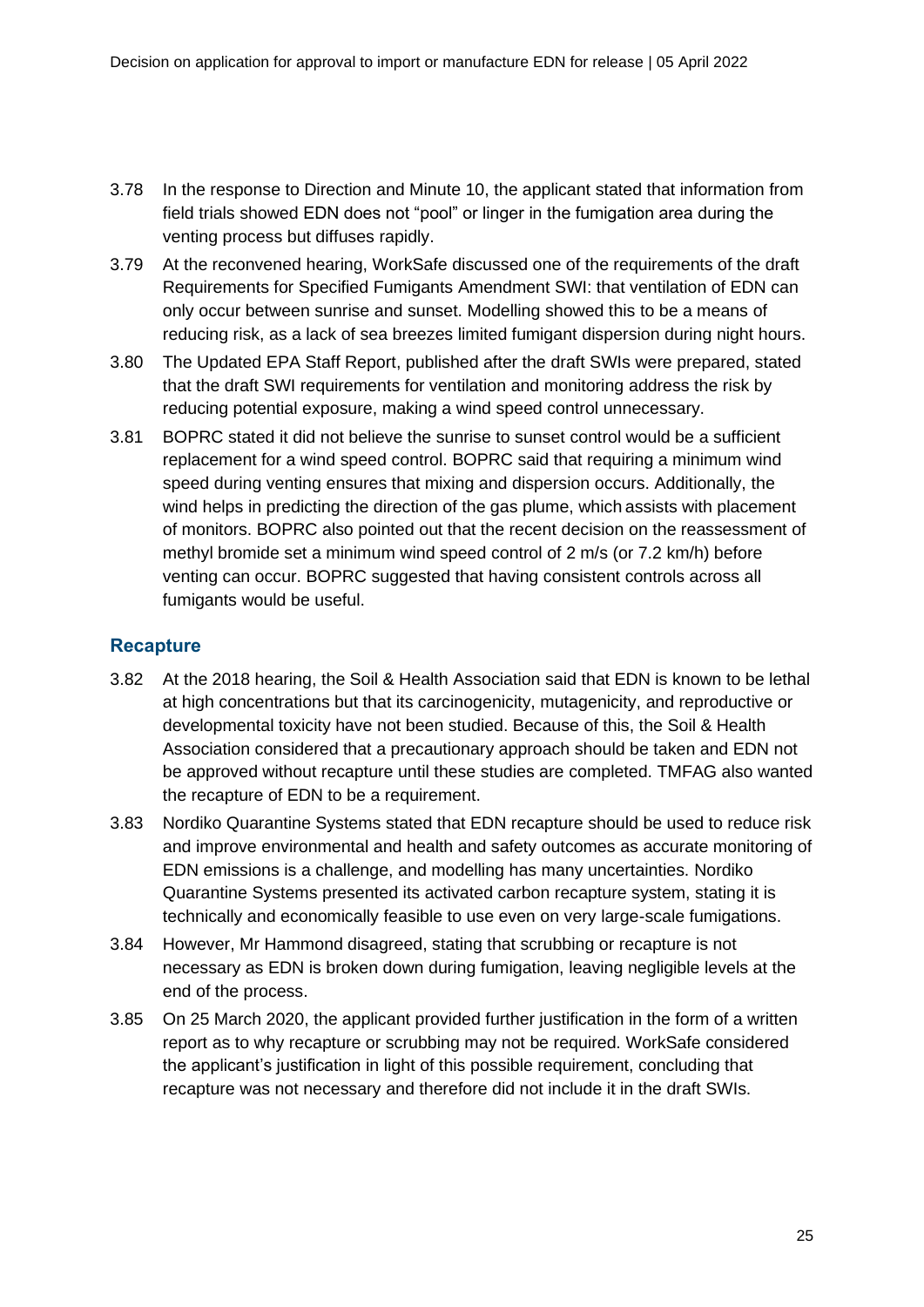3.78 In the response to Direction and Minute 10, the applicant stated that information from field trials showed EDN does not "pool" or linger in the fumigation area during the venting process but diffuses rapidly.

3.79 At the reconvened hearing, WorkSafe discussed one of the requirements of the draft Requirements for Specified Fumigants Amendment SWI: that ventilation of EDN can only occur between sunrise and sunset. Modelling showed this to be a means of reducing risk, as a lack of sea breezes limited fumigant dispersion during night hours.

3.80 The Updated EPA Staff Report, published after the draft SWIs were prepared, stated that the draft SWI requirements for ventilation and monitoring address the risk by reducing potential exposure, making a wind speed control unnecessary.

3.81 BOPRC stated it did not believe the sunrise to sunset control would be a sufficient replacement for a wind speed control. BOPRC said that requiring a minimum wind speed during venting ensures that mixing and dispersion occurs. Additionally, the wind helps in predicting the direction of the gas plume, which assists with placement of monitors. BOPRC also pointed out that the recent decision on the reassessment of methyl bromide set a minimum wind speed control of 2 m/s (or 7.2 km/h) before venting can occur. BOPRC suggested that having consistent controls across all fumigants would be useful.

## Recapture

3.82 At the 2018 hearing, the Soil & Health Association said that EDN is known to be lethal at high concentrations but that its carcinogenicity, mutagenicity, and reproductive or developmental toxicity have not been studied. Because of this, the Soil & Health Association considered that a precautionary approach should be taken and EDN not be approved without recapture until these studies are completed. TMFAG also wanted the recapture of EDN to be a requirement.

3.83 Nordiko Quarantine Systems stated that EDN recapture should be used to reduce risk and improve environmental and health and safety outcomes as accurate monitoring of EDN emissions is a challenge, and modelling has many uncertainties. Nordiko Quarantine Systems presented its activated carbon recapture system, stating it is technically and economically feasible to use even on very large-scale fumigations.

3.84 However, Mr Hammond disagreed, stating that scrubbing or recapture is not necessary as EDN is broken down during fumigation, leaving negligible levels at the end of the process.

3.85 On 25 March 2020, the applicant provided further justification in the form of a written report as to why recapture or scrubbing may not be required. WorkSafe considered the applicant's justification in light of this possible requirement, concluding that recapture was not necessary and therefore did not include it in the draft SWIs.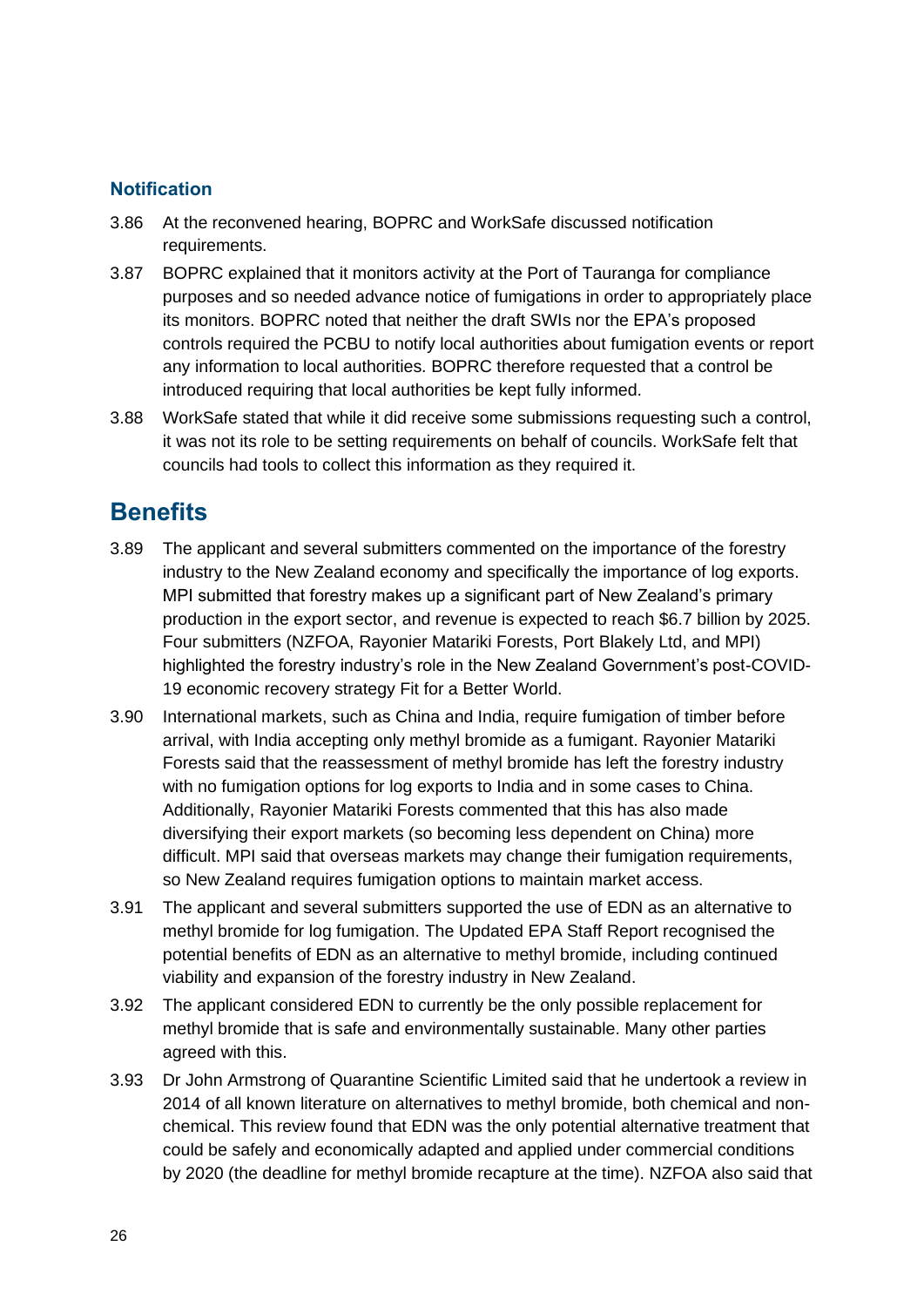### Notification

3.86 At the reconvened hearing, BOPRC and WorkSafe discussed notification requirements.

3.87 BOPRC explained that it monitors activity at the Port of Tauranga for compliance purposes and so needed advance notice of fumigations in order to appropriately place its monitors. BOPRC noted that neither the draft SWIs nor the EPA's proposed controls required the PCBU to notify local authorities about fumigation events or report any information to local authorities. BOPRC therefore requested that a control be introduced requiring that local authorities be kept fully informed.

3.88 WorkSafe stated that while it did receive some submissions requesting such a control, it was not its role to be setting requirements on behalf of councils. WorkSafe felt that councils had tools to collect this information as they required it.

## Benefits

3.89 The applicant and several submitters commented on the importance of the forestry industry to the New Zealand economy and specifically the importance of log exports. MPI submitted that forestry makes up a significant part of New Zealand's primary production in the export sector, and revenue is expected to reach $6.7 billion by 2025. Four submitters (NZFOA, Rayonier Matariki Forests, Port Blakely Ltd, and MPI) highlighted the forestry industry's role in the New Zealand Government's post-COVID-19 economic recovery strategy Fit for a Better World.

3.90 International markets, such as China and India, require fumigation of timber before arrival, with India accepting only methyl bromide as a fumigant. Rayonier Matariki Forests said that the reassessment of methyl bromide has left the forestry industry with no fumigation options for log exports to India and in some cases to China. Additionally, Rayonier Matariki Forests commented that this has also made diversifying their export markets (so becoming less dependent on China) more difficult. MPI said that overseas markets may change their fumigation requirements, so New Zealand requires fumigation options to maintain market access.

3.91 The applicant and several submitters supported the use of EDN as an alternative to methyl bromide for log fumigation. The Updated EPA Staff Report recognised the potential benefits of EDN as an alternative to methyl bromide, including continued viability and expansion of the forestry industry in New Zealand.

3.92 The applicant considered EDN to currently be the only possible replacement for methyl bromide that is safe and environmentally sustainable. Many other parties agreed with this.

3.93 Dr John Armstrong of Quarantine Scientific Limited said that he undertook a review in 2014 of all known literature on alternatives to methyl bromide, both chemical and non-chemical. This review found that EDN was the only potential alternative treatment that could be safely and economically adapted and applied under commercial conditions by 2020 (the deadline for methyl bromide recapture at the time). NZFOA also said that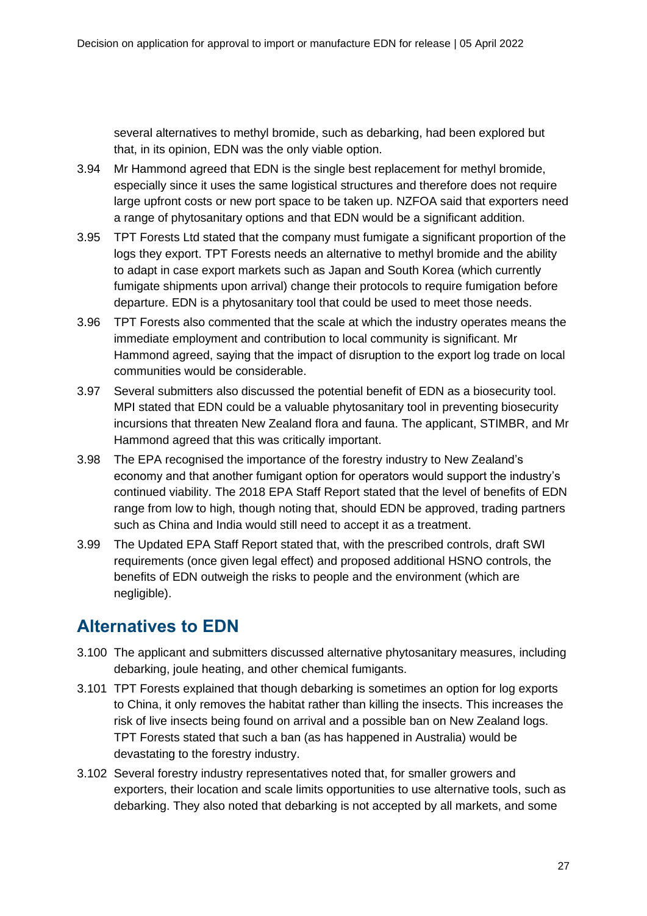several alternatives to methyl bromide, such as debarking, had been explored but that, in its opinion, EDN was the only viable option.

3.94 Mr Hammond agreed that EDN is the single best replacement for methyl bromide, especially since it uses the same logistical structures and therefore does not require large upfront costs or new port space to be taken up. NZFOA said that exporters need a range of phytosanitary options and that EDN would be a significant addition.

3.95 TPT Forests Ltd stated that the company must fumigate a significant proportion of the logs they export. TPT Forests needs an alternative to methyl bromide and the ability to adapt in case export markets such as Japan and South Korea (which currently fumigate shipments upon arrival) change their protocols to require fumigation before departure. EDN is a phytosanitary tool that could be used to meet those needs.

3.96 TPT Forests also commented that the scale at which the industry operates means the immediate employment and contribution to local community is significant. Mr Hammond agreed, saying that the impact of disruption to the export log trade on local communities would be considerable.

3.97 Several submitters also discussed the potential benefit of EDN as a biosecurity tool. MPI stated that EDN could be a valuable phytosanitary tool in preventing biosecurity incursions that threaten New Zealand flora and fauna. The applicant, STIMBR, and Mr Hammond agreed that this was critically important.

3.98 The EPA recognised the importance of the forestry industry to New Zealand's economy and that another fumigant option for operators would support the industry's continued viability. The 2018 EPA Staff Report stated that the level of benefits of EDN range from low to high, though noting that, should EDN be approved, trading partners such as China and India would still need to accept it as a treatment.

3.99 The Updated EPA Staff Report stated that, with the prescribed controls, draft SWI requirements (once given legal effect) and proposed additional HSNO controls, the benefits of EDN outweigh the risks to people and the environment (which are negligible).

## Alternatives to EDN

3.100 The applicant and submitters discussed alternative phytosanitary measures, including debarking, joule heating, and other chemical fumigants.

3.101 TPT Forests explained that though debarking is sometimes an option for log exports to China, it only removes the habitat rather than killing the insects. This increases the risk of live insects being found on arrival and a possible ban on New Zealand logs. TPT Forests stated that such a ban (as has happened in Australia) would be devastating to the forestry industry.

3.102 Several forestry industry representatives noted that, for smaller growers and exporters, their location and scale limits opportunities to use alternative tools, such as debarking. They also noted that debarking is not accepted by all markets, and some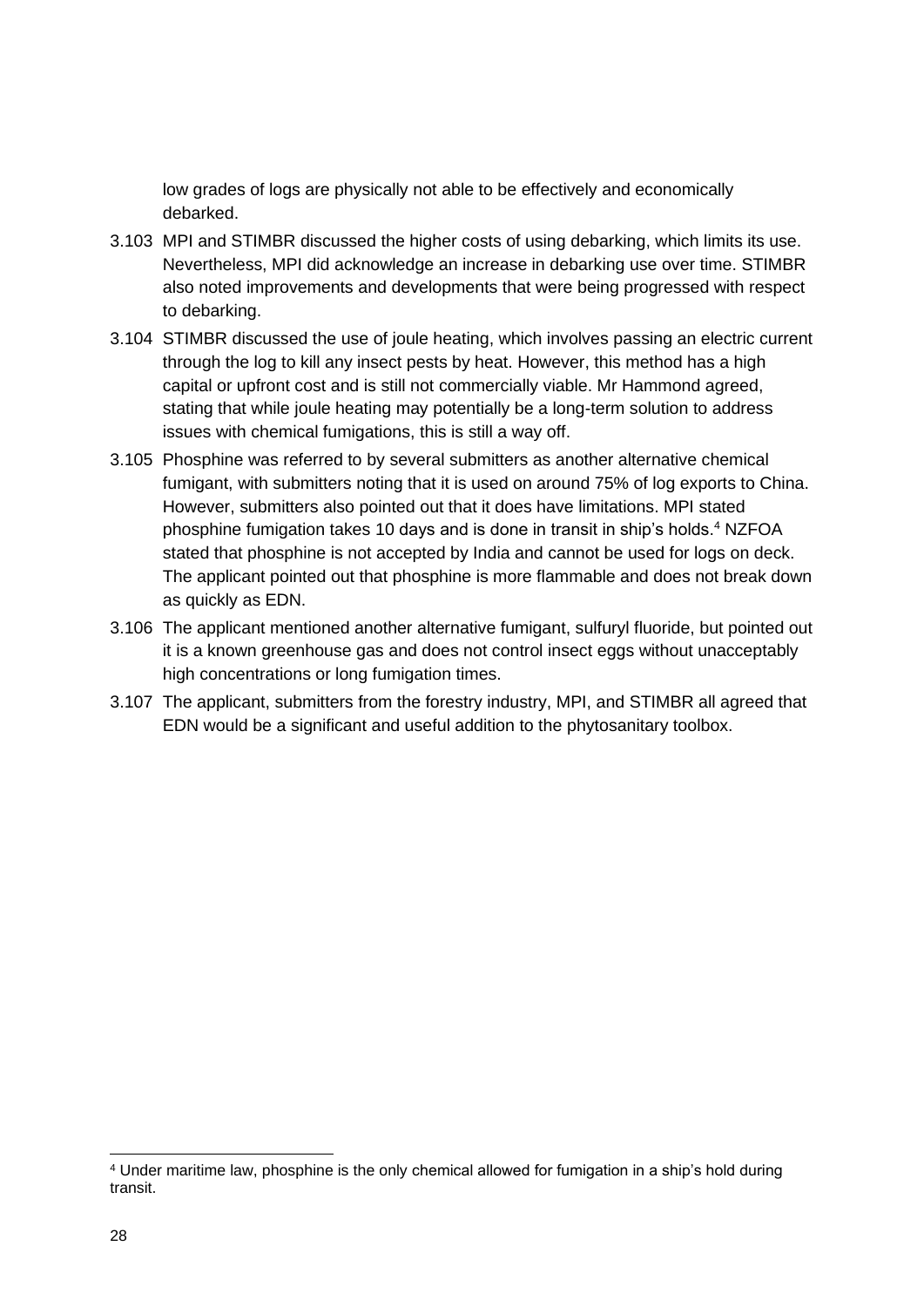low grades of logs are physically not able to be effectively and economically debarked.

3.103 MPI and STIMBR discussed the higher costs of using debarking, which limits its use. Nevertheless, MPI did acknowledge an increase in debarking use over time. STIMBR also noted improvements and developments that were being progressed with respect to debarking.

3.104 STIMBR discussed the use of joule heating, which involves passing an electric current through the log to kill any insect pests by heat. However, this method has a high capital or upfront cost and is still not commercially viable. Mr Hammond agreed, stating that while joule heating may potentially be a long-term solution to address issues with chemical fumigations, this is still a way off.

3.105 Phosphine was referred to by several submitters as another alternative chemical fumigant, with submitters noting that it is used on around 75% of log exports to China. However, submitters also pointed out that it does have limitations. MPI stated phosphine fumigation takes 10 days and is done in transit in ship's holds.[4] NZFOA stated that phosphine is not accepted by India and cannot be used for logs on deck. The applicant pointed out that phosphine is more flammable and does not break down as quickly as EDN.

3.106 The applicant mentioned another alternative fumigant, sulfuryl fluoride, but pointed out it is a known greenhouse gas and does not control insect eggs without unacceptably high concentrations or long fumigation times.

3.107 The applicant, submitters from the forestry industry, MPI, and STIMBR all agreed that EDN would be a significant and useful addition to the phytosanitary toolbox.

---

[4] Under maritime law, phosphine is the only chemical allowed for fumigation in a ship's hold during transit.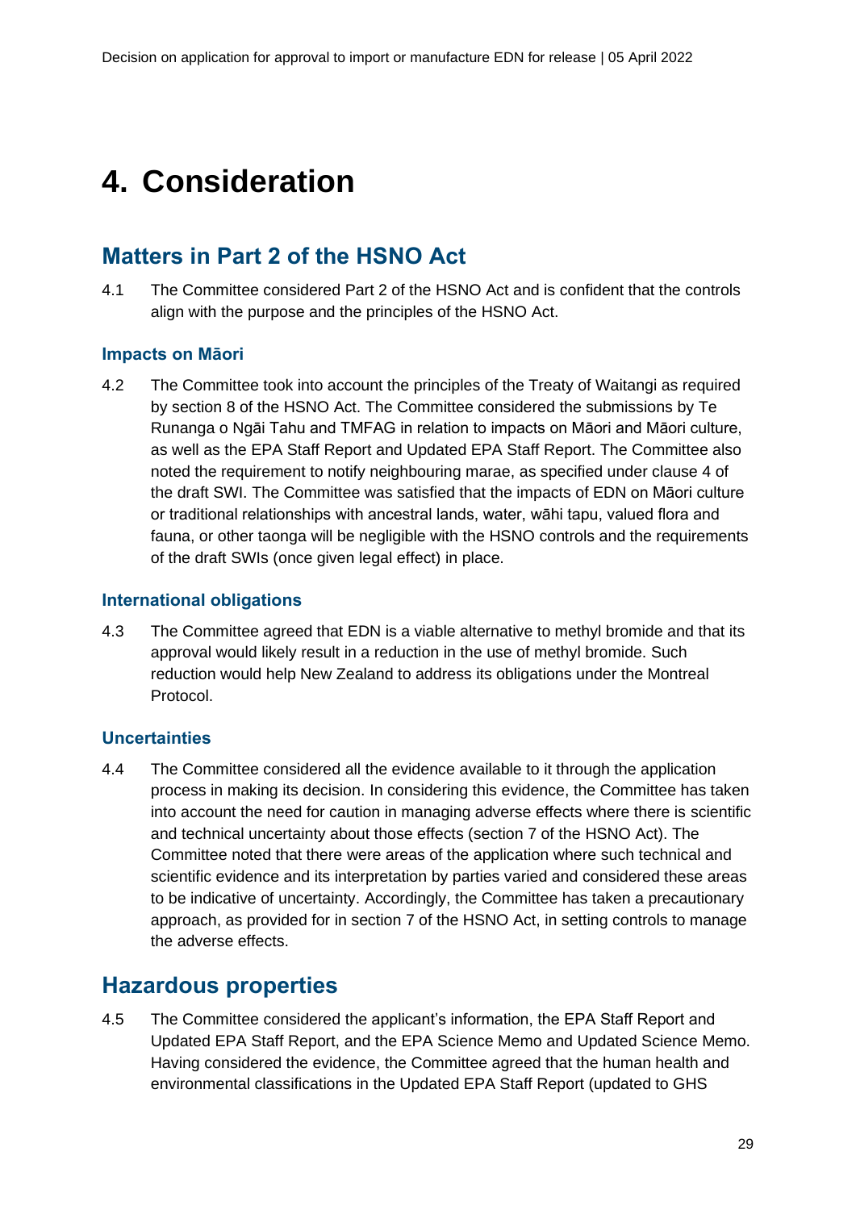# 4. Consideration

## Matters in Part 2 of the HSNO Act

4.1 The Committee considered Part 2 of the HSNO Act and is confident that the controls align with the purpose and the principles of the HSNO Act.

### Impacts on Māori

4.2 The Committee took into account the principles of the Treaty of Waitangi as required by section 8 of the HSNO Act. The Committee considered the submissions by Te Runanga o Ngāi Tahu and TMFAG in relation to impacts on Māori and Māori culture, as well as the EPA Staff Report and Updated EPA Staff Report. The Committee also noted the requirement to notify neighbouring marae, as specified under clause 4 of the draft SWI. The Committee was satisfied that the impacts of EDN on Māori culture or traditional relationships with ancestral lands, water, wāhi tapu, valued flora and fauna, or other taonga will be negligible with the HSNO controls and the requirements of the draft SWIs (once given legal effect) in place.

### International obligations

4.3 The Committee agreed that EDN is a viable alternative to methyl bromide and that its approval would likely result in a reduction in the use of methyl bromide. Such reduction would help New Zealand to address its obligations under the Montreal Protocol.

### Uncertainties

4.4 The Committee considered all the evidence available to it through the application process in making its decision. In considering this evidence, the Committee has taken into account the need for caution in managing adverse effects where there is scientific and technical uncertainty about those effects (section 7 of the HSNO Act). The Committee noted that there were areas of the application where such technical and scientific evidence and its interpretation by parties varied and considered these areas to be indicative of uncertainty. Accordingly, the Committee has taken a precautionary approach, as provided for in section 7 of the HSNO Act, in setting controls to manage the adverse effects.

## Hazardous properties

4.5 The Committee considered the applicant's information, the EPA Staff Report and Updated EPA Staff Report, and the EPA Science Memo and Updated Science Memo. Having considered the evidence, the Committee agreed that the human health and environmental classifications in the Updated EPA Staff Report (updated to GHS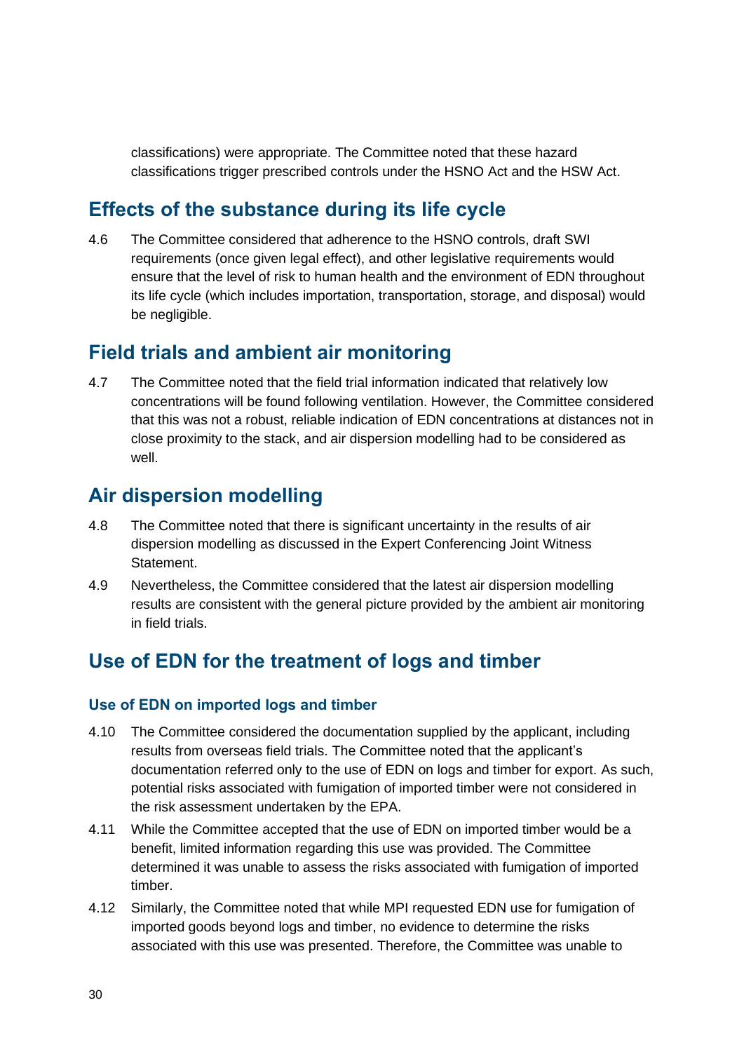classifications) were appropriate. The Committee noted that these hazard classifications trigger prescribed controls under the HSNO Act and the HSW Act.

## Effects of the substance during its life cycle

4.6 The Committee considered that adherence to the HSNO controls, draft SWI requirements (once given legal effect), and other legislative requirements would ensure that the level of risk to human health and the environment of EDN throughout its life cycle (which includes importation, transportation, storage, and disposal) would be negligible.

## Field trials and ambient air monitoring

4.7 The Committee noted that the field trial information indicated that relatively low concentrations will be found following ventilation. However, the Committee considered that this was not a robust, reliable indication of EDN concentrations at distances not in close proximity to the stack, and air dispersion modelling had to be considered as well.

## Air dispersion modelling

4.8 The Committee noted that there is significant uncertainty in the results of air dispersion modelling as discussed in the Expert Conferencing Joint Witness Statement.

4.9 Nevertheless, the Committee considered that the latest air dispersion modelling results are consistent with the general picture provided by the ambient air monitoring in field trials.

## Use of EDN for the treatment of logs and timber

### Use of EDN on imported logs and timber

4.10 The Committee considered the documentation supplied by the applicant, including results from overseas field trials. The Committee noted that the applicant's documentation referred only to the use of EDN on logs and timber for export. As such, potential risks associated with fumigation of imported timber were not considered in the risk assessment undertaken by the EPA.

4.11 While the Committee accepted that the use of EDN on imported timber would be a benefit, limited information regarding this use was provided. The Committee determined it was unable to assess the risks associated with fumigation of imported timber.

4.12 Similarly, the Committee noted that while MPI requested EDN use for fumigation of imported goods beyond logs and timber, no evidence to determine the risks associated with this use was presented. Therefore, the Committee was unable to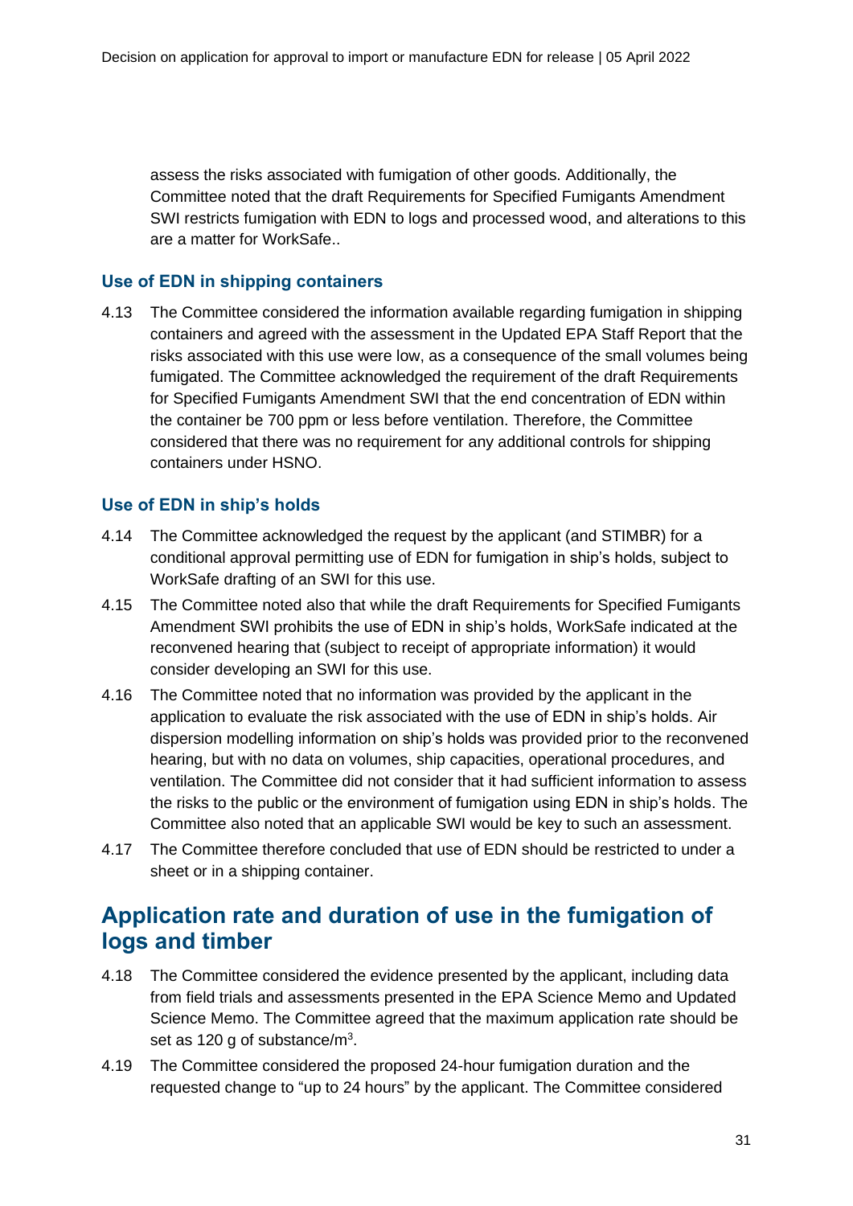assess the risks associated with fumigation of other goods. Additionally, the Committee noted that the draft Requirements for Specified Fumigants Amendment SWI restricts fumigation with EDN to logs and processed wood, and alterations to this are a matter for WorkSafe..

### Use of EDN in shipping containers

4.13 The Committee considered the information available regarding fumigation in shipping containers and agreed with the assessment in the Updated EPA Staff Report that the risks associated with this use were low, as a consequence of the small volumes being fumigated. The Committee acknowledged the requirement of the draft Requirements for Specified Fumigants Amendment SWI that the end concentration of EDN within the container be 700 ppm or less before ventilation. Therefore, the Committee considered that there was no requirement for any additional controls for shipping containers under HSNO.

### Use of EDN in ship's holds

4.14 The Committee acknowledged the request by the applicant (and STIMBR) for a conditional approval permitting use of EDN for fumigation in ship's holds, subject to WorkSafe drafting of an SWI for this use.

4.15 The Committee noted also that while the draft Requirements for Specified Fumigants Amendment SWI prohibits the use of EDN in ship's holds, WorkSafe indicated at the reconvened hearing that (subject to receipt of appropriate information) it would consider developing an SWI for this use.

4.16 The Committee noted that no information was provided by the applicant in the application to evaluate the risk associated with the use of EDN in ship's holds. Air dispersion modelling information on ship's holds was provided prior to the reconvened hearing, but with no data on volumes, ship capacities, operational procedures, and ventilation. The Committee did not consider that it had sufficient information to assess the risks to the public or the environment of fumigation using EDN in ship's holds. The Committee also noted that an applicable SWI would be key to such an assessment.

4.17 The Committee therefore concluded that use of EDN should be restricted to under a sheet or in a shipping container.

## Application rate and duration of use in the fumigation of logs and timber

4.18 The Committee considered the evidence presented by the applicant, including data from field trials and assessments presented in the EPA Science Memo and Updated Science Memo. The Committee agreed that the maximum application rate should be set as 120 g of substance/$m^3$.

4.19 The Committee considered the proposed 24-hour fumigation duration and the requested change to "up to 24 hours" by the applicant. The Committee considered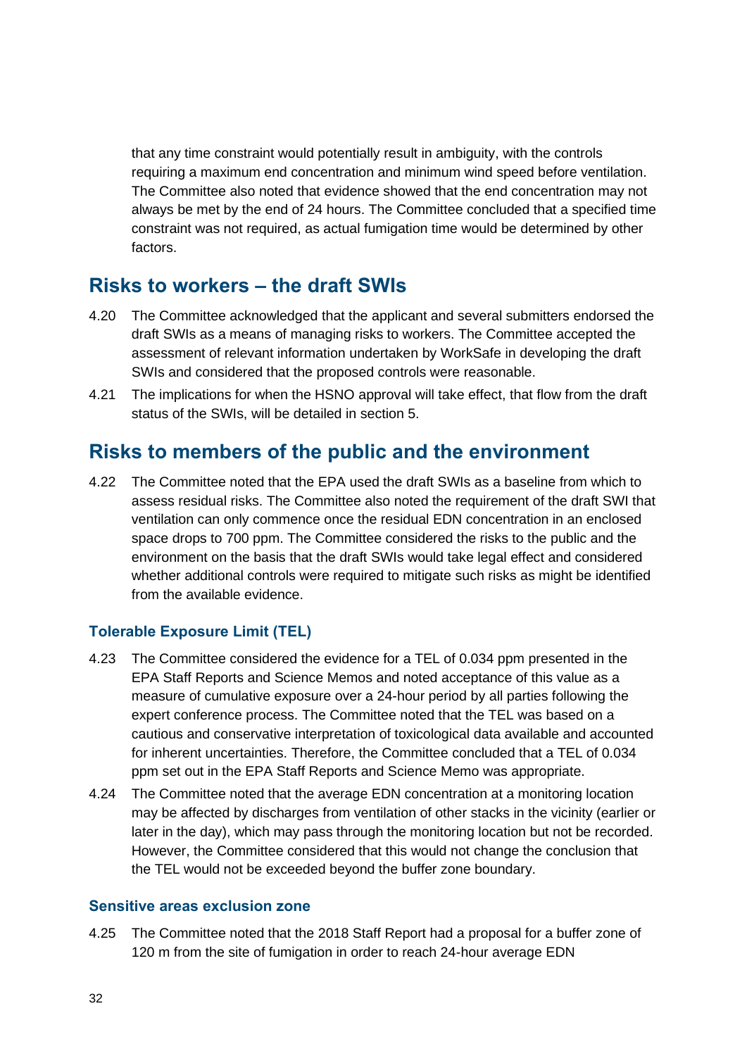that any time constraint would potentially result in ambiguity, with the controls requiring a maximum end concentration and minimum wind speed before ventilation. The Committee also noted that evidence showed that the end concentration may not always be met by the end of 24 hours. The Committee concluded that a specified time constraint was not required, as actual fumigation time would be determined by other factors.

## Risks to workers – the draft SWIs

4.20 The Committee acknowledged that the applicant and several submitters endorsed the draft SWIs as a means of managing risks to workers. The Committee accepted the assessment of relevant information undertaken by WorkSafe in developing the draft SWIs and considered that the proposed controls were reasonable.

4.21 The implications for when the HSNO approval will take effect, that flow from the draft status of the SWIs, will be detailed in section 5.

## Risks to members of the public and the environment

4.22 The Committee noted that the EPA used the draft SWIs as a baseline from which to assess residual risks. The Committee also noted the requirement of the draft SWI that ventilation can only commence once the residual EDN concentration in an enclosed space drops to 700 ppm. The Committee considered the risks to the public and the environment on the basis that the draft SWIs would take legal effect and considered whether additional controls were required to mitigate such risks as might be identified from the available evidence.

### Tolerable Exposure Limit (TEL)

4.23 The Committee considered the evidence for a TEL of 0.034 ppm presented in the EPA Staff Reports and Science Memos and noted acceptance of this value as a measure of cumulative exposure over a 24-hour period by all parties following the expert conference process. The Committee noted that the TEL was based on a cautious and conservative interpretation of toxicological data available and accounted for inherent uncertainties. Therefore, the Committee concluded that a TEL of 0.034 ppm set out in the EPA Staff Reports and Science Memo was appropriate.

4.24 The Committee noted that the average EDN concentration at a monitoring location may be affected by discharges from ventilation of other stacks in the vicinity (earlier or later in the day), which may pass through the monitoring location but not be recorded. However, the Committee considered that this would not change the conclusion that the TEL would not be exceeded beyond the buffer zone boundary.

### Sensitive areas exclusion zone

4.25 The Committee noted that the 2018 Staff Report had a proposal for a buffer zone of 120 m from the site of fumigation in order to reach 24-hour average EDN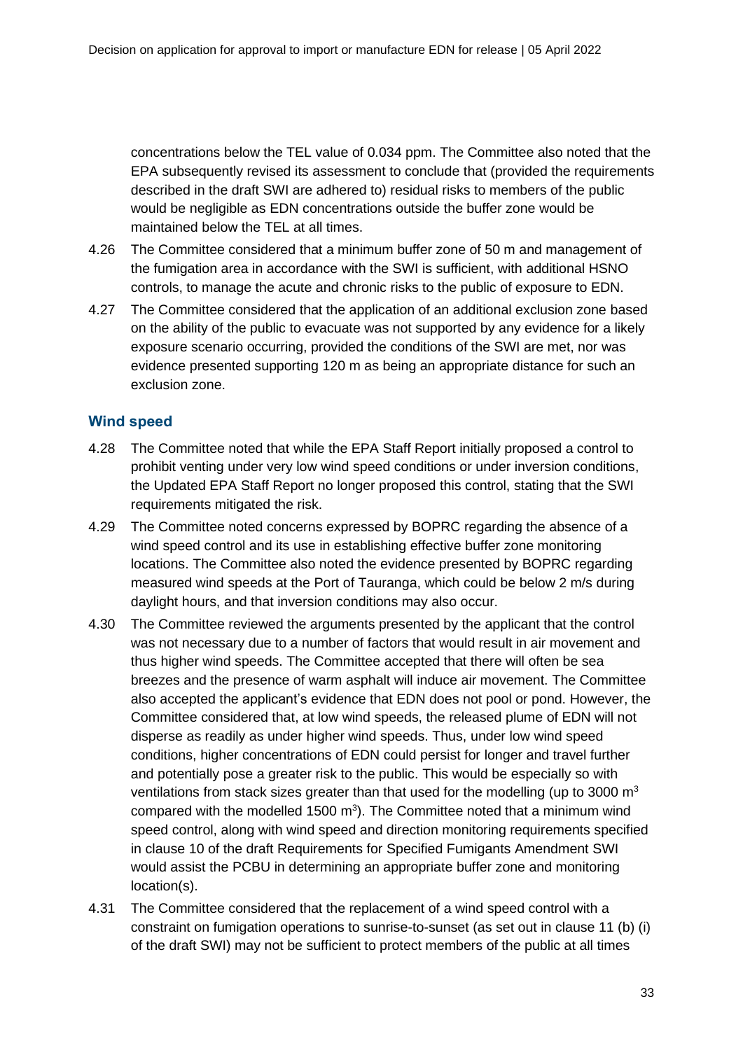concentrations below the TEL value of 0.034 ppm. The Committee also noted that the EPA subsequently revised its assessment to conclude that (provided the requirements described in the draft SWI are adhered to) residual risks to members of the public would be negligible as EDN concentrations outside the buffer zone would be maintained below the TEL at all times.

4.26 The Committee considered that a minimum buffer zone of 50 m and management of the fumigation area in accordance with the SWI is sufficient, with additional HSNO controls, to manage the acute and chronic risks to the public of exposure to EDN.

4.27 The Committee considered that the application of an additional exclusion zone based on the ability of the public to evacuate was not supported by any evidence for a likely exposure scenario occurring, provided the conditions of the SWI are met, nor was evidence presented supporting 120 m as being an appropriate distance for such an exclusion zone.

### Wind speed

4.28 The Committee noted that while the EPA Staff Report initially proposed a control to prohibit venting under very low wind speed conditions or under inversion conditions, the Updated EPA Staff Report no longer proposed this control, stating that the SWI requirements mitigated the risk.

4.29 The Committee noted concerns expressed by BOPRC regarding the absence of a wind speed control and its use in establishing effective buffer zone monitoring locations. The Committee also noted the evidence presented by BOPRC regarding measured wind speeds at the Port of Tauranga, which could be below 2 m/s during daylight hours, and that inversion conditions may also occur.

4.30 The Committee reviewed the arguments presented by the applicant that the control was not necessary due to a number of factors that would result in air movement and thus higher wind speeds. The Committee accepted that there will often be sea breezes and the presence of warm asphalt will induce air movement. The Committee also accepted the applicant's evidence that EDN does not pool or pond. However, the Committee considered that, at low wind speeds, the released plume of EDN will not disperse as readily as under higher wind speeds. Thus, under low wind speed conditions, higher concentrations of EDN could persist for longer and travel further and potentially pose a greater risk to the public. This would be especially so with ventilations from stack sizes greater than that used for the modelling (up to 3000 $m^3$ compared with the modelled 1500 $m^3$). The Committee noted that a minimum wind speed control, along with wind speed and direction monitoring requirements specified in clause 10 of the draft Requirements for Specified Fumigants Amendment SWI would assist the PCBU in determining an appropriate buffer zone and monitoring location(s).

4.31 The Committee considered that the replacement of a wind speed control with a constraint on fumigation operations to sunrise-to-sunset (as set out in clause 11 (b) (i) of the draft SWI) may not be sufficient to protect members of the public at all times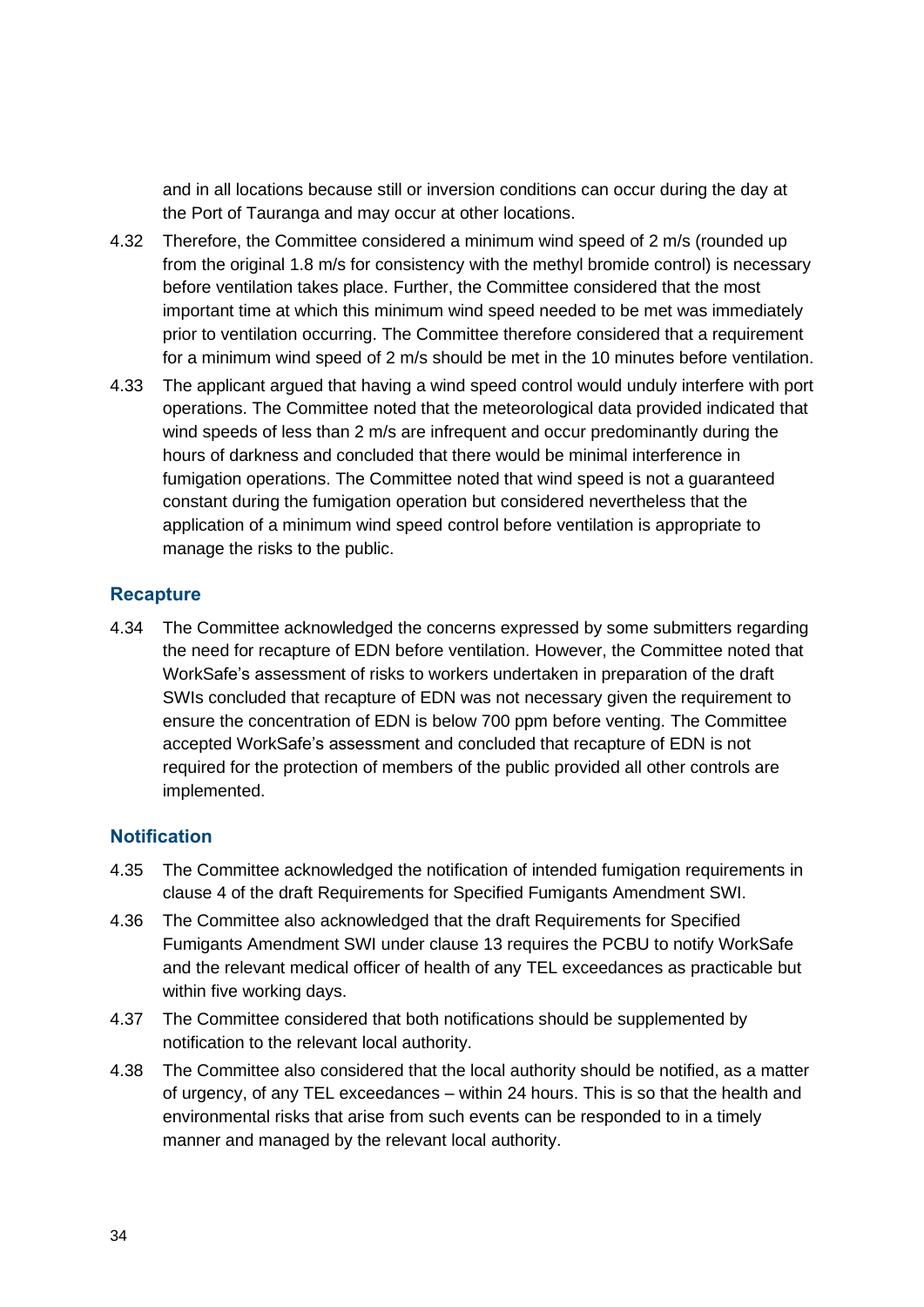and in all locations because still or inversion conditions can occur during the day at the Port of Tauranga and may occur at other locations.

4.32 Therefore, the Committee considered a minimum wind speed of 2 m/s (rounded up from the original 1.8 m/s for consistency with the methyl bromide control) is necessary before ventilation takes place. Further, the Committee considered that the most important time at which this minimum wind speed needed to be met was immediately prior to ventilation occurring. The Committee therefore considered that a requirement for a minimum wind speed of 2 m/s should be met in the 10 minutes before ventilation.

4.33 The applicant argued that having a wind speed control would unduly interfere with port operations. The Committee noted that the meteorological data provided indicated that wind speeds of less than 2 m/s are infrequent and occur predominantly during the hours of darkness and concluded that there would be minimal interference in fumigation operations. The Committee noted that wind speed is not a guaranteed constant during the fumigation operation but considered nevertheless that the application of a minimum wind speed control before ventilation is appropriate to manage the risks to the public.

### Recapture

4.34 The Committee acknowledged the concerns expressed by some submitters regarding the need for recapture of EDN before ventilation. However, the Committee noted that WorkSafe's assessment of risks to workers undertaken in preparation of the draft SWIs concluded that recapture of EDN was not necessary given the requirement to ensure the concentration of EDN is below 700 ppm before venting. The Committee accepted WorkSafe's assessment and concluded that recapture of EDN is not required for the protection of members of the public provided all other controls are implemented.

### Notification

4.35 The Committee acknowledged the notification of intended fumigation requirements in clause 4 of the draft Requirements for Specified Fumigants Amendment SWI.

4.36 The Committee also acknowledged that the draft Requirements for Specified Fumigants Amendment SWI under clause 13 requires the PCBU to notify WorkSafe and the relevant medical officer of health of any TEL exceedances as practicable but within five working days.

4.37 The Committee considered that both notifications should be supplemented by notification to the relevant local authority.

4.38 The Committee also considered that the local authority should be notified, as a matter of urgency, of any TEL exceedances – within 24 hours. This is so that the health and environmental risks that arise from such events can be responded to in a timely manner and managed by the relevant local authority.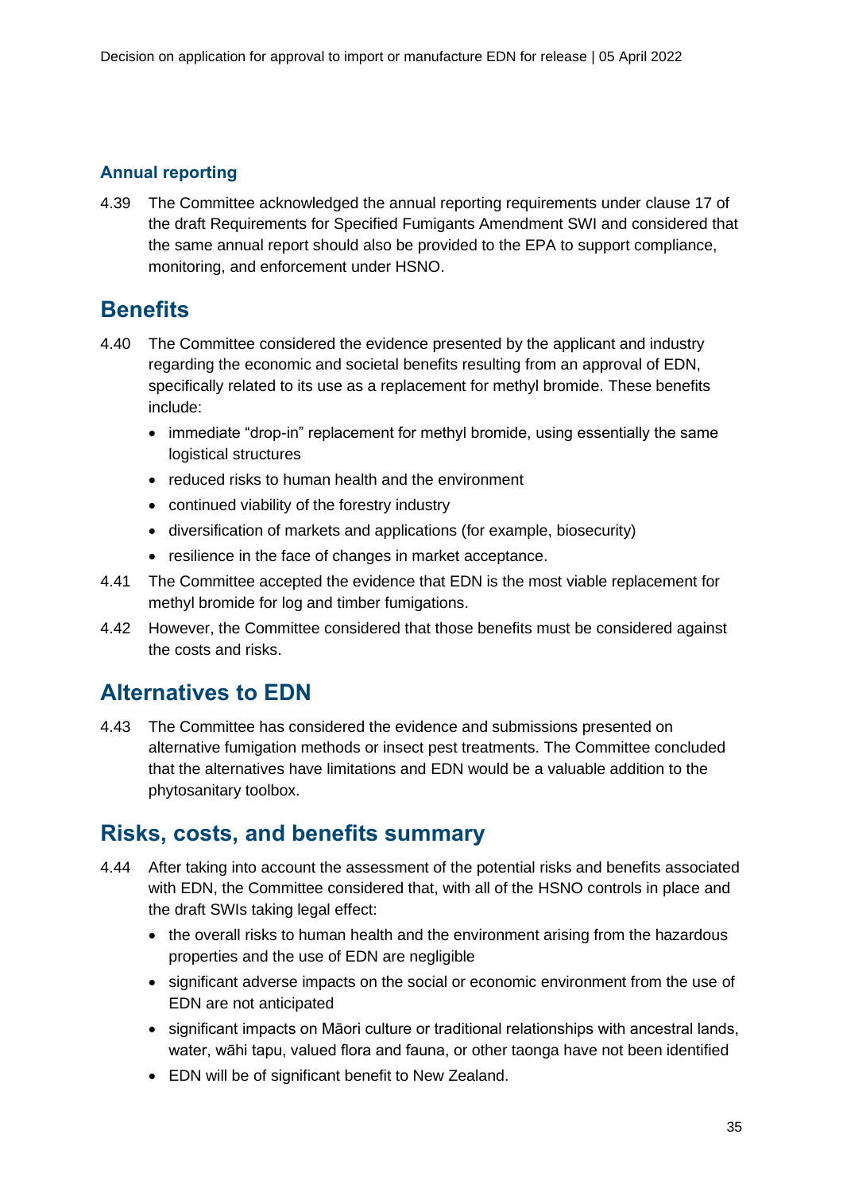### Annual reporting

4.39 The Committee acknowledged the annual reporting requirements under clause 17 of the draft Requirements for Specified Fumigants Amendment SWI and considered that the same annual report should also be provided to the EPA to support compliance, monitoring, and enforcement under HSNO.

## Benefits

4.40 The Committee considered the evidence presented by the applicant and industry regarding the economic and societal benefits resulting from an approval of EDN, specifically related to its use as a replacement for methyl bromide. These benefits include:

- immediate "drop-in" replacement for methyl bromide, using essentially the same logistical structures
- reduced risks to human health and the environment
- continued viability of the forestry industry
- diversification of markets and applications (for example, biosecurity)
- resilience in the face of changes in market acceptance.

4.41 The Committee accepted the evidence that EDN is the most viable replacement for methyl bromide for log and timber fumigations.

4.42 However, the Committee considered that those benefits must be considered against the costs and risks.

## Alternatives to EDN

4.43 The Committee has considered the evidence and submissions presented on alternative fumigation methods or insect pest treatments. The Committee concluded that the alternatives have limitations and EDN would be a valuable addition to the phytosanitary toolbox.

## Risks, costs, and benefits summary

4.44 After taking into account the assessment of the potential risks and benefits associated with EDN, the Committee considered that, with all of the HSNO controls in place and the draft SWIs taking legal effect:

- the overall risks to human health and the environment arising from the hazardous properties and the use of EDN are negligible
- significant adverse impacts on the social or economic environment from the use of EDN are not anticipated
- significant impacts on Māori culture or traditional relationships with ancestral lands, water, wāhi tapu, valued flora and fauna, or other taonga have not been identified
- EDN will be of significant benefit to New Zealand.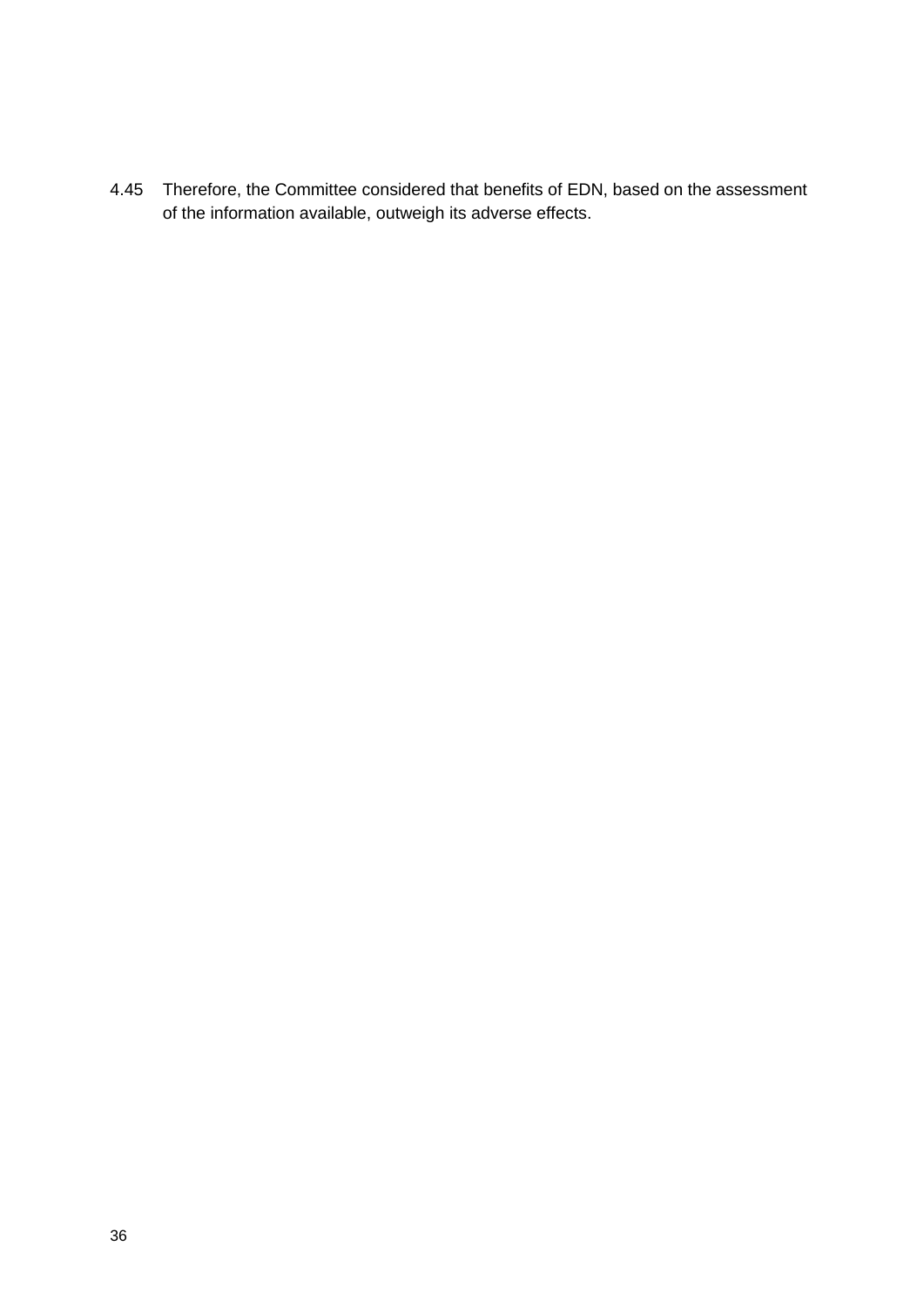4.45 Therefore, the Committee considered that benefits of EDN, based on the assessment of the information available, outweigh its adverse effects.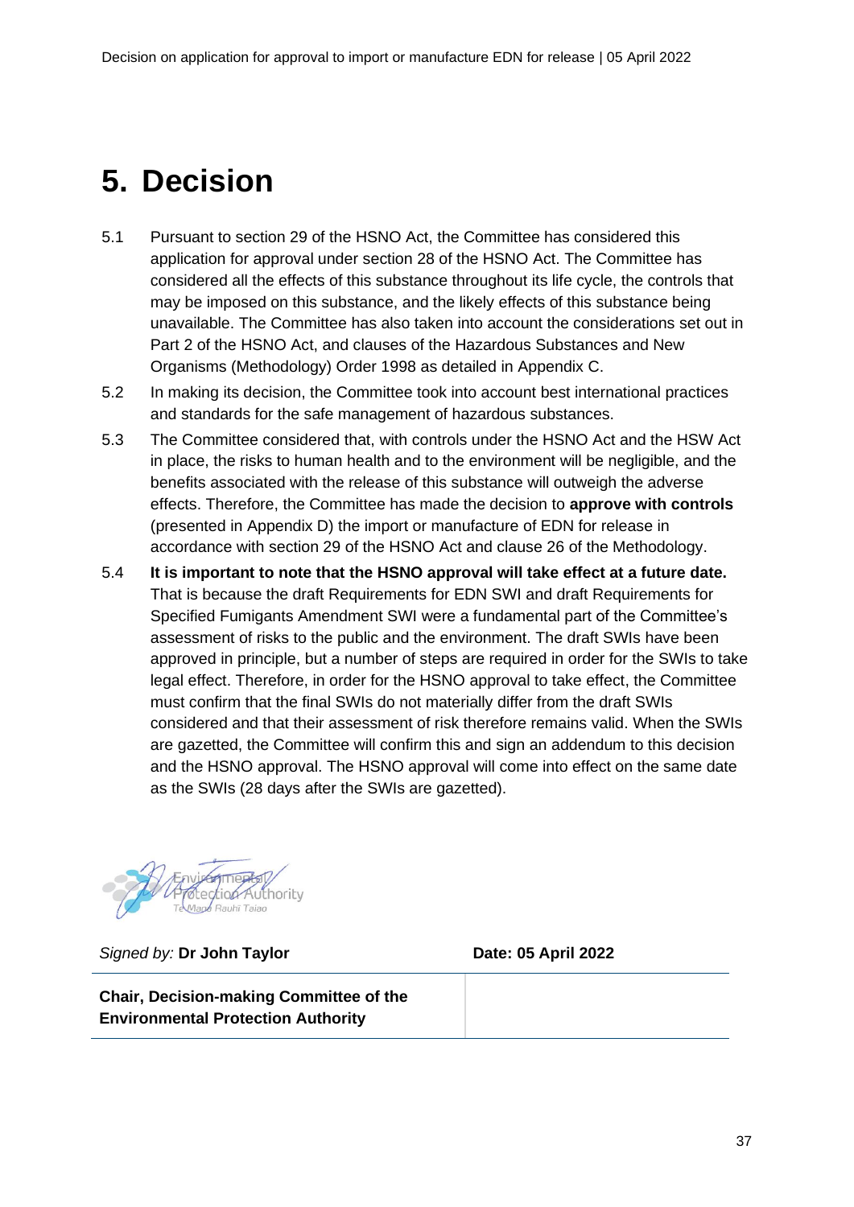# 5. Decision

5.1 Pursuant to section 29 of the HSNO Act, the Committee has considered this application for approval under section 28 of the HSNO Act. The Committee has considered all the effects of this substance throughout its life cycle, the controls that may be imposed on this substance, and the likely effects of this substance being unavailable. The Committee has also taken into account the considerations set out in Part 2 of the HSNO Act, and clauses of the Hazardous Substances and New Organisms (Methodology) Order 1998 as detailed in Appendix C.

5.2 In making its decision, the Committee took into account best international practices and standards for the safe management of hazardous substances.

5.3 The Committee considered that, with controls under the HSNO Act and the HSW Act in place, the risks to human health and to the environment will be negligible, and the benefits associated with the release of this substance will outweigh the adverse effects. Therefore, the Committee has made the decision to **approve with controls** (presented in Appendix D) the import or manufacture of EDN for release in accordance with section 29 of the HSNO Act and clause 26 of the Methodology.

5.4 **It is important to note that the HSNO approval will take effect at a future date.** That is because the draft Requirements for EDN SWI and draft Requirements for Specified Fumigants Amendment SWI were a fundamental part of the Committee's assessment of risks to the public and the environment. The draft SWIs have been approved in principle, but a number of steps are required in order for the SWIs to take legal effect. Therefore, in order for the HSNO approval to take effect, the Committee must confirm that the final SWIs do not materially differ from the draft SWIs considered and that their assessment of risk therefore remains valid. When the SWIs are gazetted, the Committee will confirm this and sign an addendum to this decision and the HSNO approval. The HSNO approval will come into effect on the same date as the SWIs (28 days after the SWIs are gazetted).

| *Signed by:* **Dr John Taylor** | **Date: 05 April 2022** |
|---|---|
| **Chair, Decision-making Committee of the Environmental Protection Authority** | |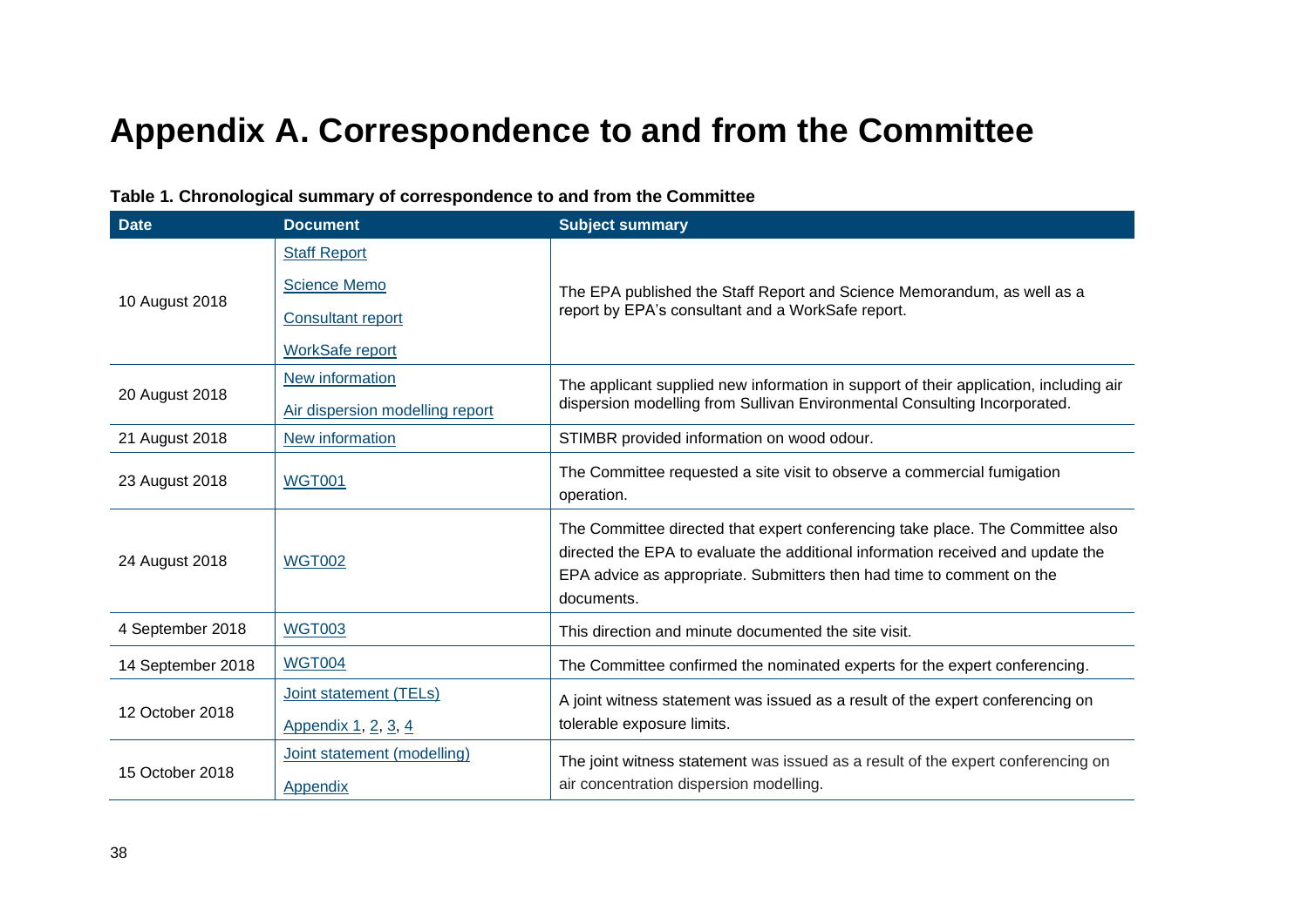# Appendix A. Correspondence to and from the Committee

**Table 1. Chronological summary of correspondence to and from the Committee**

| Date | Document | Subject summary |
|---|---|---|
| 10 August 2018 | Staff Report<br>Science Memo<br>Consultant report<br>WorkSafe report | The EPA published the Staff Report and Science Memorandum, as well as a report by EPA's consultant and a WorkSafe report. |
| 20 August 2018 | New information<br>Air dispersion modelling report | The applicant supplied new information in support of their application, including air dispersion modelling from Sullivan Environmental Consulting Incorporated. |
| 21 August 2018 | New information | STIMBR provided information on wood odour. |
| 23 August 2018 | WGT001 | The Committee requested a site visit to observe a commercial fumigation operation. |
| 24 August 2018 | WGT002 | The Committee directed that expert conferencing take place. The Committee also directed the EPA to evaluate the additional information received and update the EPA advice as appropriate. Submitters then had time to comment on the documents. |
| 4 September 2018 | WGT003 | This direction and minute documented the site visit. |
| 14 September 2018 | WGT004 | The Committee confirmed the nominated experts for the expert conferencing. |
| 12 October 2018 | Joint statement (TELs)<br>Appendix 1, 2, 3, 4 | A joint witness statement was issued as a result of the expert conferencing on tolerable exposure limits. |
| 15 October 2018 | Joint statement (modelling)<br>Appendix | The joint witness statement was issued as a result of the expert conferencing on air concentration dispersion modelling. |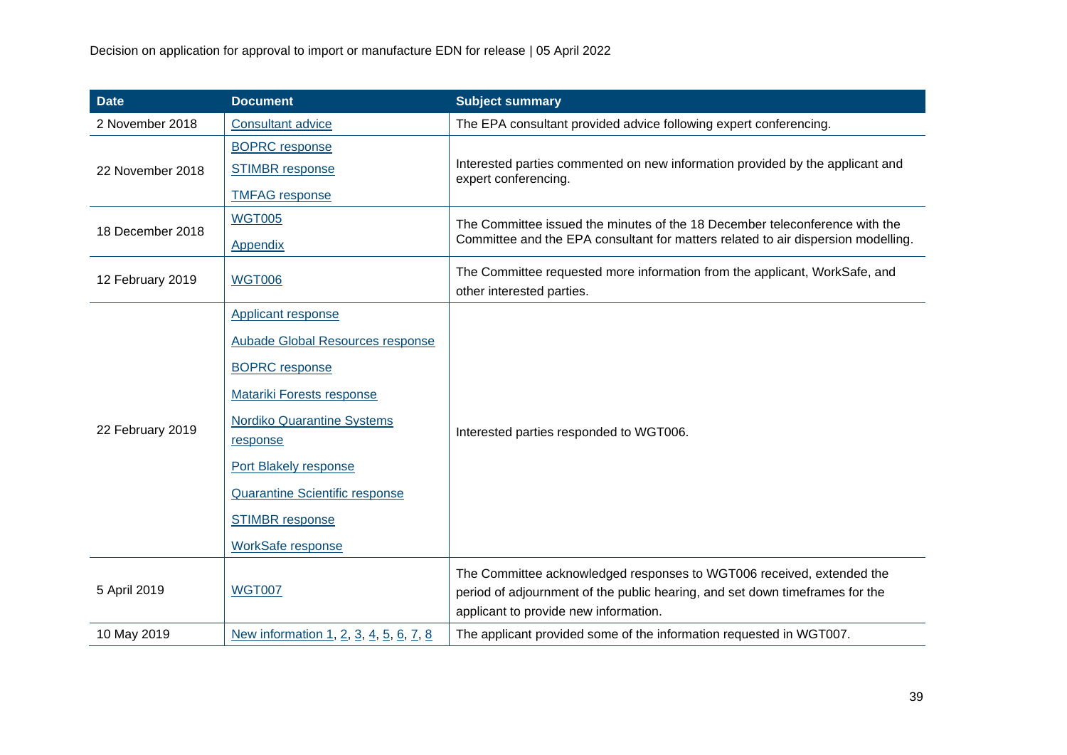| Date | Document | Subject summary |
|---|---|---|
| 2 November 2018 | Consultant advice | The EPA consultant provided advice following expert conferencing. |
| 22 November 2018 | BOPRC response<br>STIMBR response<br>TMFAG response | Interested parties commented on new information provided by the applicant and expert conferencing. |
| 18 December 2018 | WGT005<br>Appendix | The Committee issued the minutes of the 18 December teleconference with the Committee and the EPA consultant for matters related to air dispersion modelling. |
| 12 February 2019 | WGT006 | The Committee requested more information from the applicant, WorkSafe, and other interested parties. |
| 22 February 2019 | Applicant response<br>Aubade Global Resources response<br>BOPRC response<br>Matariki Forests response<br>Nordiko Quarantine Systems response<br>Port Blakely response<br>Quarantine Scientific response<br>STIMBR response<br>WorkSafe response | Interested parties responded to WGT006. |
| 5 April 2019 | WGT007 | The Committee acknowledged responses to WGT006 received, extended the period of adjournment of the public hearing, and set down timeframes for the applicant to provide new information. |
| 10 May 2019 | New information 1, 2, 3, 4, 5, 6, 7, 8 | The applicant provided some of the information requested in WGT007. |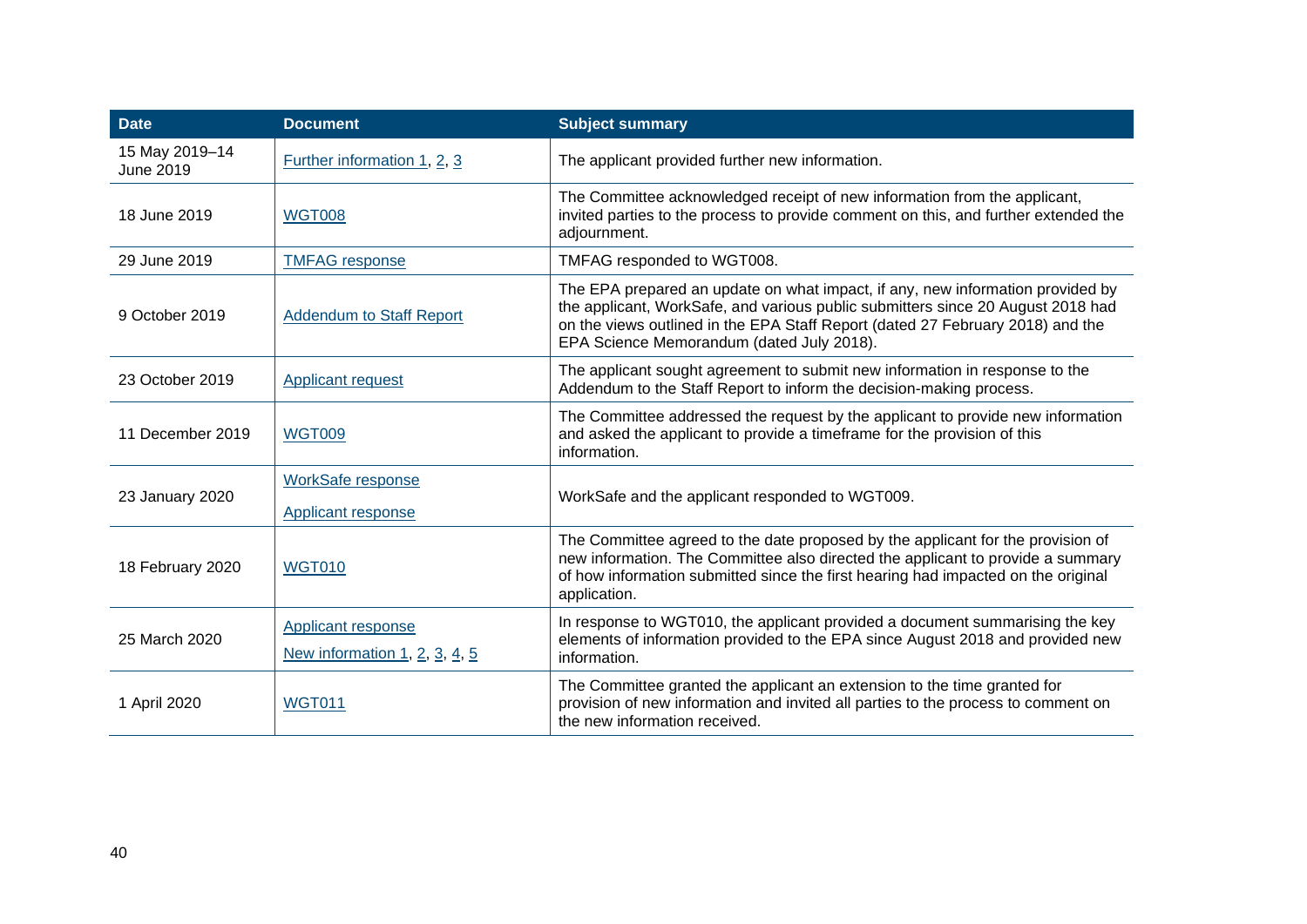| Date | Document | Subject summary |
| --- | --- | --- |
| 15 May 2019–14 June 2019 | Further information 1, 2, 3 | The applicant provided further new information. |
| 18 June 2019 | WGT008 | The Committee acknowledged receipt of new information from the applicant, invited parties to the process to provide comment on this, and further extended the adjournment. |
| 29 June 2019 | TMFAG response | TMFAG responded to WGT008. |
| 9 October 2019 | Addendum to Staff Report | The EPA prepared an update on what impact, if any, new information provided by the applicant, WorkSafe, and various public submitters since 20 August 2018 had on the views outlined in the EPA Staff Report (dated 27 February 2018) and the EPA Science Memorandum (dated July 2018). |
| 23 October 2019 | Applicant request | The applicant sought agreement to submit new information in response to the Addendum to the Staff Report to inform the decision-making process. |
| 11 December 2019 | WGT009 | The Committee addressed the request by the applicant to provide new information and asked the applicant to provide a timeframe for the provision of this information. |
| 23 January 2020 | WorkSafe response<br>Applicant response | WorkSafe and the applicant responded to WGT009. |
| 18 February 2020 | WGT010 | The Committee agreed to the date proposed by the applicant for the provision of new information. The Committee also directed the applicant to provide a summary of how information submitted since the first hearing had impacted on the original application. |
| 25 March 2020 | Applicant response<br>New information 1, 2, 3, 4, 5 | In response to WGT010, the applicant provided a document summarising the key elements of information provided to the EPA since August 2018 and provided new information. |
| 1 April 2020 | WGT011 | The Committee granted the applicant an extension to the time granted for provision of new information and invited all parties to the process to comment on the new information received. |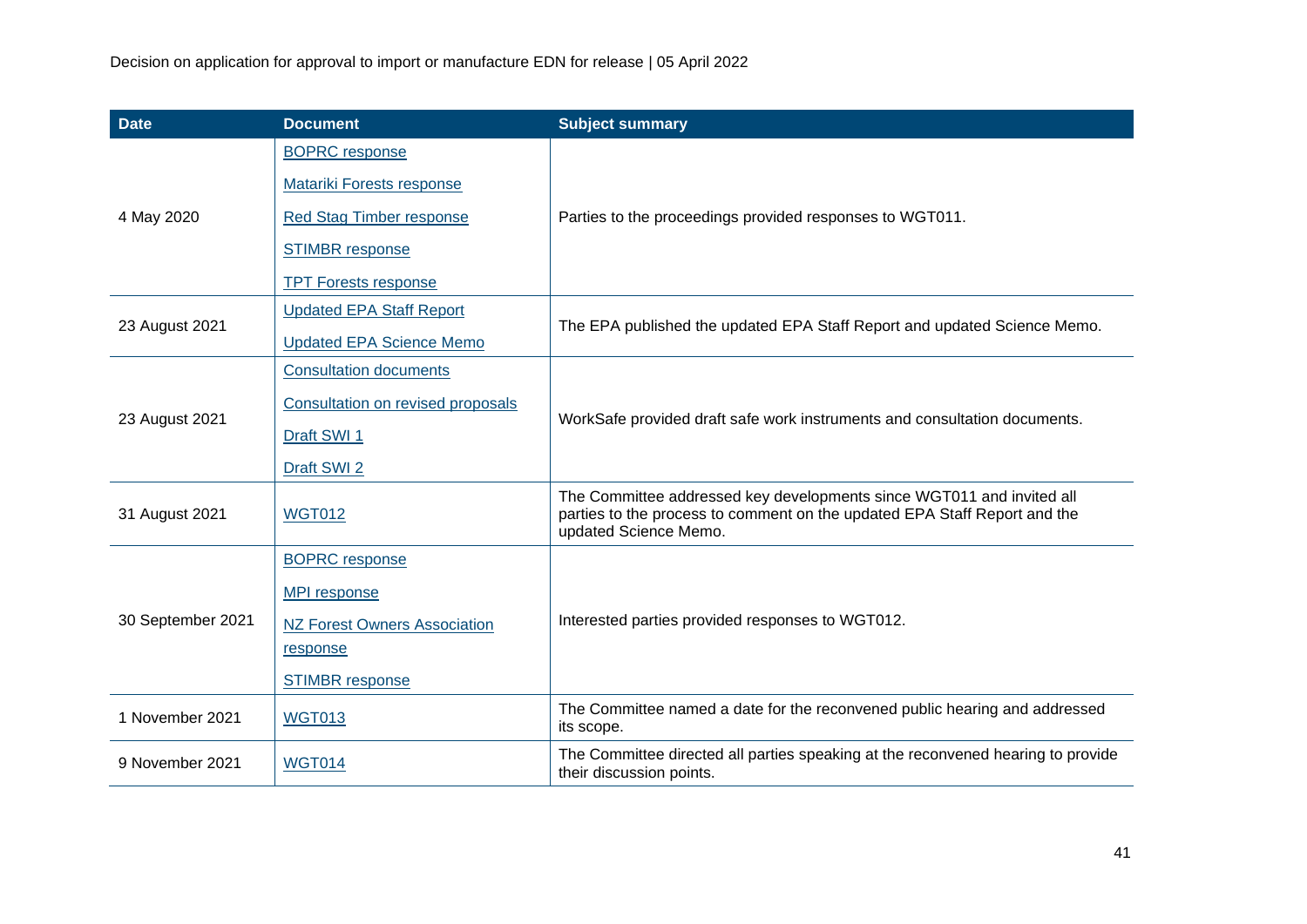| Date | Document | Subject summary |
| --- | --- | --- |
| 4 May 2020 | BOPRC response<br>Matariki Forests response<br>Red Stag Timber response<br>STIMBR response<br>TPT Forests response | Parties to the proceedings provided responses to WGT011. |
| 23 August 2021 | Updated EPA Staff Report<br>Updated EPA Science Memo | The EPA published the updated EPA Staff Report and updated Science Memo. |
| 23 August 2021 | Consultation documents<br>Consultation on revised proposals<br>Draft SWI 1<br>Draft SWI 2 | WorkSafe provided draft safe work instruments and consultation documents. |
| 31 August 2021 | WGT012 | The Committee addressed key developments since WGT011 and invited all parties to the process to comment on the updated EPA Staff Report and the updated Science Memo. |
| 30 September 2021 | BOPRC response<br>MPI response<br>NZ Forest Owners Association response<br>STIMBR response | Interested parties provided responses to WGT012. |
| 1 November 2021 | WGT013 | The Committee named a date for the reconvened public hearing and addressed its scope. |
| 9 November 2021 | WGT014 | The Committee directed all parties speaking at the reconvened hearing to provide their discussion points. |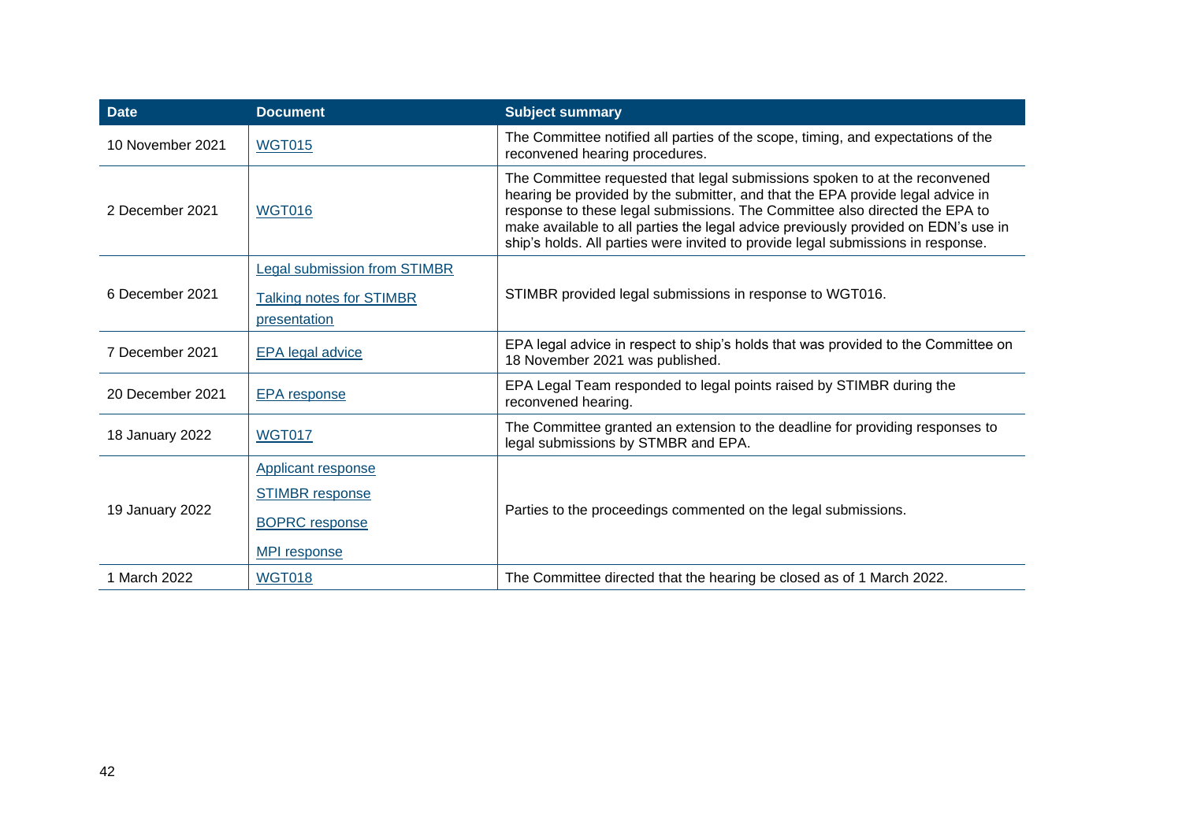| Date | Document | Subject summary |
|---|---|---|
| 10 November 2021 | WGT015 | The Committee notified all parties of the scope, timing, and expectations of the reconvened hearing procedures. |
| 2 December 2021 | WGT016 | The Committee requested that legal submissions spoken to at the reconvened hearing be provided by the submitter, and that the EPA provide legal advice in response to these legal submissions. The Committee also directed the EPA to make available to all parties the legal advice previously provided on EDN's use in ship's holds. All parties were invited to provide legal submissions in response. |
| 6 December 2021 | Legal submission from STIMBR<br>Talking notes for STIMBR presentation | STIMBR provided legal submissions in response to WGT016. |
| 7 December 2021 | EPA legal advice | EPA legal advice in respect to ship's holds that was provided to the Committee on 18 November 2021 was published. |
| 20 December 2021 | EPA response | EPA Legal Team responded to legal points raised by STIMBR during the reconvened hearing. |
| 18 January 2022 | WGT017 | The Committee granted an extension to the deadline for providing responses to legal submissions by STMBR and EPA. |
| 19 January 2022 | Applicant response<br>STIMBR response<br>BOPRC response<br>MPI response | Parties to the proceedings commented on the legal submissions. |
| 1 March 2022 | WGT018 | The Committee directed that the hearing be closed as of 1 March 2022. |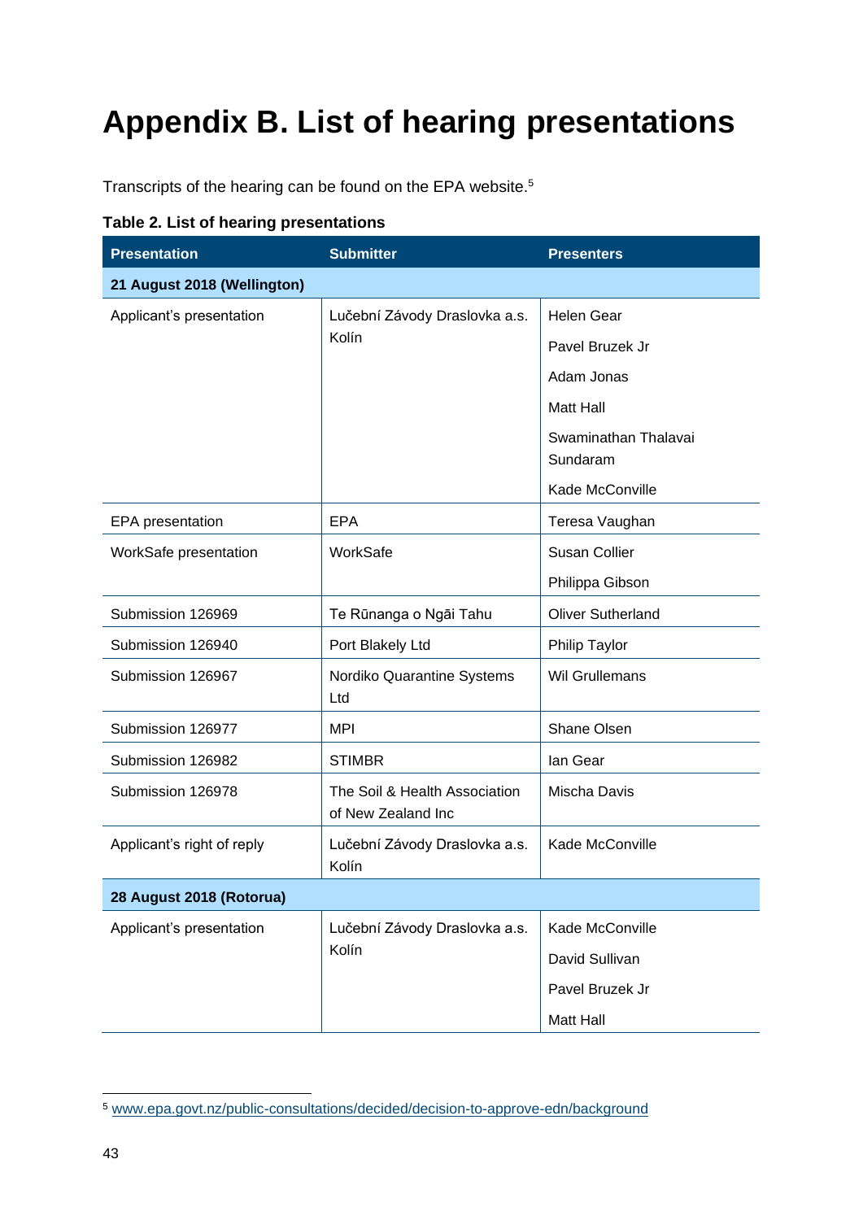# Appendix B. List of hearing presentations

Transcripts of the hearing can be found on the EPA website.[5]

**Table 2. List of hearing presentations**

| Presentation | Submitter | Presenters |
|---|---|---|
| **21 August 2018 (Wellington)** | | |
| Applicant's presentation | Lučební Závody Draslovka a.s. Kolín | Helen Gear<br>Pavel Bruzek Jr<br>Adam Jonas<br>Matt Hall<br>Swaminathan Thalavai Sundaram<br>Kade McConville |
| EPA presentation | EPA | Teresa Vaughan |
| WorkSafe presentation | WorkSafe | Susan Collier<br>Philippa Gibson |
| Submission 126969 | Te Rūnanga o Ngāi Tahu | Oliver Sutherland |
| Submission 126940 | Port Blakely Ltd | Philip Taylor |
| Submission 126967 | Nordiko Quarantine Systems Ltd | Wil Grullemans |
| Submission 126977 | MPI | Shane Olsen |
| Submission 126982 | STIMBR | Ian Gear |
| Submission 126978 | The Soil & Health Association of New Zealand Inc | Mischa Davis |
| Applicant's right of reply | Lučební Závody Draslovka a.s. Kolín | Kade McConville |
| **28 August 2018 (Rotorua)** | | |
| Applicant's presentation | Lučební Závody Draslovka a.s. Kolín | Kade McConville<br>David Sullivan<br>Pavel Bruzek Jr<br>Matt Hall |

[5] www.epa.govt.nz/public-consultations/decided/decision-to-approve-edn/background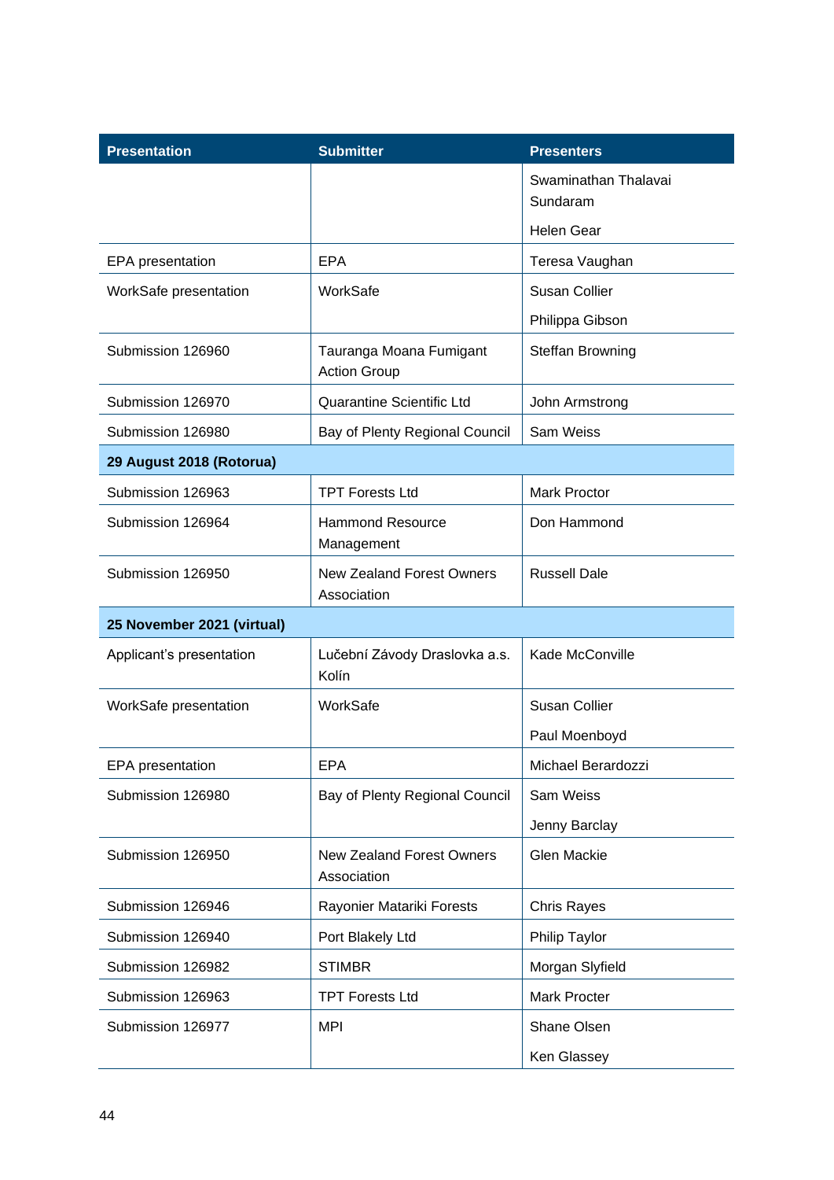| Presentation | Submitter | Presenters |
|---|---|---|
| | | Swaminathan Thalavai Sundaram<br>Helen Gear |
| EPA presentation | EPA | Teresa Vaughan |
| WorkSafe presentation | WorkSafe | Susan Collier<br>Philippa Gibson |
| Submission 126960 | Tauranga Moana Fumigant Action Group | Steffan Browning |
| Submission 126970 | Quarantine Scientific Ltd | John Armstrong |
| Submission 126980 | Bay of Plenty Regional Council | Sam Weiss |
| **29 August 2018 (Rotorua)** | | |
| Submission 126963 | TPT Forests Ltd | Mark Proctor |
| Submission 126964 | Hammond Resource Management | Don Hammond |
| Submission 126950 | New Zealand Forest Owners Association | Russell Dale |
| **25 November 2021 (virtual)** | | |
| Applicant's presentation | Lučební Závody Draslovka a.s. Kolín | Kade McConville |
| WorkSafe presentation | WorkSafe | Susan Collier<br>Paul Moenboyd |
| EPA presentation | EPA | Michael Berardozzi |
| Submission 126980 | Bay of Plenty Regional Council | Sam Weiss<br>Jenny Barclay |
| Submission 126950 | New Zealand Forest Owners Association | Glen Mackie |
| Submission 126946 | Rayonier Matariki Forests | Chris Rayes |
| Submission 126940 | Port Blakely Ltd | Philip Taylor |
| Submission 126982 | STIMBR | Morgan Slyfield |
| Submission 126963 | TPT Forests Ltd | Mark Procter |
| Submission 126977 | MPI | Shane Olsen<br>Ken Glassey |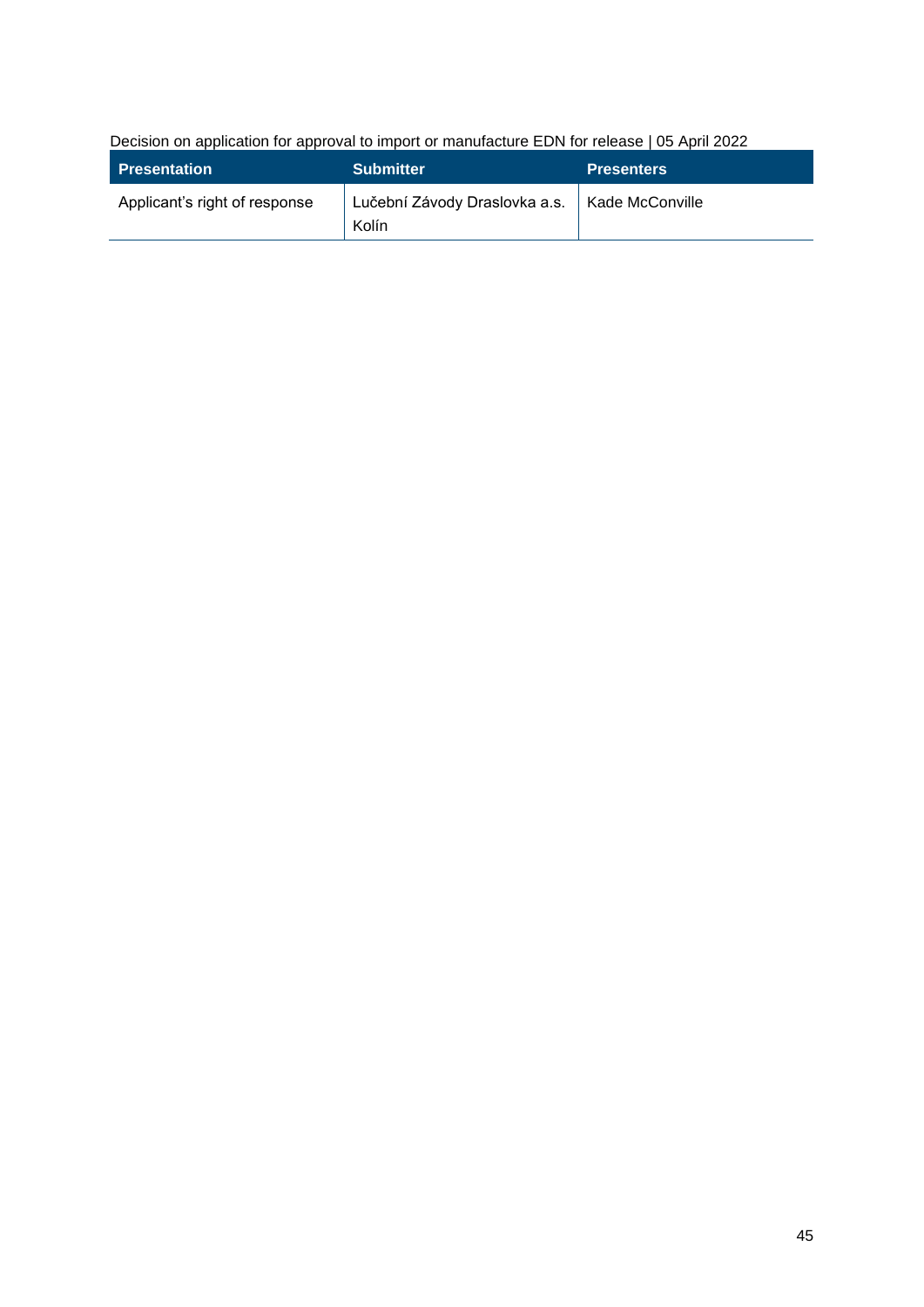| Presentation | Submitter | Presenters |
|---|---|---|
| Applicant's right of response | Lučební Závody Draslovka a.s. Kolín | Kade McConville |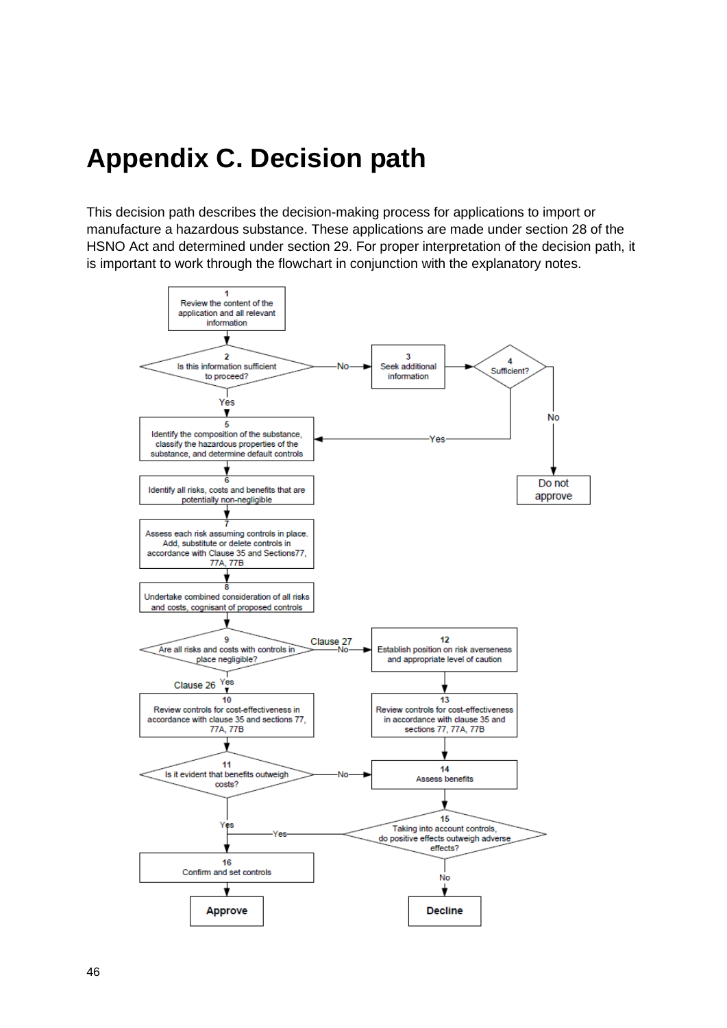# Appendix C. Decision path

This decision path describes the decision-making process for applications to import or manufacture a hazardous substance. These applications are made under section 28 of the HSNO Act and determined under section 29. For proper interpretation of the decision path, it is important to work through the flowchart in conjunction with the explanatory notes.

1. Review the content of the application and all relevant information
2. Is this information sufficient to proceed?
   - Yes → 5
   - No → 3
3. Seek additional information → 4
4. Sufficient?
   - Yes → 5
   - No → Do not approve
5. Identify the composition of the substance, classify the hazardous properties of the substance, and determine default controls
6. Identify all risks, costs and benefits that are potentially non-negligible
7. Assess each risk assuming controls in place. Add, substitute or delete controls in accordance with Clause 35 and Sections77, 77A, 77B
8. Undertake combined consideration of all risks and costs, cognisant of proposed controls
9. Are all risks and costs with controls in place negligible?
   - Yes (Clause 26) → 10
   - No (Clause 27) → 12
10. Review controls for cost-effectiveness in accordance with clause 35 and sections 77, 77A, 77B
11. Is it evident that benefits outweigh costs?
    - Yes → 16
    - No → 14
12. Establish position on risk averseness and appropriate level of caution
13. Review controls for cost-effectiveness in accordance with clause 35 and sections 77, 77A, 77B
14. Assess benefits
15. Taking into account controls, do positive effects outweigh adverse effects?
    - Yes → 16
    - No → Decline
16. Confirm and set controls → **Approve**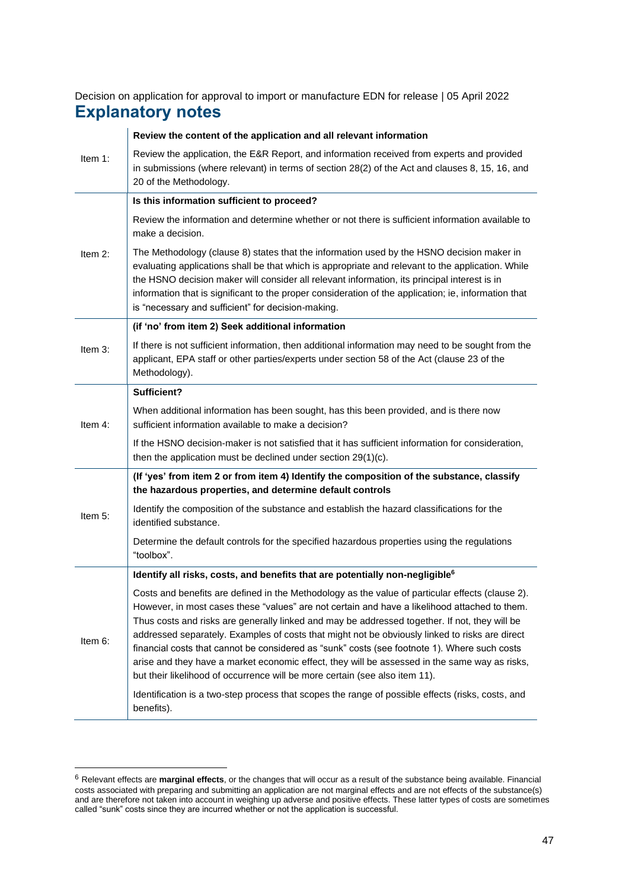## Explanatory notes

| | |
|---|---|
| Item 1: | **Review the content of the application and all relevant information**<br><br>Review the application, the E&R Report, and information received from experts and provided in submissions (where relevant) in terms of section 28(2) of the Act and clauses 8, 15, 16, and 20 of the Methodology. |
| Item 2: | **Is this information sufficient to proceed?**<br><br>Review the information and determine whether or not there is sufficient information available to make a decision.<br><br>The Methodology (clause 8) states that the information used by the HSNO decision maker in evaluating applications shall be that which is appropriate and relevant to the application. While the HSNO decision maker will consider all relevant information, its principal interest is in information that is significant to the proper consideration of the application; ie, information that is "necessary and sufficient" for decision-making. |
| Item 3: | **(if 'no' from item 2) Seek additional information**<br><br>If there is not sufficient information, then additional information may need to be sought from the applicant, EPA staff or other parties/experts under section 58 of the Act (clause 23 of the Methodology). |
| Item 4: | **Sufficient?**<br><br>When additional information has been sought, has this been provided, and is there now sufficient information available to make a decision?<br><br>If the HSNO decision-maker is not satisfied that it has sufficient information for consideration, then the application must be declined under section 29(1)(c). |
| Item 5: | **(If 'yes' from item 2 or from item 4) Identify the composition of the substance, classify the hazardous properties, and determine default controls**<br><br>Identify the composition of the substance and establish the hazard classifications for the identified substance.<br><br>Determine the default controls for the specified hazardous properties using the regulations "toolbox". |
| Item 6: | **Identify all risks, costs, and benefits that are potentially non-negligible[6]**<br><br>Costs and benefits are defined in the Methodology as the value of particular effects (clause 2). However, in most cases these "values" are not certain and have a likelihood attached to them. Thus costs and risks are generally linked and may be addressed together. If not, they will be addressed separately. Examples of costs that might not be obviously linked to risks are direct financial costs that cannot be considered as "sunk" costs (see footnote 1). Where such costs arise and they have a market economic effect, they will be assessed in the same way as risks, but their likelihood of occurrence will be more certain (see also item 11).<br><br>Identification is a two-step process that scopes the range of possible effects (risks, costs, and benefits). |

[6] Relevant effects are **marginal effects**, or the changes that will occur as a result of the substance being available. Financial costs associated with preparing and submitting an application are not marginal effects and are not effects of the substance(s) and are therefore not taken into account in weighing up adverse and positive effects. These latter types of costs are sometimes called "sunk" costs since they are incurred whether or not the application is successful.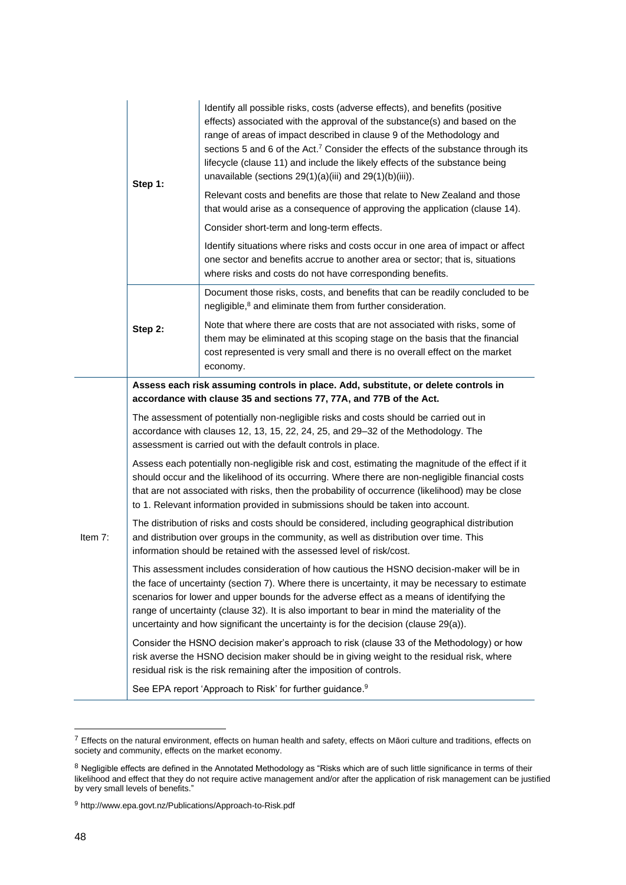| | | |
|---|---|---|
| | Step 1: | Identify all possible risks, costs (adverse effects), and benefits (positive effects) associated with the approval of the substance(s) and based on the range of areas of impact described in clause 9 of the Methodology and sections 5 and 6 of the Act.[7] Consider the effects of the substance through its lifecycle (clause 11) and include the likely effects of the substance being unavailable (sections 29(1)(a)(iii) and 29(1)(b)(iii)).<br><br>Relevant costs and benefits are those that relate to New Zealand and those that would arise as a consequence of approving the application (clause 14).<br><br>Consider short-term and long-term effects.<br><br>Identify situations where risks and costs occur in one area of impact or affect one sector and benefits accrue to another area or sector; that is, situations where risks and costs do not have corresponding benefits. |
| | Step 2: | Document those risks, costs, and benefits that can be readily concluded to be negligible,[8] and eliminate them from further consideration.<br><br>Note that where there are costs that are not associated with risks, some of them may be eliminated at this scoping stage on the basis that the financial cost represented is very small and there is no overall effect on the market economy. |
| Item 7: | **Assess each risk assuming controls in place. Add, substitute, or delete controls in accordance with clause 35 and sections 77, 77A, and 77B of the Act.**<br><br>The assessment of potentially non-negligible risks and costs should be carried out in accordance with clauses 12, 13, 15, 22, 24, 25, and 29–32 of the Methodology. The assessment is carried out with the default controls in place.<br><br>Assess each potentially non-negligible risk and cost, estimating the magnitude of the effect if it should occur and the likelihood of its occurring. Where there are non-negligible financial costs that are not associated with risks, then the probability of occurrence (likelihood) may be close to 1. Relevant information provided in submissions should be taken into account.<br><br>The distribution of risks and costs should be considered, including geographical distribution and distribution over groups in the community, as well as distribution over time. This information should be retained with the assessed level of risk/cost.<br><br>This assessment includes consideration of how cautious the HSNO decision-maker will be in the face of uncertainty (section 7). Where there is uncertainty, it may be necessary to estimate scenarios for lower and upper bounds for the adverse effect as a means of identifying the range of uncertainty (clause 32). It is also important to bear in mind the materiality of the uncertainty and how significant the uncertainty is for the decision (clause 29(a)).<br><br>Consider the HSNO decision maker's approach to risk (clause 33 of the Methodology) or how risk averse the HSNO decision maker should be in giving weight to the residual risk, where residual risk is the risk remaining after the imposition of controls.<br><br>See EPA report 'Approach to Risk' for further guidance.[9] | |

[7] Effects on the natural environment, effects on human health and safety, effects on Māori culture and traditions, effects on society and community, effects on the market economy.

[8] Negligible effects are defined in the Annotated Methodology as "Risks which are of such little significance in terms of their likelihood and effect that they do not require active management and/or after the application of risk management can be justified by very small levels of benefits."

[9] http://www.epa.govt.nz/Publications/Approach-to-Risk.pdf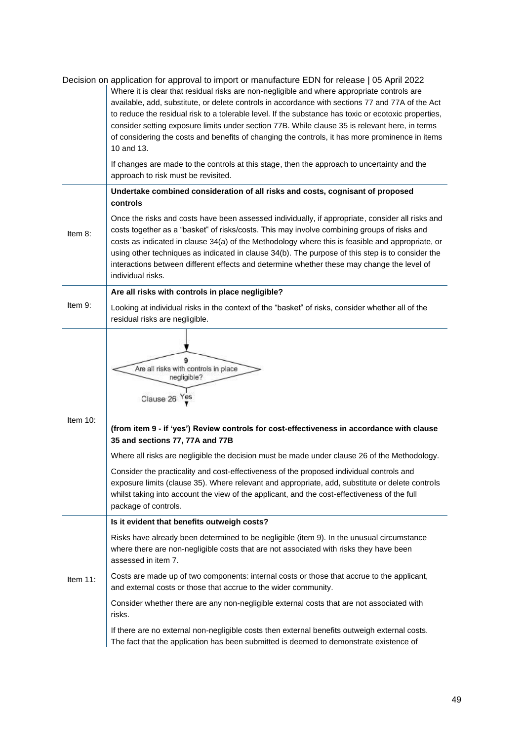| | |
|---|---|
| | Where it is clear that residual risks are non-negligible and where appropriate controls are available, add, substitute, or delete controls in accordance with sections 77 and 77A of the Act to reduce the residual risk to a tolerable level. If the substance has toxic or ecotoxic properties, consider setting exposure limits under section 77B. While clause 35 is relevant here, in terms of considering the costs and benefits of changing the controls, it has more prominence in items 10 and 13.<br><br>If changes are made to the controls at this stage, then the approach to uncertainty and the approach to risk must be revisited. |
| Item 8: | **Undertake combined consideration of all risks and costs, cognisant of proposed controls**<br><br>Once the risks and costs have been assessed individually, if appropriate, consider all risks and costs together as a "basket" of risks/costs. This may involve combining groups of risks and costs as indicated in clause 34(a) of the Methodology where this is feasible and appropriate, or using other techniques as indicated in clause 34(b). The purpose of this step is to consider the interactions between different effects and determine whether these may change the level of individual risks. |
| Item 9: | **Are all risks with controls in place negligible?**<br><br>Looking at individual risks in the context of the "basket" of risks, consider whether all of the residual risks are negligible. |
| Item 10: | 9 Are all risks with controls in place negligible? Clause 26 Yes<br><br>**(from item 9 - if 'yes') Review controls for cost-effectiveness in accordance with clause 35 and sections 77, 77A and 77B**<br><br>Where all risks are negligible the decision must be made under clause 26 of the Methodology.<br><br>Consider the practicality and cost-effectiveness of the proposed individual controls and exposure limits (clause 35). Where relevant and appropriate, add, substitute or delete controls whilst taking into account the view of the applicant, and the cost-effectiveness of the full package of controls. |
| Item 11: | **Is it evident that benefits outweigh costs?**<br><br>Risks have already been determined to be negligible (item 9). In the unusual circumstance where there are non-negligible costs that are not associated with risks they have been assessed in item 7.<br><br>Costs are made up of two components: internal costs or those that accrue to the applicant, and external costs or those that accrue to the wider community.<br><br>Consider whether there are any non-negligible external costs that are not associated with risks.<br><br>If there are no external non-negligible costs then external benefits outweigh external costs. The fact that the application has been submitted is deemed to demonstrate existence of |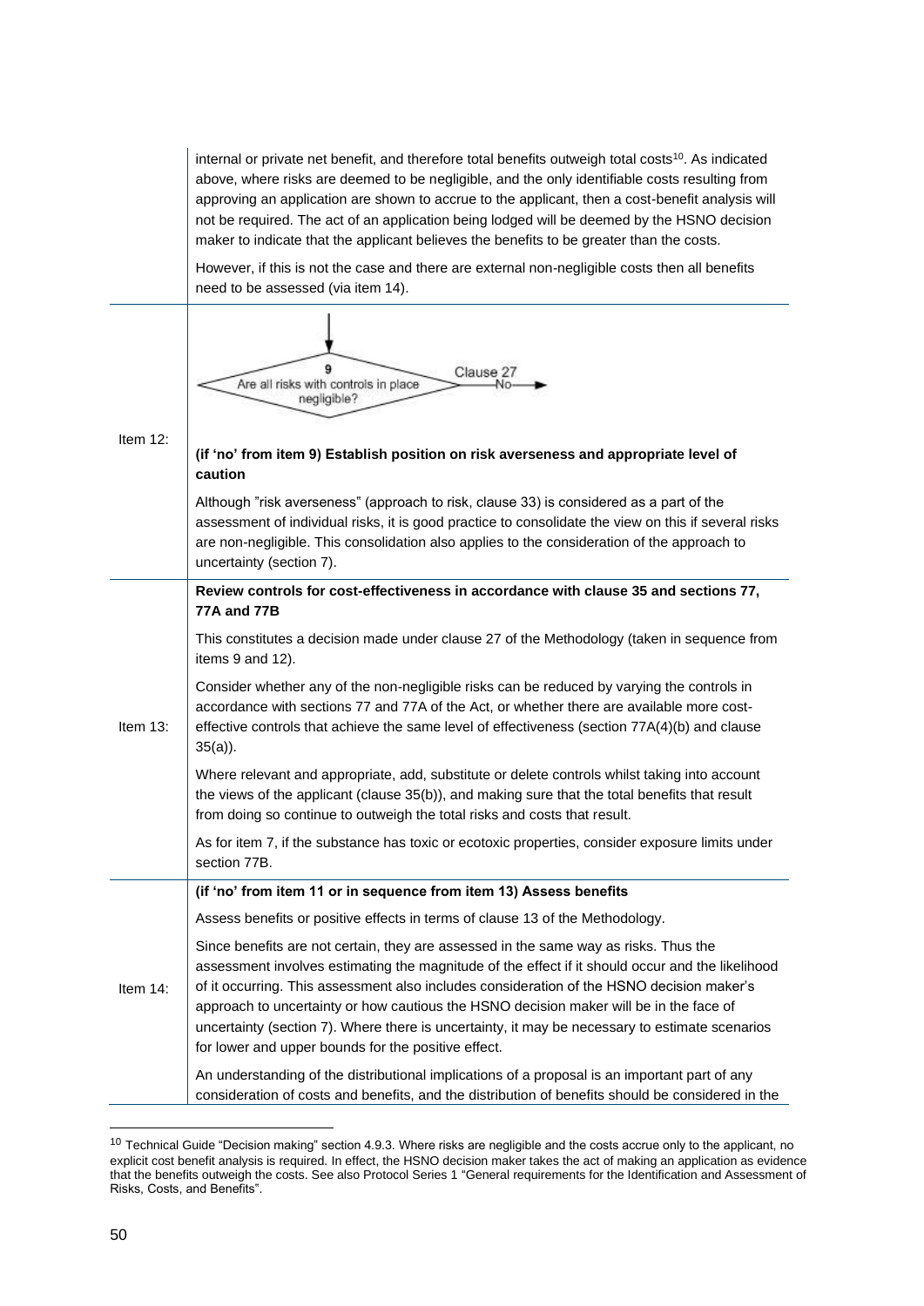| | |
|---|---|
| | internal or private net benefit, and therefore total benefits outweigh total costs[10]. As indicated above, where risks are deemed to be negligible, and the only identifiable costs resulting from approving an application are shown to accrue to the applicant, then a cost-benefit analysis will not be required. The act of an application being lodged will be deemed by the HSNO decision maker to indicate that the applicant believes the benefits to be greater than the costs. <br><br> However, if this is not the case and there are external non-negligible costs then all benefits need to be assessed (via item 14). |
| Item 12: | 9 Are all risks with controls in place negligible? — No → Clause 27 <br><br> **(if 'no' from item 9) Establish position on risk averseness and appropriate level of caution** <br><br> Although "risk averseness" (approach to risk, clause 33) is considered as a part of the assessment of individual risks, it is good practice to consolidate the view on this if several risks are non-negligible. This consolidation also applies to the consideration of the approach to uncertainty (section 7). |
| Item 13: | **Review controls for cost-effectiveness in accordance with clause 35 and sections 77, 77A and 77B** <br><br> This constitutes a decision made under clause 27 of the Methodology (taken in sequence from items 9 and 12). <br><br> Consider whether any of the non-negligible risks can be reduced by varying the controls in accordance with sections 77 and 77A of the Act, or whether there are available more cost-effective controls that achieve the same level of effectiveness (section 77A(4)(b) and clause 35(a)). <br><br> Where relevant and appropriate, add, substitute or delete controls whilst taking into account the views of the applicant (clause 35(b)), and making sure that the total benefits that result from doing so continue to outweigh the total risks and costs that result. <br><br> As for item 7, if the substance has toxic or ecotoxic properties, consider exposure limits under section 77B. |
| Item 14: | **(if 'no' from item 11 or in sequence from item 13) Assess benefits** <br><br> Assess benefits or positive effects in terms of clause 13 of the Methodology. <br><br> Since benefits are not certain, they are assessed in the same way as risks. Thus the assessment involves estimating the magnitude of the effect if it should occur and the likelihood of it occurring. This assessment also includes consideration of the HSNO decision maker's approach to uncertainty or how cautious the HSNO decision maker will be in the face of uncertainty (section 7). Where there is uncertainty, it may be necessary to estimate scenarios for lower and upper bounds for the positive effect. <br><br> An understanding of the distributional implications of a proposal is an important part of any consideration of costs and benefits, and the distribution of benefits should be considered in the |

[10] Technical Guide "Decision making" section 4.9.3. Where risks are negligible and the costs accrue only to the applicant, no explicit cost benefit analysis is required. In effect, the HSNO decision maker takes the act of making an application as evidence that the benefits outweigh the costs. See also Protocol Series 1 "General requirements for the Identification and Assessment of Risks, Costs, and Benefits".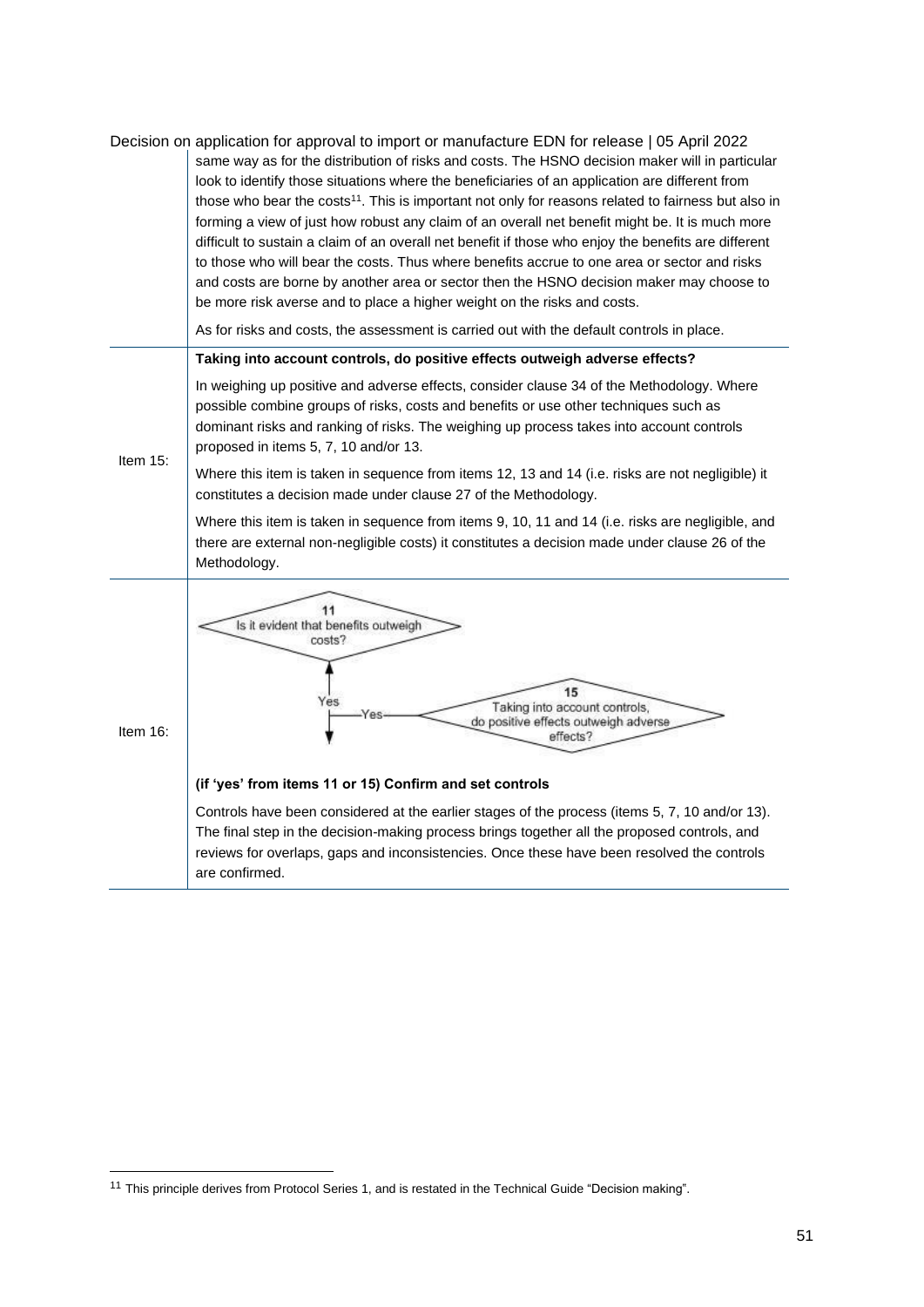| | |
|---|---|
| | same way as for the distribution of risks and costs. The HSNO decision maker will in particular look to identify those situations where the beneficiaries of an application are different from those who bear the costs[11]. This is important not only for reasons related to fairness but also in forming a view of just how robust any claim of an overall net benefit might be. It is much more difficult to sustain a claim of an overall net benefit if those who enjoy the benefits are different to those who will bear the costs. Thus where benefits accrue to one area or sector and risks and costs are borne by another area or sector then the HSNO decision maker may choose to be more risk averse and to place a higher weight on the risks and costs.<br><br>As for risks and costs, the assessment is carried out with the default controls in place. |
| Item 15: | **Taking into account controls, do positive effects outweigh adverse effects?**<br><br>In weighing up positive and adverse effects, consider clause 34 of the Methodology. Where possible combine groups of risks, costs and benefits or use other techniques such as dominant risks and ranking of risks. The weighing up process takes into account controls proposed in items 5, 7, 10 and/or 13.<br><br>Where this item is taken in sequence from items 12, 13 and 14 (i.e. risks are not negligible) it constitutes a decision made under clause 27 of the Methodology.<br><br>Where this item is taken in sequence from items 9, 10, 11 and 14 (i.e. risks are negligible, and there are external non-negligible costs) it constitutes a decision made under clause 26 of the Methodology. |
| Item 16: | 11 Is it evident that benefits outweigh costs? — Yes<br>15 Taking into account controls, do positive effects outweigh adverse effects? — Yes<br><br>**(if 'yes' from items 11 or 15) Confirm and set controls**<br><br>Controls have been considered at the earlier stages of the process (items 5, 7, 10 and/or 13). The final step in the decision-making process brings together all the proposed controls, and reviews for overlaps, gaps and inconsistencies. Once these have been resolved the controls are confirmed. |

[11] This principle derives from Protocol Series 1, and is restated in the Technical Guide "Decision making".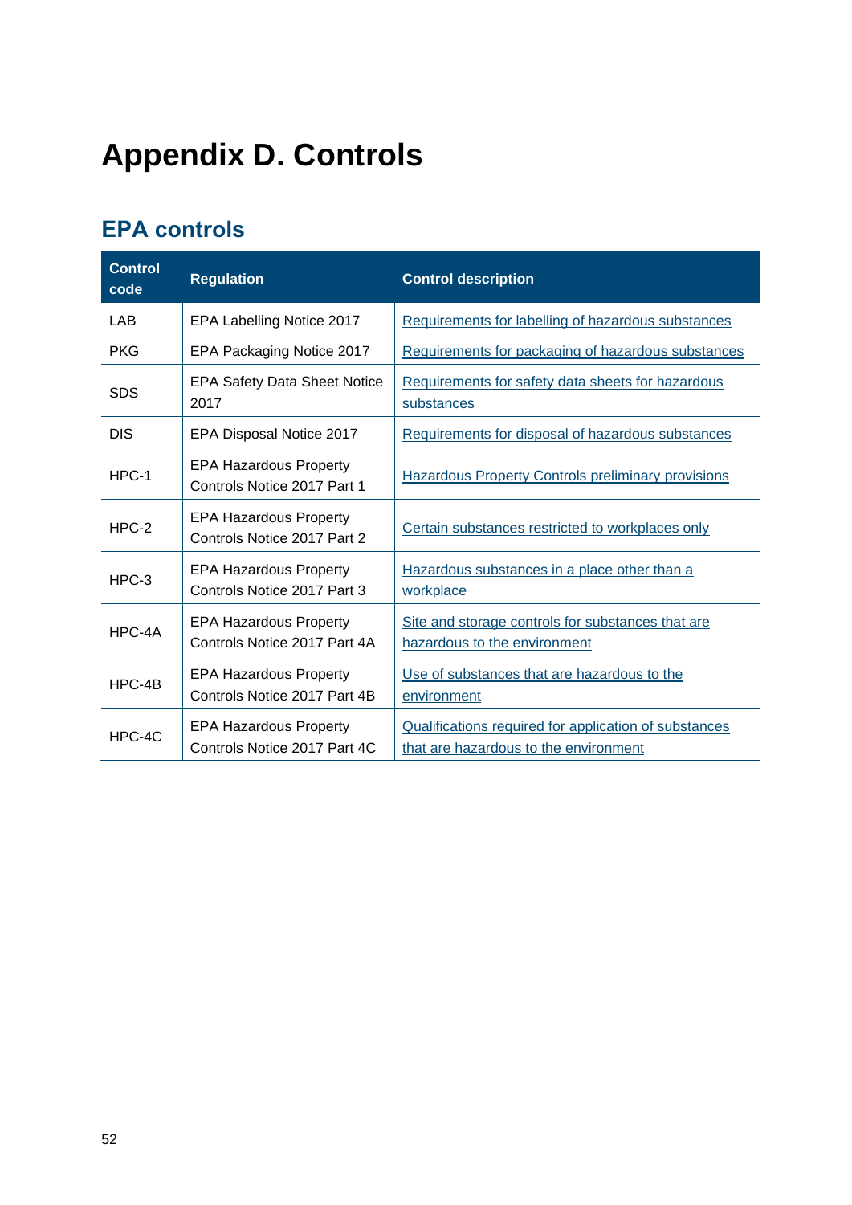# Appendix D. Controls

## EPA controls

| Control code | Regulation | Control description |
|---|---|---|
| LAB | EPA Labelling Notice 2017 | Requirements for labelling of hazardous substances |
| PKG | EPA Packaging Notice 2017 | Requirements for packaging of hazardous substances |
| SDS | EPA Safety Data Sheet Notice 2017 | Requirements for safety data sheets for hazardous substances |
| DIS | EPA Disposal Notice 2017 | Requirements for disposal of hazardous substances |
| HPC-1 | EPA Hazardous Property Controls Notice 2017 Part 1 | Hazardous Property Controls preliminary provisions |
| HPC-2 | EPA Hazardous Property Controls Notice 2017 Part 2 | Certain substances restricted to workplaces only |
| HPC-3 | EPA Hazardous Property Controls Notice 2017 Part 3 | Hazardous substances in a place other than a workplace |
| HPC-4A | EPA Hazardous Property Controls Notice 2017 Part 4A | Site and storage controls for substances that are hazardous to the environment |
| HPC-4B | EPA Hazardous Property Controls Notice 2017 Part 4B | Use of substances that are hazardous to the environment |
| HPC-4C | EPA Hazardous Property Controls Notice 2017 Part 4C | Qualifications required for application of substances that are hazardous to the environment |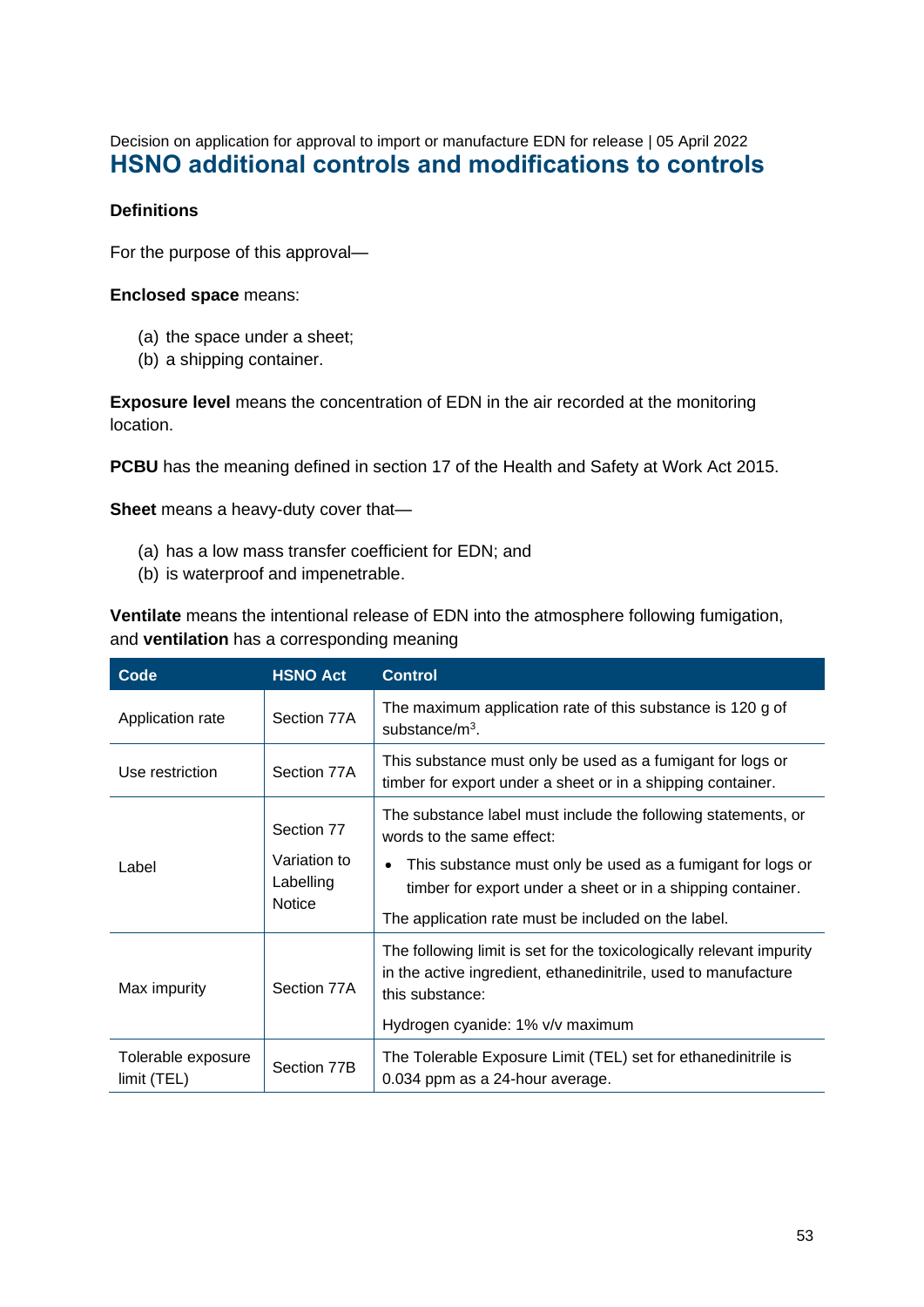# HSNO additional controls and modifications to controls

**Definitions**

For the purpose of this approval—

**Enclosed space** means:

(a) the space under a sheet;
(b) a shipping container.

**Exposure level** means the concentration of EDN in the air recorded at the monitoring location.

**PCBU** has the meaning defined in section 17 of the Health and Safety at Work Act 2015.

**Sheet** means a heavy-duty cover that—

(a) has a low mass transfer coefficient for EDN; and
(b) is waterproof and impenetrable.

**Ventilate** means the intentional release of EDN into the atmosphere following fumigation, and **ventilation** has a corresponding meaning

| Code | HSNO Act | Control |
|---|---|---|
| Application rate | Section 77A | The maximum application rate of this substance is 120 g of substance/$m^3$. |
| Use restriction | Section 77A | This substance must only be used as a fumigant for logs or timber for export under a sheet or in a shipping container. |
| Label | Section 77<br><br>Variation to Labelling Notice | The substance label must include the following statements, or words to the same effect:<br><br>• This substance must only be used as a fumigant for logs or timber for export under a sheet or in a shipping container.<br><br>The application rate must be included on the label. |
| Max impurity | Section 77A | The following limit is set for the toxicologically relevant impurity in the active ingredient, ethanedinitrile, used to manufacture this substance:<br><br>Hydrogen cyanide: 1% v/v maximum |
| Tolerable exposure limit (TEL) | Section 77B | The Tolerable Exposure Limit (TEL) set for ethanedinitrile is 0.034 ppm as a 24-hour average. |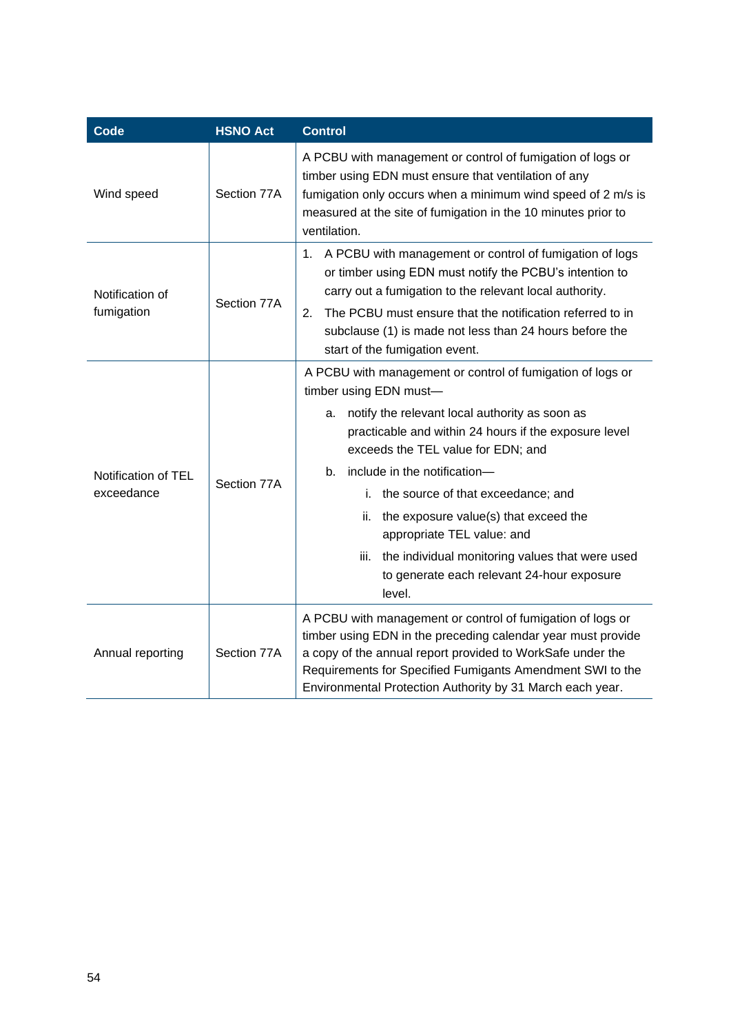| Code | HSNO Act | Control |
|---|---|---|
| Wind speed | Section 77A | A PCBU with management or control of fumigation of logs or timber using EDN must ensure that ventilation of any fumigation only occurs when a minimum wind speed of 2 m/s is measured at the site of fumigation in the 10 minutes prior to ventilation. |
| Notification of fumigation | Section 77A | 1. A PCBU with management or control of fumigation of logs or timber using EDN must notify the PCBU's intention to carry out a fumigation to the relevant local authority.<br>2. The PCBU must ensure that the notification referred to in subclause (1) is made not less than 24 hours before the start of the fumigation event. |
| Notification of TEL exceedance | Section 77A | A PCBU with management or control of fumigation of logs or timber using EDN must—<br>a. notify the relevant local authority as soon as practicable and within 24 hours if the exposure level exceeds the TEL value for EDN; and<br>b. include in the notification—<br>i. the source of that exceedance; and<br>ii. the exposure value(s) that exceed the appropriate TEL value: and<br>iii. the individual monitoring values that were used to generate each relevant 24-hour exposure level. |
| Annual reporting | Section 77A | A PCBU with management or control of fumigation of logs or timber using EDN in the preceding calendar year must provide a copy of the annual report provided to WorkSafe under the Requirements for Specified Fumigants Amendment SWI to the Environmental Protection Authority by 31 March each year. |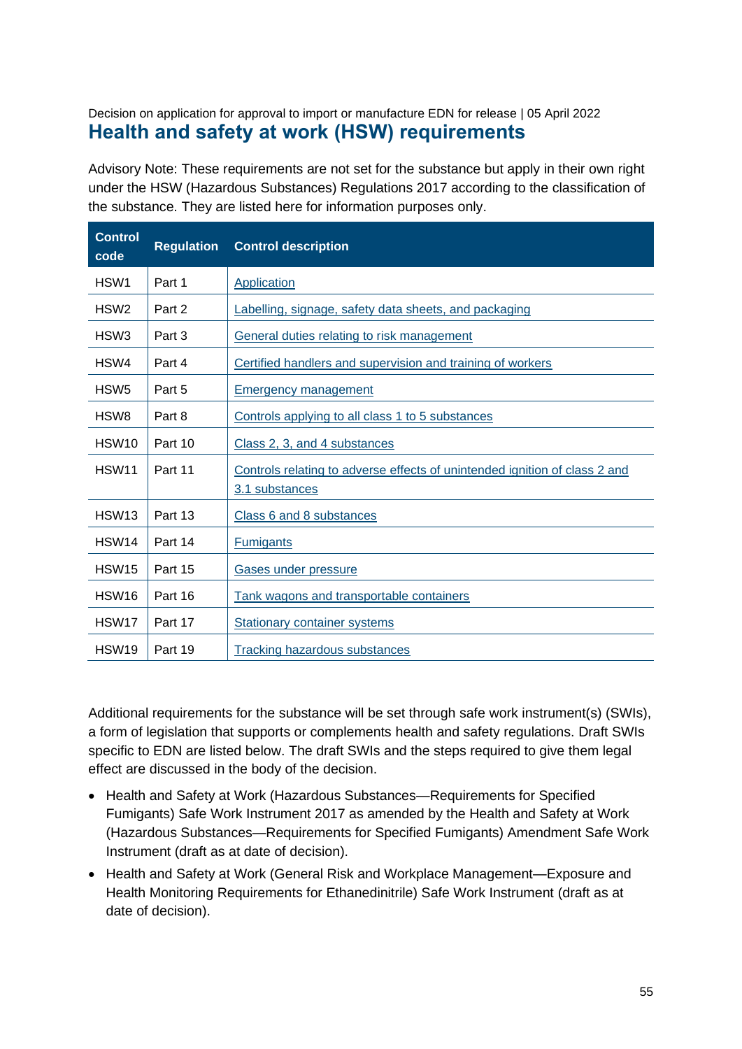## Health and safety at work (HSW) requirements

Advisory Note: These requirements are not set for the substance but apply in their own right under the HSW (Hazardous Substances) Regulations 2017 according to the classification of the substance. They are listed here for information purposes only.

| Control code | Regulation | Control description |
| --- | --- | --- |
| HSW1 | Part 1 | Application |
| HSW2 | Part 2 | Labelling, signage, safety data sheets, and packaging |
| HSW3 | Part 3 | General duties relating to risk management |
| HSW4 | Part 4 | Certified handlers and supervision and training of workers |
| HSW5 | Part 5 | Emergency management |
| HSW8 | Part 8 | Controls applying to all class 1 to 5 substances |
| HSW10 | Part 10 | Class 2, 3, and 4 substances |
| HSW11 | Part 11 | Controls relating to adverse effects of unintended ignition of class 2 and 3.1 substances |
| HSW13 | Part 13 | Class 6 and 8 substances |
| HSW14 | Part 14 | Fumigants |
| HSW15 | Part 15 | Gases under pressure |
| HSW16 | Part 16 | Tank wagons and transportable containers |
| HSW17 | Part 17 | Stationary container systems |
| HSW19 | Part 19 | Tracking hazardous substances |

Additional requirements for the substance will be set through safe work instrument(s) (SWIs), a form of legislation that supports or complements health and safety regulations. Draft SWIs specific to EDN are listed below. The draft SWIs and the steps required to give them legal effect are discussed in the body of the decision.

- Health and Safety at Work (Hazardous Substances—Requirements for Specified Fumigants) Safe Work Instrument 2017 as amended by the Health and Safety at Work (Hazardous Substances—Requirements for Specified Fumigants) Amendment Safe Work Instrument (draft as at date of decision).
- Health and Safety at Work (General Risk and Workplace Management—Exposure and Health Monitoring Requirements for Ethanedinitrile) Safe Work Instrument (draft as at date of decision).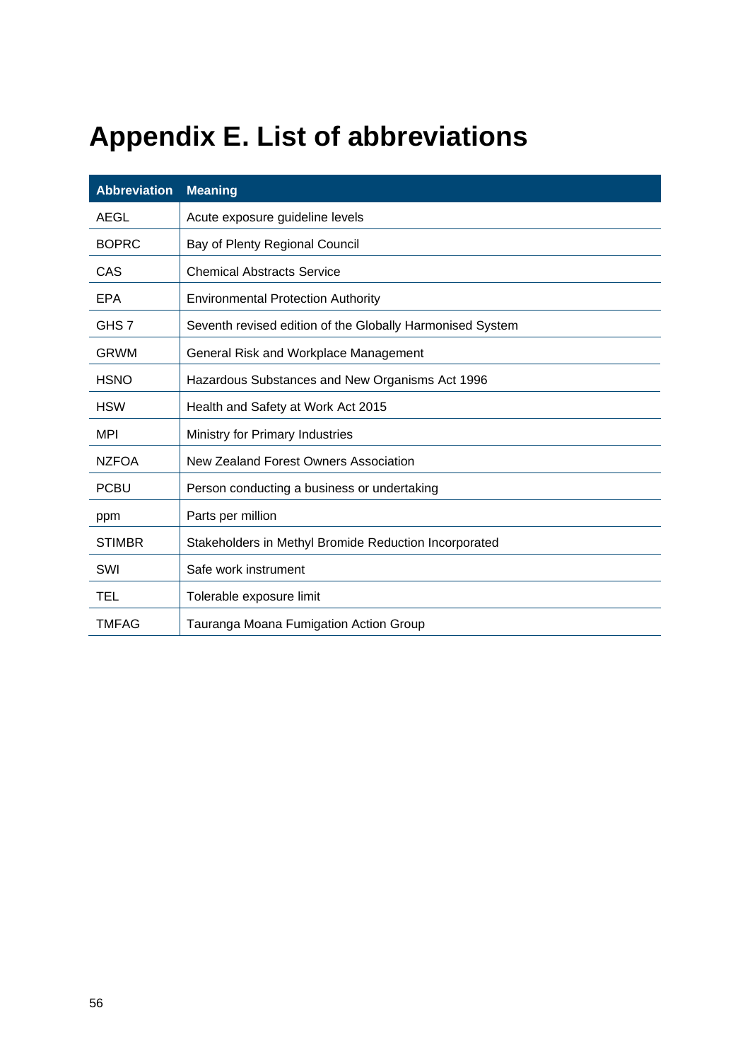# Appendix E. List of abbreviations

| Abbreviation | Meaning |
|---|---|
| AEGL | Acute exposure guideline levels |
| BOPRC | Bay of Plenty Regional Council |
| CAS | Chemical Abstracts Service |
| EPA | Environmental Protection Authority |
| GHS 7 | Seventh revised edition of the Globally Harmonised System |
| GRWM | General Risk and Workplace Management |
| HSNO | Hazardous Substances and New Organisms Act 1996 |
| HSW | Health and Safety at Work Act 2015 |
| MPI | Ministry for Primary Industries |
| NZFOA | New Zealand Forest Owners Association |
| PCBU | Person conducting a business or undertaking |
| ppm | Parts per million |
| STIMBR | Stakeholders in Methyl Bromide Reduction Incorporated |
| SWI | Safe work instrument |
| TEL | Tolerable exposure limit |
| TMFAG | Tauranga Moana Fumigation Action Group |